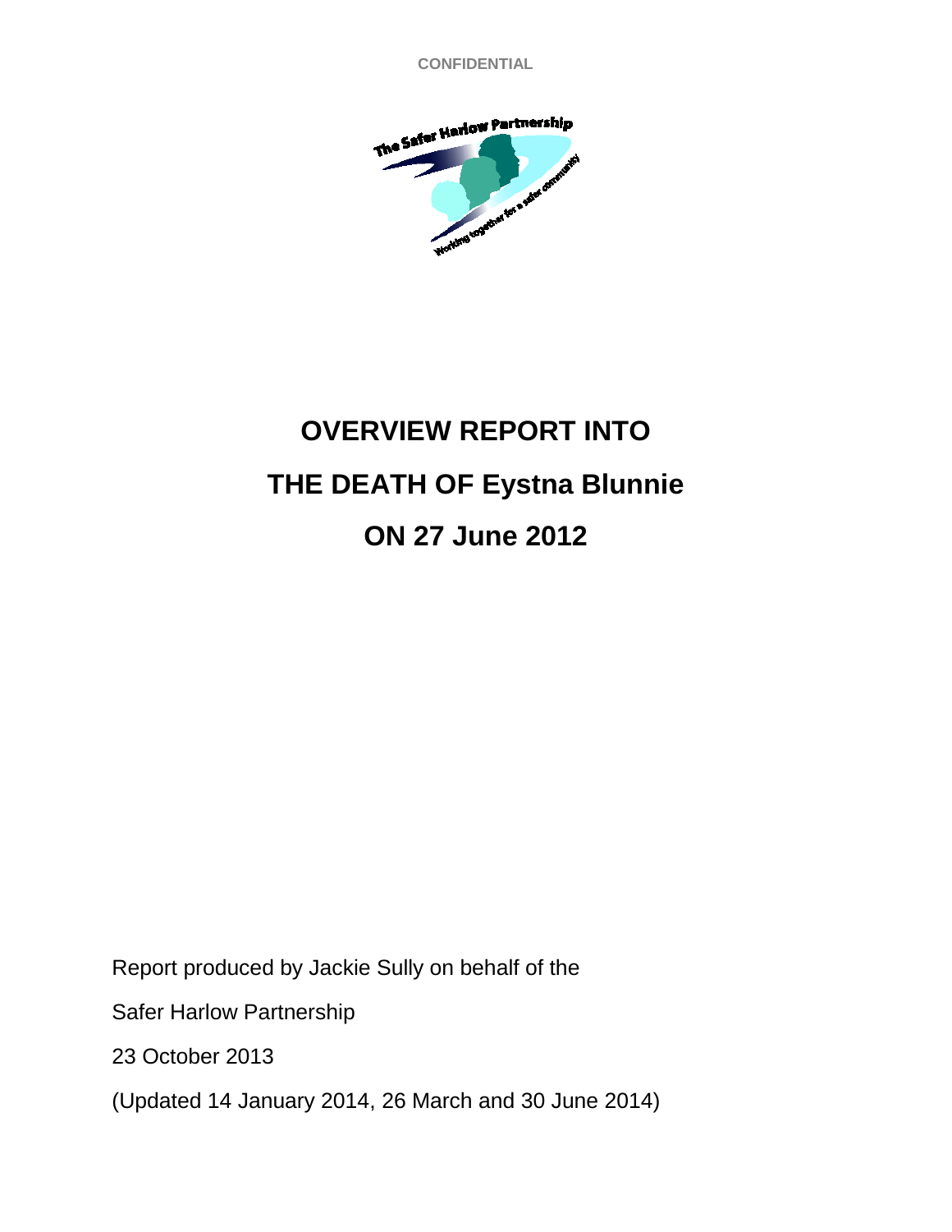CONFIDENTIAL

# OVERVIEW REPORT INTO THE DEATH OF Eystna Blunnie ON 27 June 2012

Report produced by Jackie Sully on behalf of the

Safer Harlow Partnership

23 October 2013

(Updated 14 January 2014, 26 March and 30 June 2014)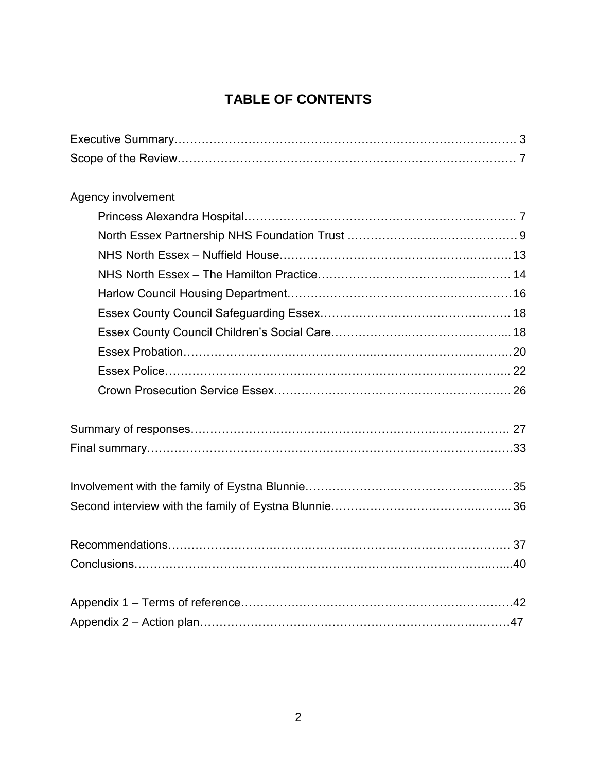# TABLE OF CONTENTS

Executive Summary……………………………………………………………………………. 3
Scope of the Review…………………………………………………………………………… 7

Agency involvement

- Princess Alexandra Hospital……………………………………………………………. 7
- North Essex Partnership NHS Foundation Trust …………………………………… 9
- NHS North Essex – Nuffield House……………………………………………….. 13
- NHS North Essex – The Hamilton Practice……………………………………… 14
- Harlow Council Housing Department…………………………………………………16
- Essex County Council Safeguarding Essex………………………………………… 18
- Essex County Council Children's Social Care……………………………………... 18
- Essex Probation…………………………………………………………………………..20
- Essex Police……………………………………………………………………………….. 22
- Crown Prosecution Service Essex……………………………………………………. 26

Summary of responses………………………………………………………………………. 27
Final summary…………………………………………………………………………………..33

Involvement with the family of Eystna Blunnie……………………………………………..35
Second interview with the family of Eystna Blunnie…………………………………….. 36

Recommendations……………………………………………………………………………. 37
Conclusions……………………………………………………………………………………...40

Appendix 1 – Terms of reference……………………………………………………………..42
Appendix 2 – Action plan……………………………………………………………………47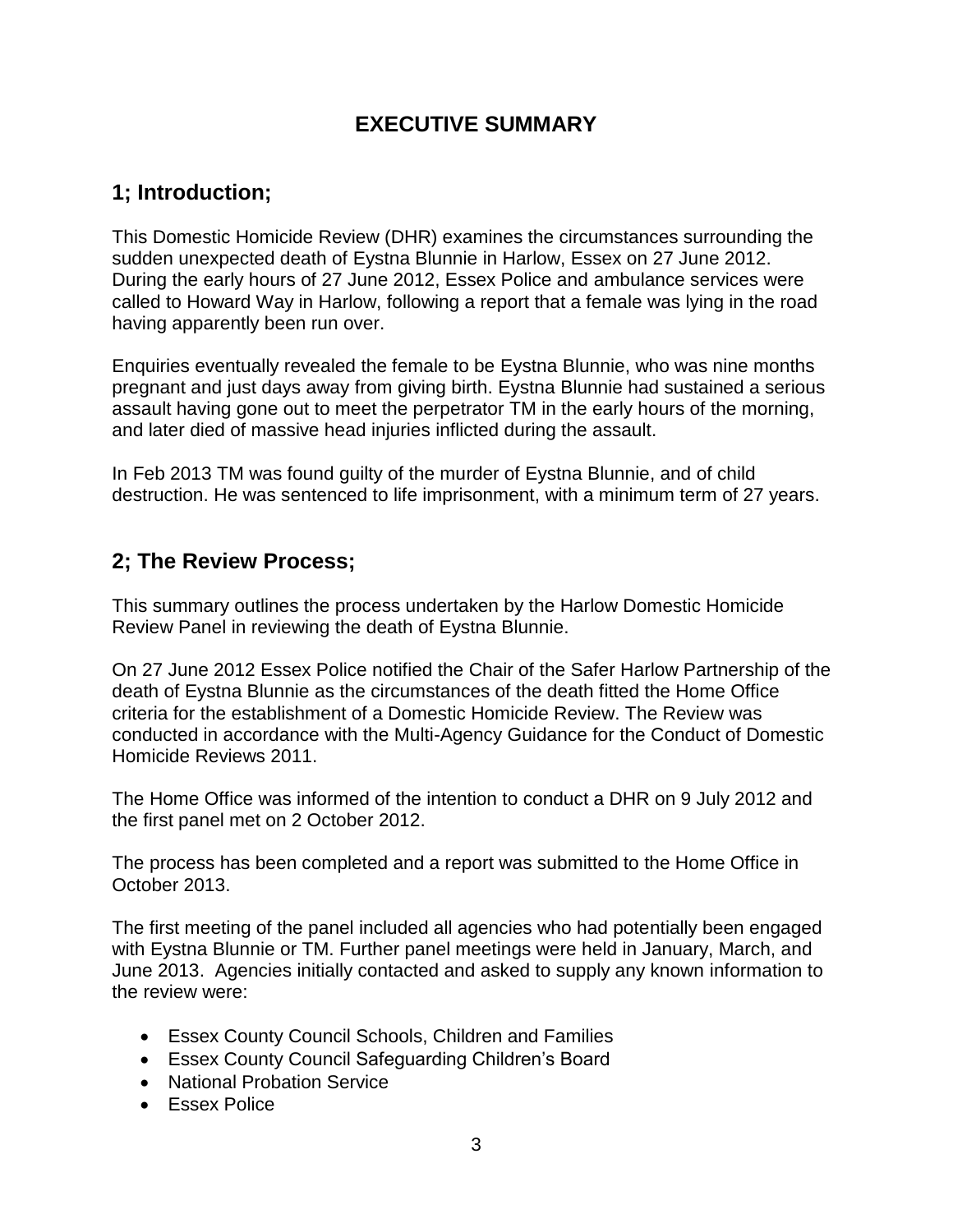# EXECUTIVE SUMMARY

## 1; Introduction;

This Domestic Homicide Review (DHR) examines the circumstances surrounding the sudden unexpected death of Eystna Blunnie in Harlow, Essex on 27 June 2012. During the early hours of 27 June 2012, Essex Police and ambulance services were called to Howard Way in Harlow, following a report that a female was lying in the road having apparently been run over.

Enquiries eventually revealed the female to be Eystna Blunnie, who was nine months pregnant and just days away from giving birth. Eystna Blunnie had sustained a serious assault having gone out to meet the perpetrator TM in the early hours of the morning, and later died of massive head injuries inflicted during the assault.

In Feb 2013 TM was found guilty of the murder of Eystna Blunnie, and of child destruction. He was sentenced to life imprisonment, with a minimum term of 27 years.

## 2; The Review Process;

This summary outlines the process undertaken by the Harlow Domestic Homicide Review Panel in reviewing the death of Eystna Blunnie.

On 27 June 2012 Essex Police notified the Chair of the Safer Harlow Partnership of the death of Eystna Blunnie as the circumstances of the death fitted the Home Office criteria for the establishment of a Domestic Homicide Review. The Review was conducted in accordance with the Multi-Agency Guidance for the Conduct of Domestic Homicide Reviews 2011.

The Home Office was informed of the intention to conduct a DHR on 9 July 2012 and the first panel met on 2 October 2012.

The process has been completed and a report was submitted to the Home Office in October 2013.

The first meeting of the panel included all agencies who had potentially been engaged with Eystna Blunnie or TM. Further panel meetings were held in January, March, and June 2013. Agencies initially contacted and asked to supply any known information to the review were:

- Essex County Council Schools, Children and Families
- Essex County Council Safeguarding Children's Board
- National Probation Service
- Essex Police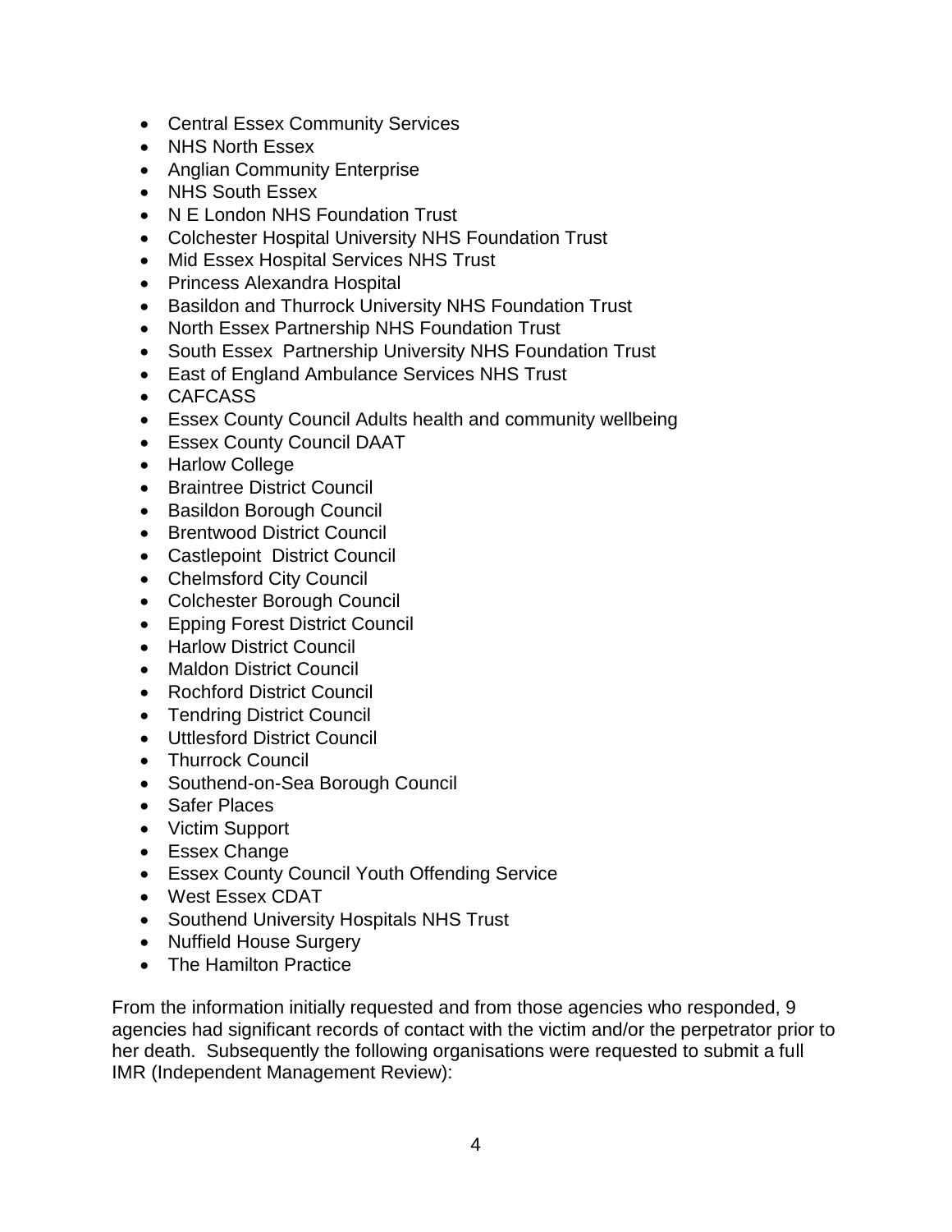- Central Essex Community Services
- NHS North Essex
- Anglian Community Enterprise
- NHS South Essex
- N E London NHS Foundation Trust
- Colchester Hospital University NHS Foundation Trust
- Mid Essex Hospital Services NHS Trust
- Princess Alexandra Hospital
- Basildon and Thurrock University NHS Foundation Trust
- North Essex Partnership NHS Foundation Trust
- South Essex  Partnership University NHS Foundation Trust
- East of England Ambulance Services NHS Trust
- CAFCASS
- Essex County Council Adults health and community wellbeing
- Essex County Council DAAT
- Harlow College
- Braintree District Council
- Basildon Borough Council
- Brentwood District Council
- Castlepoint  District Council
- Chelmsford City Council
- Colchester Borough Council
- Epping Forest District Council
- Harlow District Council
- Maldon District Council
- Rochford District Council
- Tendring District Council
- Uttlesford District Council
- Thurrock Council
- Southend-on-Sea Borough Council
- Safer Places
- Victim Support
- Essex Change
- Essex County Council Youth Offending Service
- West Essex CDAT
- Southend University Hospitals NHS Trust
- Nuffield House Surgery
- The Hamilton Practice

From the information initially requested and from those agencies who responded, 9 agencies had significant records of contact with the victim and/or the perpetrator prior to her death.  Subsequently the following organisations were requested to submit a full IMR (Independent Management Review):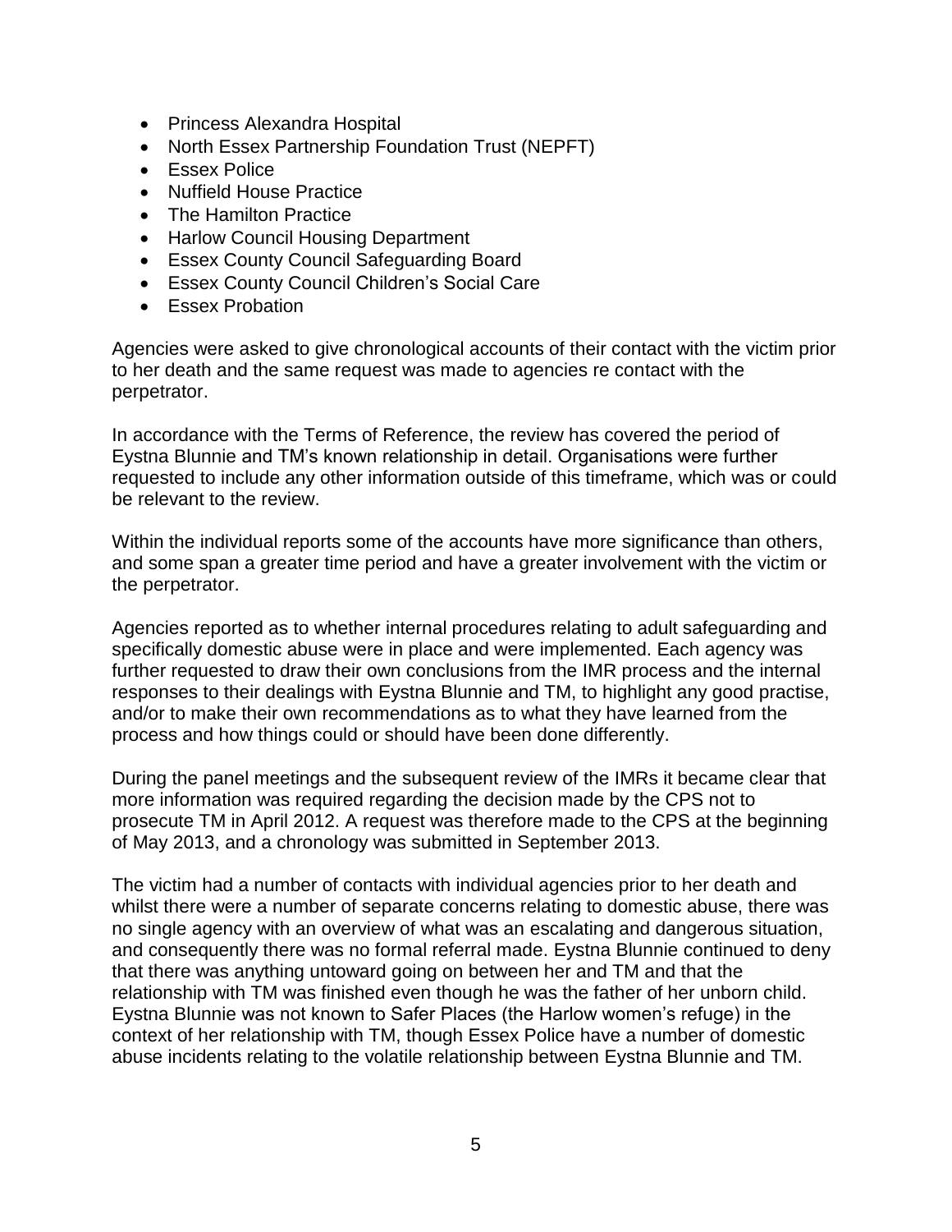- Princess Alexandra Hospital
- North Essex Partnership Foundation Trust (NEPFT)
- Essex Police
- Nuffield House Practice
- The Hamilton Practice
- Harlow Council Housing Department
- Essex County Council Safeguarding Board
- Essex County Council Children's Social Care
- Essex Probation

Agencies were asked to give chronological accounts of their contact with the victim prior to her death and the same request was made to agencies re contact with the perpetrator.

In accordance with the Terms of Reference, the review has covered the period of Eystna Blunnie and TM's known relationship in detail. Organisations were further requested to include any other information outside of this timeframe, which was or could be relevant to the review.

Within the individual reports some of the accounts have more significance than others, and some span a greater time period and have a greater involvement with the victim or the perpetrator.

Agencies reported as to whether internal procedures relating to adult safeguarding and specifically domestic abuse were in place and were implemented. Each agency was further requested to draw their own conclusions from the IMR process and the internal responses to their dealings with Eystna Blunnie and TM, to highlight any good practise, and/or to make their own recommendations as to what they have learned from the process and how things could or should have been done differently.

During the panel meetings and the subsequent review of the IMRs it became clear that more information was required regarding the decision made by the CPS not to prosecute TM in April 2012. A request was therefore made to the CPS at the beginning of May 2013, and a chronology was submitted in September 2013.

The victim had a number of contacts with individual agencies prior to her death and whilst there were a number of separate concerns relating to domestic abuse, there was no single agency with an overview of what was an escalating and dangerous situation, and consequently there was no formal referral made. Eystna Blunnie continued to deny that there was anything untoward going on between her and TM and that the relationship with TM was finished even though he was the father of her unborn child. Eystna Blunnie was not known to Safer Places (the Harlow women's refuge) in the context of her relationship with TM, though Essex Police have a number of domestic abuse incidents relating to the volatile relationship between Eystna Blunnie and TM.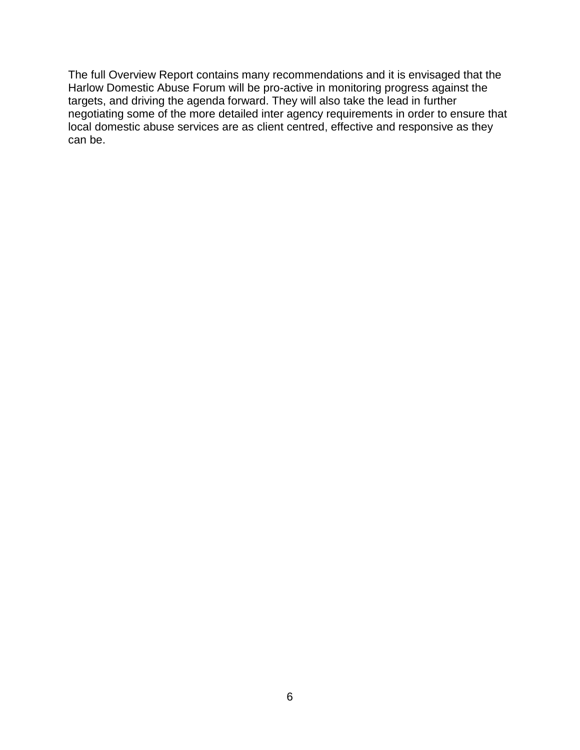The full Overview Report contains many recommendations and it is envisaged that the Harlow Domestic Abuse Forum will be pro-active in monitoring progress against the targets, and driving the agenda forward. They will also take the lead in further negotiating some of the more detailed inter agency requirements in order to ensure that local domestic abuse services are as client centred, effective and responsive as they can be.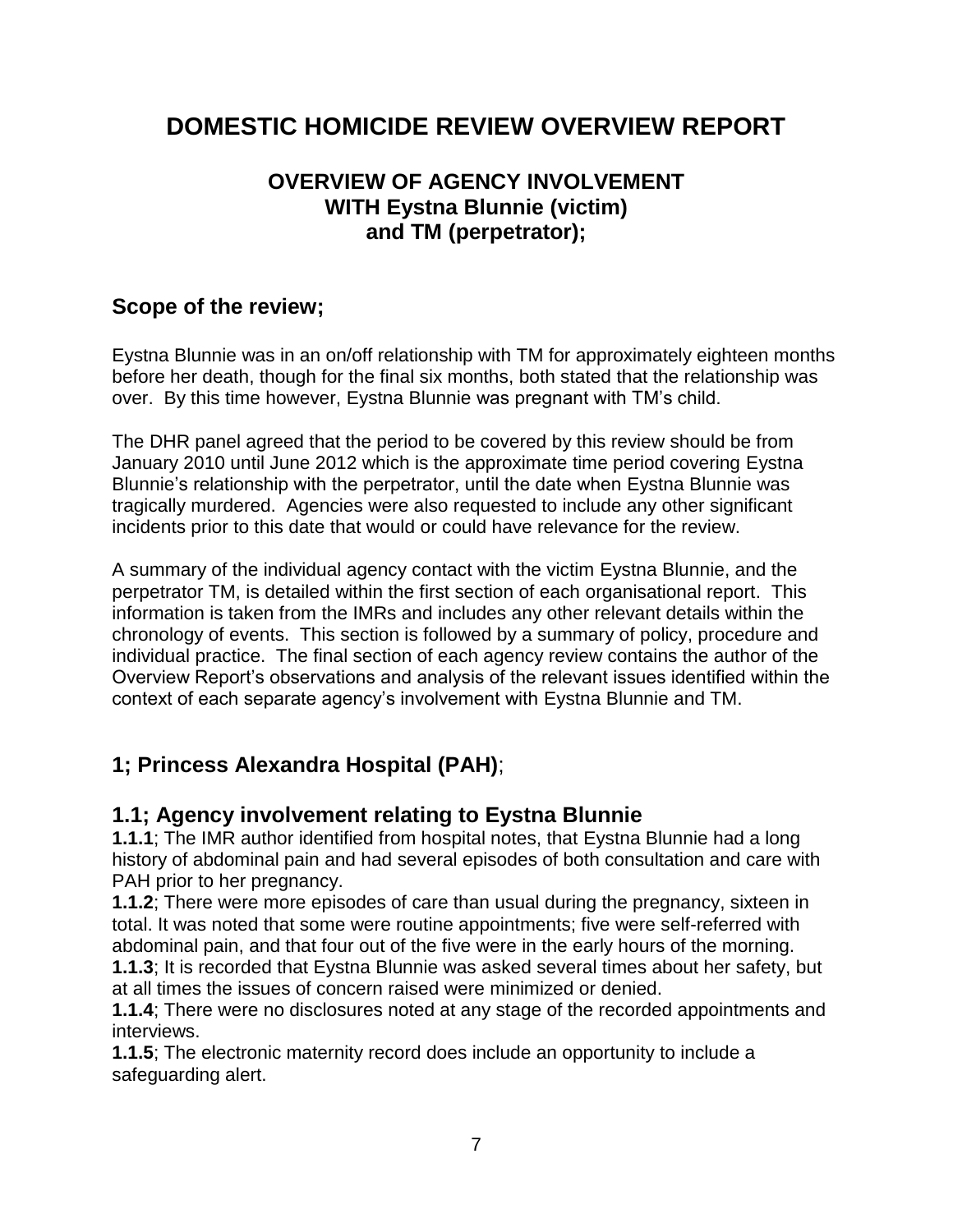# DOMESTIC HOMICIDE REVIEW OVERVIEW REPORT

### OVERVIEW OF AGENCY INVOLVEMENT WITH Eystna Blunnie (victim) and TM (perpetrator);

## Scope of the review;

Eystna Blunnie was in an on/off relationship with TM for approximately eighteen months before her death, though for the final six months, both stated that the relationship was over. By this time however, Eystna Blunnie was pregnant with TM's child.

The DHR panel agreed that the period to be covered by this review should be from January 2010 until June 2012 which is the approximate time period covering Eystna Blunnie's relationship with the perpetrator, until the date when Eystna Blunnie was tragically murdered. Agencies were also requested to include any other significant incidents prior to this date that would or could have relevance for the review.

A summary of the individual agency contact with the victim Eystna Blunnie, and the perpetrator TM, is detailed within the first section of each organisational report. This information is taken from the IMRs and includes any other relevant details within the chronology of events. This section is followed by a summary of policy, procedure and individual practice. The final section of each agency review contains the author of the Overview Report's observations and analysis of the relevant issues identified within the context of each separate agency's involvement with Eystna Blunnie and TM.

## 1; Princess Alexandra Hospital (PAH);

## 1.1; Agency involvement relating to Eystna Blunnie

**1.1.1**; The IMR author identified from hospital notes, that Eystna Blunnie had a long history of abdominal pain and had several episodes of both consultation and care with PAH prior to her pregnancy.

**1.1.2**; There were more episodes of care than usual during the pregnancy, sixteen in total. It was noted that some were routine appointments; five were self-referred with abdominal pain, and that four out of the five were in the early hours of the morning.

**1.1.3**; It is recorded that Eystna Blunnie was asked several times about her safety, but at all times the issues of concern raised were minimized or denied.

**1.1.4**; There were no disclosures noted at any stage of the recorded appointments and interviews.

**1.1.5**; The electronic maternity record does include an opportunity to include a safeguarding alert.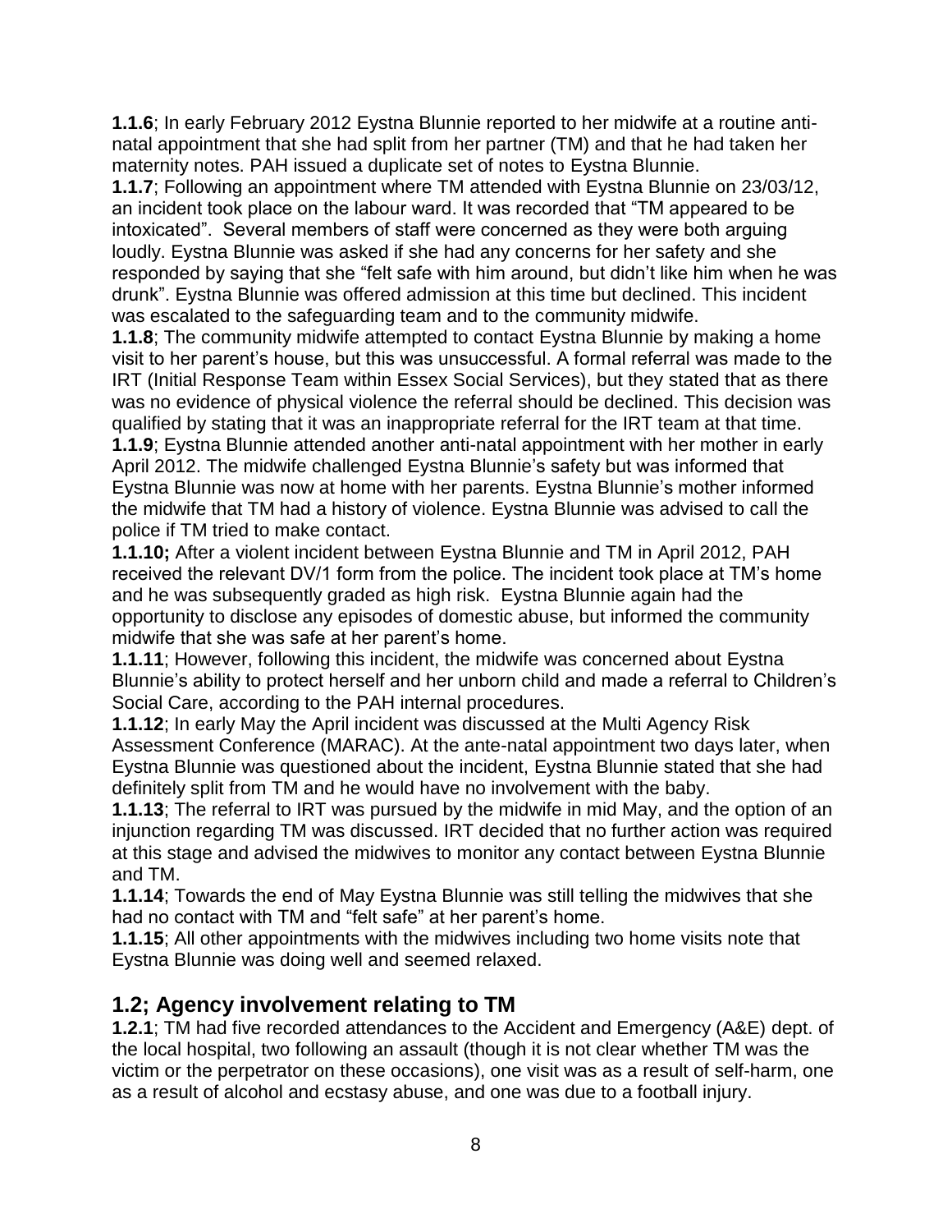**1.1.6**; In early February 2012 Eystna Blunnie reported to her midwife at a routine anti-natal appointment that she had split from her partner (TM) and that he had taken her maternity notes. PAH issued a duplicate set of notes to Eystna Blunnie.

**1.1.7**; Following an appointment where TM attended with Eystna Blunnie on 23/03/12, an incident took place on the labour ward. It was recorded that "TM appeared to be intoxicated". Several members of staff were concerned as they were both arguing loudly. Eystna Blunnie was asked if she had any concerns for her safety and she responded by saying that she "felt safe with him around, but didn't like him when he was drunk". Eystna Blunnie was offered admission at this time but declined. This incident was escalated to the safeguarding team and to the community midwife.

**1.1.8**; The community midwife attempted to contact Eystna Blunnie by making a home visit to her parent's house, but this was unsuccessful. A formal referral was made to the IRT (Initial Response Team within Essex Social Services), but they stated that as there was no evidence of physical violence the referral should be declined. This decision was qualified by stating that it was an inappropriate referral for the IRT team at that time.

**1.1.9**; Eystna Blunnie attended another anti-natal appointment with her mother in early April 2012. The midwife challenged Eystna Blunnie's safety but was informed that Eystna Blunnie was now at home with her parents. Eystna Blunnie's mother informed the midwife that TM had a history of violence. Eystna Blunnie was advised to call the police if TM tried to make contact.

**1.1.10;** After a violent incident between Eystna Blunnie and TM in April 2012, PAH received the relevant DV/1 form from the police. The incident took place at TM's home and he was subsequently graded as high risk. Eystna Blunnie again had the opportunity to disclose any episodes of domestic abuse, but informed the community midwife that she was safe at her parent's home.

**1.1.11**; However, following this incident, the midwife was concerned about Eystna Blunnie's ability to protect herself and her unborn child and made a referral to Children's Social Care, according to the PAH internal procedures.

**1.1.12**; In early May the April incident was discussed at the Multi Agency Risk Assessment Conference (MARAC). At the ante-natal appointment two days later, when Eystna Blunnie was questioned about the incident, Eystna Blunnie stated that she had definitely split from TM and he would have no involvement with the baby.

**1.1.13**; The referral to IRT was pursued by the midwife in mid May, and the option of an injunction regarding TM was discussed. IRT decided that no further action was required at this stage and advised the midwives to monitor any contact between Eystna Blunnie and TM.

**1.1.14**; Towards the end of May Eystna Blunnie was still telling the midwives that she had no contact with TM and "felt safe" at her parent's home.

**1.1.15**; All other appointments with the midwives including two home visits note that Eystna Blunnie was doing well and seemed relaxed.

## 1.2; Agency involvement relating to TM

**1.2.1**; TM had five recorded attendances to the Accident and Emergency (A&E) dept. of the local hospital, two following an assault (though it is not clear whether TM was the victim or the perpetrator on these occasions), one visit was as a result of self-harm, one as a result of alcohol and ecstasy abuse, and one was due to a football injury.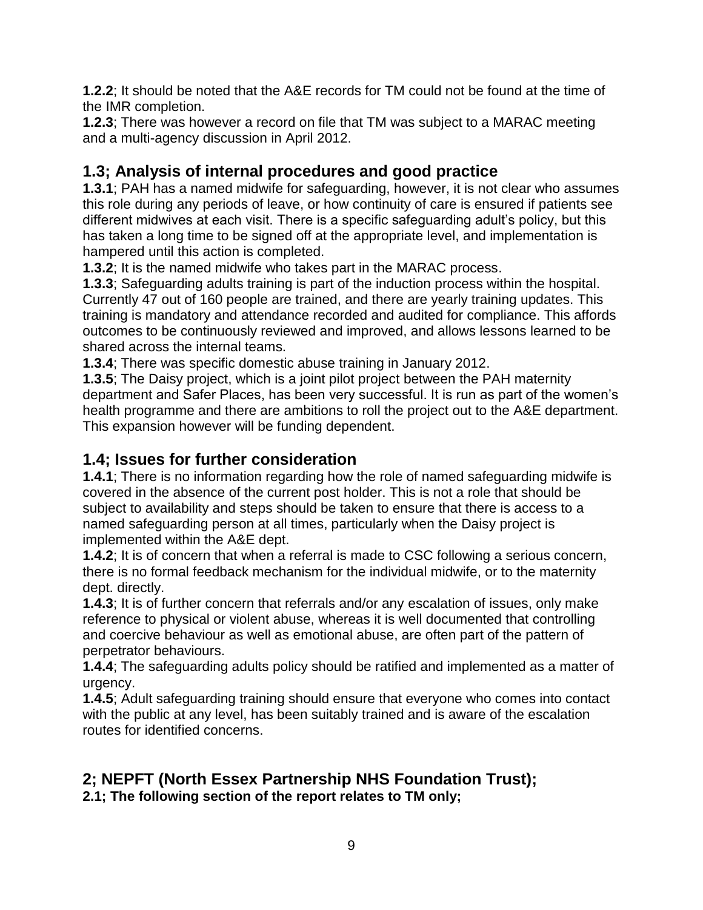**1.2.2**; It should be noted that the A&E records for TM could not be found at the time of the IMR completion.

**1.2.3**; There was however a record on file that TM was subject to a MARAC meeting and a multi-agency discussion in April 2012.

## 1.3; Analysis of internal procedures and good practice

**1.3.1**; PAH has a named midwife for safeguarding, however, it is not clear who assumes this role during any periods of leave, or how continuity of care is ensured if patients see different midwives at each visit. There is a specific safeguarding adult's policy, but this has taken a long time to be signed off at the appropriate level, and implementation is hampered until this action is completed.

**1.3.2**; It is the named midwife who takes part in the MARAC process.

**1.3.3**; Safeguarding adults training is part of the induction process within the hospital. Currently 47 out of 160 people are trained, and there are yearly training updates. This training is mandatory and attendance recorded and audited for compliance. This affords outcomes to be continuously reviewed and improved, and allows lessons learned to be shared across the internal teams.

**1.3.4**; There was specific domestic abuse training in January 2012.

**1.3.5**; The Daisy project, which is a joint pilot project between the PAH maternity department and Safer Places, has been very successful. It is run as part of the women's health programme and there are ambitions to roll the project out to the A&E department. This expansion however will be funding dependent.

## 1.4; Issues for further consideration

**1.4.1**; There is no information regarding how the role of named safeguarding midwife is covered in the absence of the current post holder. This is not a role that should be subject to availability and steps should be taken to ensure that there is access to a named safeguarding person at all times, particularly when the Daisy project is implemented within the A&E dept.

**1.4.2**; It is of concern that when a referral is made to CSC following a serious concern, there is no formal feedback mechanism for the individual midwife, or to the maternity dept. directly.

**1.4.3**; It is of further concern that referrals and/or any escalation of issues, only make reference to physical or violent abuse, whereas it is well documented that controlling and coercive behaviour as well as emotional abuse, are often part of the pattern of perpetrator behaviours.

**1.4.4**; The safeguarding adults policy should be ratified and implemented as a matter of urgency.

**1.4.5**; Adult safeguarding training should ensure that everyone who comes into contact with the public at any level, has been suitably trained and is aware of the escalation routes for identified concerns.

## 2; NEPFT (North Essex Partnership NHS Foundation Trust);

**2.1; The following section of the report relates to TM only;**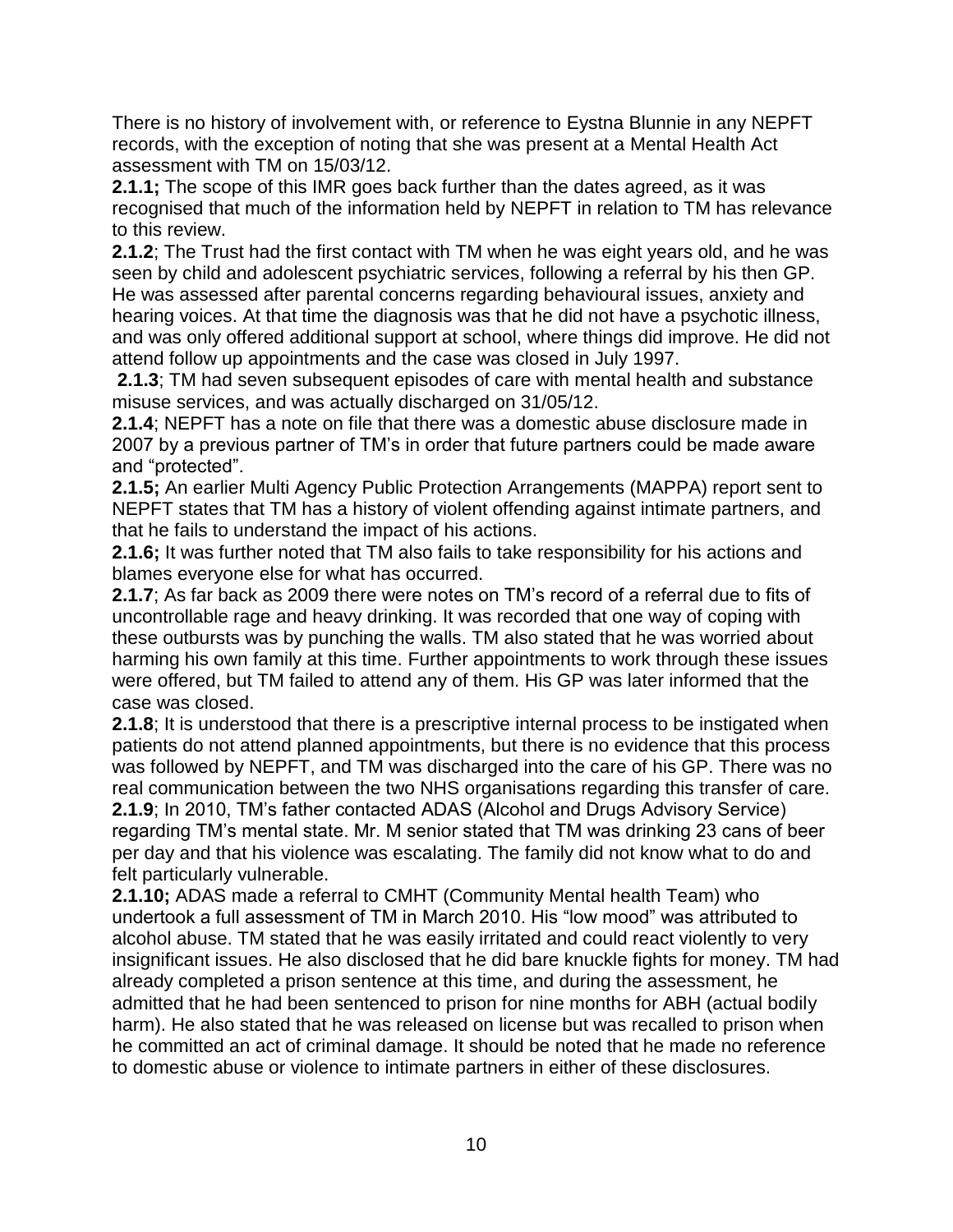There is no history of involvement with, or reference to Eystna Blunnie in any NEPFT records, with the exception of noting that she was present at a Mental Health Act assessment with TM on 15/03/12.

**2.1.1;** The scope of this IMR goes back further than the dates agreed, as it was recognised that much of the information held by NEPFT in relation to TM has relevance to this review.

**2.1.2**; The Trust had the first contact with TM when he was eight years old, and he was seen by child and adolescent psychiatric services, following a referral by his then GP. He was assessed after parental concerns regarding behavioural issues, anxiety and hearing voices. At that time the diagnosis was that he did not have a psychotic illness, and was only offered additional support at school, where things did improve. He did not attend follow up appointments and the case was closed in July 1997.

**2.1.3**; TM had seven subsequent episodes of care with mental health and substance misuse services, and was actually discharged on 31/05/12.

**2.1.4**; NEPFT has a note on file that there was a domestic abuse disclosure made in 2007 by a previous partner of TM's in order that future partners could be made aware and "protected".

**2.1.5;** An earlier Multi Agency Public Protection Arrangements (MAPPA) report sent to NEPFT states that TM has a history of violent offending against intimate partners, and that he fails to understand the impact of his actions.

**2.1.6;** It was further noted that TM also fails to take responsibility for his actions and blames everyone else for what has occurred.

**2.1.7**; As far back as 2009 there were notes on TM's record of a referral due to fits of uncontrollable rage and heavy drinking. It was recorded that one way of coping with these outbursts was by punching the walls. TM also stated that he was worried about harming his own family at this time. Further appointments to work through these issues were offered, but TM failed to attend any of them. His GP was later informed that the case was closed.

**2.1.8**; It is understood that there is a prescriptive internal process to be instigated when patients do not attend planned appointments, but there is no evidence that this process was followed by NEPFT, and TM was discharged into the care of his GP. There was no real communication between the two NHS organisations regarding this transfer of care.

**2.1.9**; In 2010, TM's father contacted ADAS (Alcohol and Drugs Advisory Service) regarding TM's mental state. Mr. M senior stated that TM was drinking 23 cans of beer per day and that his violence was escalating. The family did not know what to do and felt particularly vulnerable.

**2.1.10;** ADAS made a referral to CMHT (Community Mental health Team) who undertook a full assessment of TM in March 2010. His "low mood" was attributed to alcohol abuse. TM stated that he was easily irritated and could react violently to very insignificant issues. He also disclosed that he did bare knuckle fights for money. TM had already completed a prison sentence at this time, and during the assessment, he admitted that he had been sentenced to prison for nine months for ABH (actual bodily harm). He also stated that he was released on license but was recalled to prison when he committed an act of criminal damage. It should be noted that he made no reference to domestic abuse or violence to intimate partners in either of these disclosures.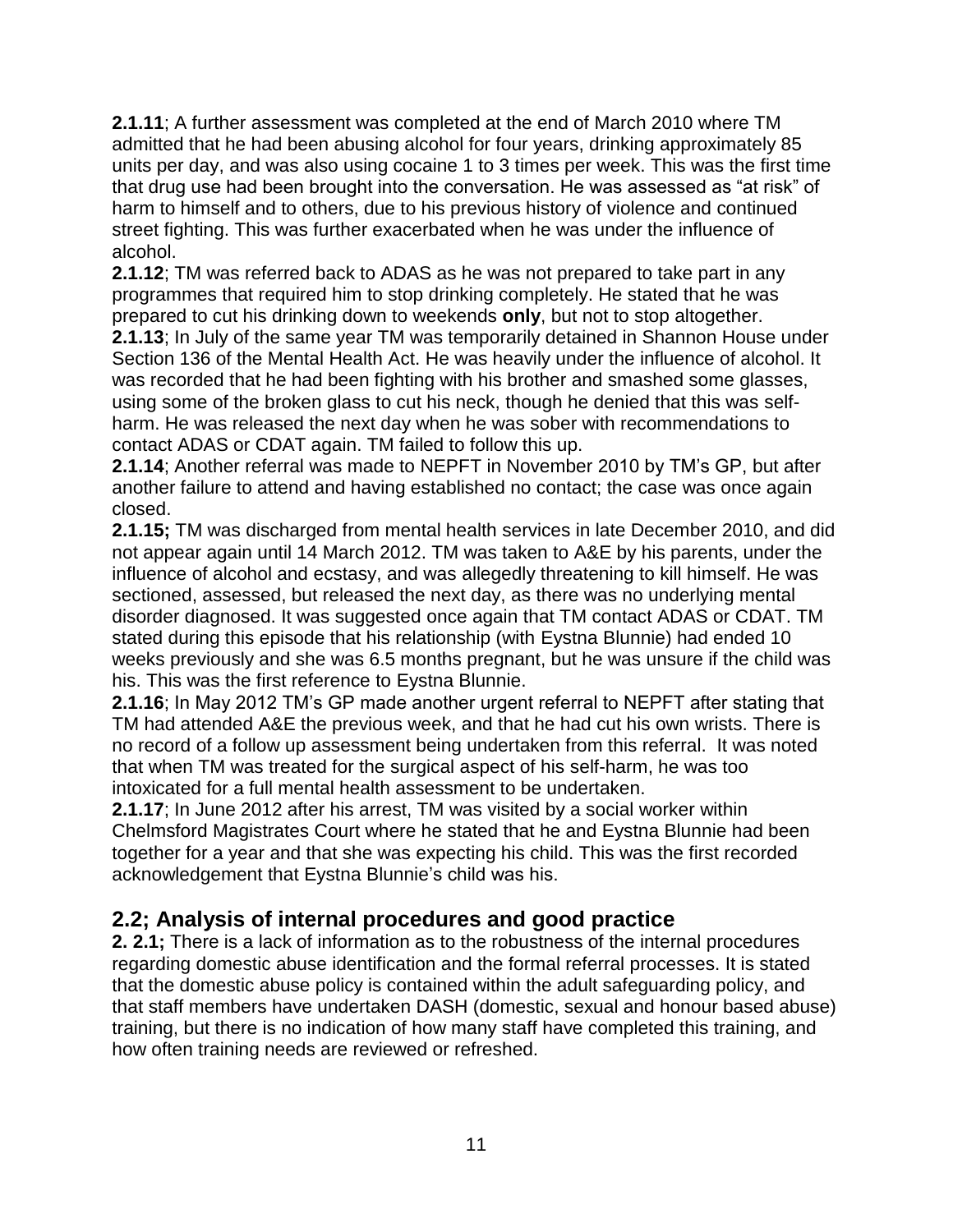**2.1.11**; A further assessment was completed at the end of March 2010 where TM admitted that he had been abusing alcohol for four years, drinking approximately 85 units per day, and was also using cocaine 1 to 3 times per week. This was the first time that drug use had been brought into the conversation. He was assessed as "at risk" of harm to himself and to others, due to his previous history of violence and continued street fighting. This was further exacerbated when he was under the influence of alcohol.

**2.1.12**; TM was referred back to ADAS as he was not prepared to take part in any programmes that required him to stop drinking completely. He stated that he was prepared to cut his drinking down to weekends **only**, but not to stop altogether.

**2.1.13**; In July of the same year TM was temporarily detained in Shannon House under Section 136 of the Mental Health Act. He was heavily under the influence of alcohol. It was recorded that he had been fighting with his brother and smashed some glasses, using some of the broken glass to cut his neck, though he denied that this was self-harm. He was released the next day when he was sober with recommendations to contact ADAS or CDAT again. TM failed to follow this up.

**2.1.14**; Another referral was made to NEPFT in November 2010 by TM's GP, but after another failure to attend and having established no contact; the case was once again closed.

**2.1.15;** TM was discharged from mental health services in late December 2010, and did not appear again until 14 March 2012. TM was taken to A&E by his parents, under the influence of alcohol and ecstasy, and was allegedly threatening to kill himself. He was sectioned, assessed, but released the next day, as there was no underlying mental disorder diagnosed. It was suggested once again that TM contact ADAS or CDAT. TM stated during this episode that his relationship (with Eystna Blunnie) had ended 10 weeks previously and she was 6.5 months pregnant, but he was unsure if the child was his. This was the first reference to Eystna Blunnie.

**2.1.16**; In May 2012 TM's GP made another urgent referral to NEPFT after stating that TM had attended A&E the previous week, and that he had cut his own wrists. There is no record of a follow up assessment being undertaken from this referral. It was noted that when TM was treated for the surgical aspect of his self-harm, he was too intoxicated for a full mental health assessment to be undertaken.

**2.1.17**; In June 2012 after his arrest, TM was visited by a social worker within Chelmsford Magistrates Court where he stated that he and Eystna Blunnie had been together for a year and that she was expecting his child. This was the first recorded acknowledgement that Eystna Blunnie's child was his.

## 2.2; Analysis of internal procedures and good practice

**2. 2.1;** There is a lack of information as to the robustness of the internal procedures regarding domestic abuse identification and the formal referral processes. It is stated that the domestic abuse policy is contained within the adult safeguarding policy, and that staff members have undertaken DASH (domestic, sexual and honour based abuse) training, but there is no indication of how many staff have completed this training, and how often training needs are reviewed or refreshed.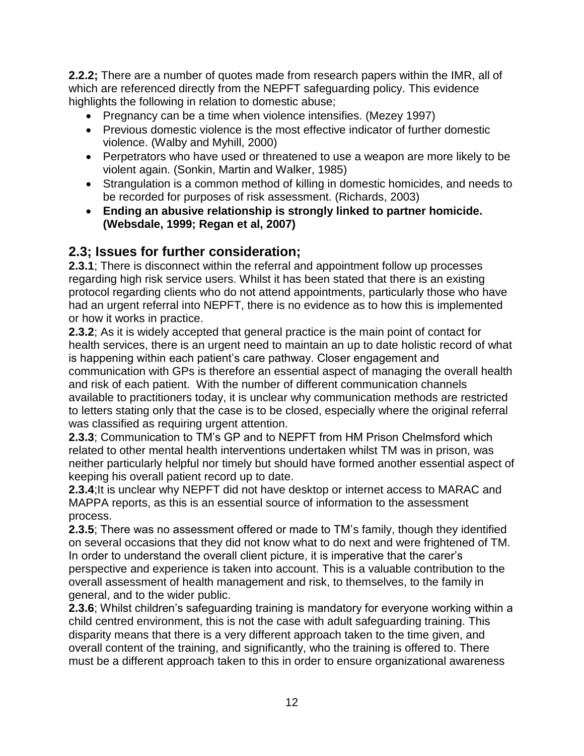**2.2.2;** There are a number of quotes made from research papers within the IMR, all of which are referenced directly from the NEPFT safeguarding policy. This evidence highlights the following in relation to domestic abuse;

- Pregnancy can be a time when violence intensifies. (Mezey 1997)
- Previous domestic violence is the most effective indicator of further domestic violence. (Walby and Myhill, 2000)
- Perpetrators who have used or threatened to use a weapon are more likely to be violent again. (Sonkin, Martin and Walker, 1985)
- Strangulation is a common method of killing in domestic homicides, and needs to be recorded for purposes of risk assessment. (Richards, 2003)
- **Ending an abusive relationship is strongly linked to partner homicide. (Websdale, 1999; Regan et al, 2007)**

## 2.3; Issues for further consideration;

**2.3.1**; There is disconnect within the referral and appointment follow up processes regarding high risk service users. Whilst it has been stated that there is an existing protocol regarding clients who do not attend appointments, particularly those who have had an urgent referral into NEPFT, there is no evidence as to how this is implemented or how it works in practice.

**2.3.2**; As it is widely accepted that general practice is the main point of contact for health services, there is an urgent need to maintain an up to date holistic record of what is happening within each patient's care pathway. Closer engagement and communication with GPs is therefore an essential aspect of managing the overall health and risk of each patient. With the number of different communication channels available to practitioners today, it is unclear why communication methods are restricted to letters stating only that the case is to be closed, especially where the original referral was classified as requiring urgent attention.

**2.3.3**; Communication to TM's GP and to NEPFT from HM Prison Chelmsford which related to other mental health interventions undertaken whilst TM was in prison, was neither particularly helpful nor timely but should have formed another essential aspect of keeping his overall patient record up to date.

**2.3.4**;It is unclear why NEPFT did not have desktop or internet access to MARAC and MAPPA reports, as this is an essential source of information to the assessment process.

**2.3.5**; There was no assessment offered or made to TM's family, though they identified on several occasions that they did not know what to do next and were frightened of TM. In order to understand the overall client picture, it is imperative that the carer's perspective and experience is taken into account. This is a valuable contribution to the overall assessment of health management and risk, to themselves, to the family in general, and to the wider public.

**2.3.6**; Whilst children's safeguarding training is mandatory for everyone working within a child centred environment, this is not the case with adult safeguarding training. This disparity means that there is a very different approach taken to the time given, and overall content of the training, and significantly, who the training is offered to. There must be a different approach taken to this in order to ensure organizational awareness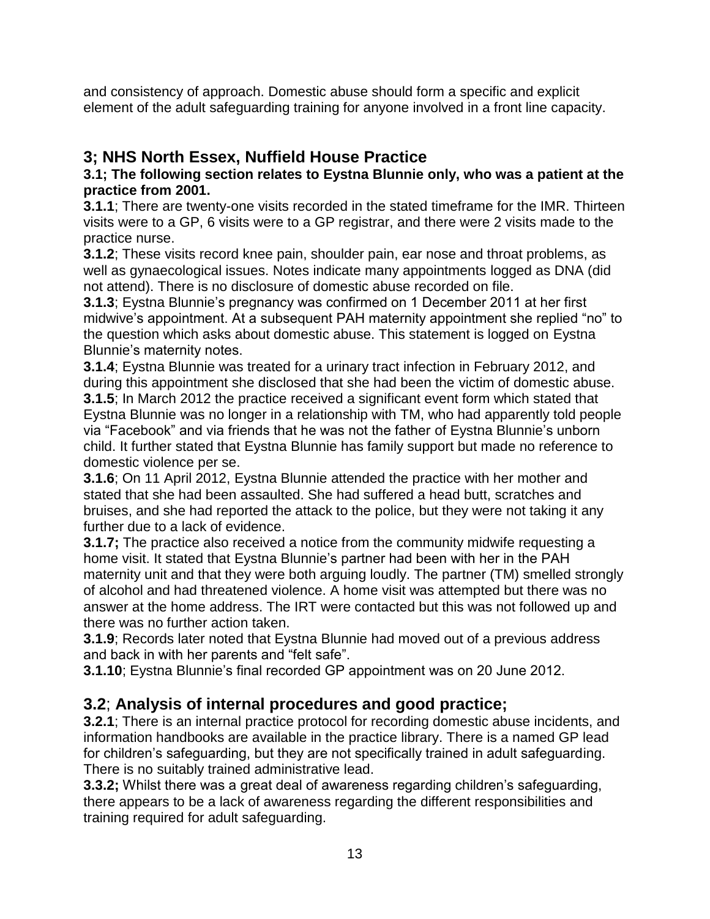and consistency of approach. Domestic abuse should form a specific and explicit element of the adult safeguarding training for anyone involved in a front line capacity.

## 3; NHS North Essex, Nuffield House Practice

**3.1; The following section relates to Eystna Blunnie only, who was a patient at the practice from 2001.**

**3.1.1**; There are twenty-one visits recorded in the stated timeframe for the IMR. Thirteen visits were to a GP, 6 visits were to a GP registrar, and there were 2 visits made to the practice nurse.

**3.1.2**; These visits record knee pain, shoulder pain, ear nose and throat problems, as well as gynaecological issues. Notes indicate many appointments logged as DNA (did not attend). There is no disclosure of domestic abuse recorded on file.

**3.1.3**; Eystna Blunnie's pregnancy was confirmed on 1 December 2011 at her first midwive's appointment. At a subsequent PAH maternity appointment she replied "no" to the question which asks about domestic abuse. This statement is logged on Eystna Blunnie's maternity notes.

**3.1.4**; Eystna Blunnie was treated for a urinary tract infection in February 2012, and during this appointment she disclosed that she had been the victim of domestic abuse.

**3.1.5**; In March 2012 the practice received a significant event form which stated that Eystna Blunnie was no longer in a relationship with TM, who had apparently told people via "Facebook" and via friends that he was not the father of Eystna Blunnie's unborn child. It further stated that Eystna Blunnie has family support but made no reference to domestic violence per se.

**3.1.6**; On 11 April 2012, Eystna Blunnie attended the practice with her mother and stated that she had been assaulted. She had suffered a head butt, scratches and bruises, and she had reported the attack to the police, but they were not taking it any further due to a lack of evidence.

**3.1.7;** The practice also received a notice from the community midwife requesting a home visit. It stated that Eystna Blunnie's partner had been with her in the PAH maternity unit and that they were both arguing loudly. The partner (TM) smelled strongly of alcohol and had threatened violence. A home visit was attempted but there was no answer at the home address. The IRT were contacted but this was not followed up and there was no further action taken.

**3.1.9**; Records later noted that Eystna Blunnie had moved out of a previous address and back in with her parents and "felt safe".

**3.1.10**; Eystna Blunnie's final recorded GP appointment was on 20 June 2012.

## 3.2; Analysis of internal procedures and good practice;

**3.2.1**; There is an internal practice protocol for recording domestic abuse incidents, and information handbooks are available in the practice library. There is a named GP lead for children's safeguarding, but they are not specifically trained in adult safeguarding. There is no suitably trained administrative lead.

**3.3.2;** Whilst there was a great deal of awareness regarding children's safeguarding, there appears to be a lack of awareness regarding the different responsibilities and training required for adult safeguarding.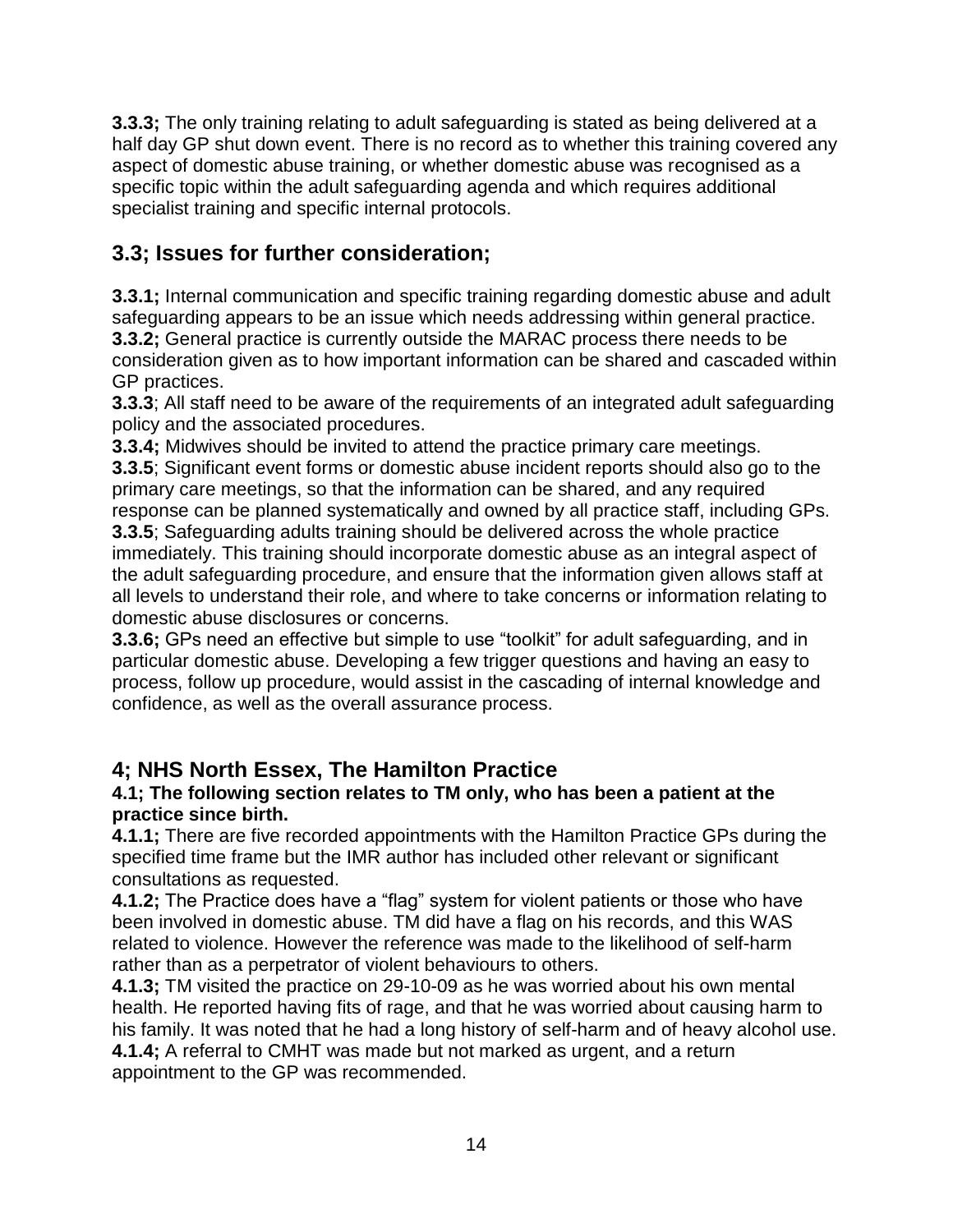**3.3.3;** The only training relating to adult safeguarding is stated as being delivered at a half day GP shut down event. There is no record as to whether this training covered any aspect of domestic abuse training, or whether domestic abuse was recognised as a specific topic within the adult safeguarding agenda and which requires additional specialist training and specific internal protocols.

## 3.3; Issues for further consideration;

**3.3.1;** Internal communication and specific training regarding domestic abuse and adult safeguarding appears to be an issue which needs addressing within general practice.
**3.3.2;** General practice is currently outside the MARAC process there needs to be consideration given as to how important information can be shared and cascaded within GP practices.
**3.3.3**; All staff need to be aware of the requirements of an integrated adult safeguarding policy and the associated procedures.
**3.3.4;** Midwives should be invited to attend the practice primary care meetings.
**3.3.5**; Significant event forms or domestic abuse incident reports should also go to the primary care meetings, so that the information can be shared, and any required response can be planned systematically and owned by all practice staff, including GPs.
**3.3.5**; Safeguarding adults training should be delivered across the whole practice immediately. This training should incorporate domestic abuse as an integral aspect of the adult safeguarding procedure, and ensure that the information given allows staff at all levels to understand their role, and where to take concerns or information relating to domestic abuse disclosures or concerns.
**3.3.6;** GPs need an effective but simple to use "toolkit" for adult safeguarding, and in particular domestic abuse. Developing a few trigger questions and having an easy to process, follow up procedure, would assist in the cascading of internal knowledge and confidence, as well as the overall assurance process.

## 4; NHS North Essex, The Hamilton Practice

**4.1; The following section relates to TM only, who has been a patient at the practice since birth.**

**4.1.1;** There are five recorded appointments with the Hamilton Practice GPs during the specified time frame but the IMR author has included other relevant or significant consultations as requested.
**4.1.2;** The Practice does have a "flag" system for violent patients or those who have been involved in domestic abuse. TM did have a flag on his records, and this WAS related to violence. However the reference was made to the likelihood of self-harm rather than as a perpetrator of violent behaviours to others.
**4.1.3;** TM visited the practice on 29-10-09 as he was worried about his own mental health. He reported having fits of rage, and that he was worried about causing harm to his family. It was noted that he had a long history of self-harm and of heavy alcohol use.
**4.1.4;** A referral to CMHT was made but not marked as urgent, and a return appointment to the GP was recommended.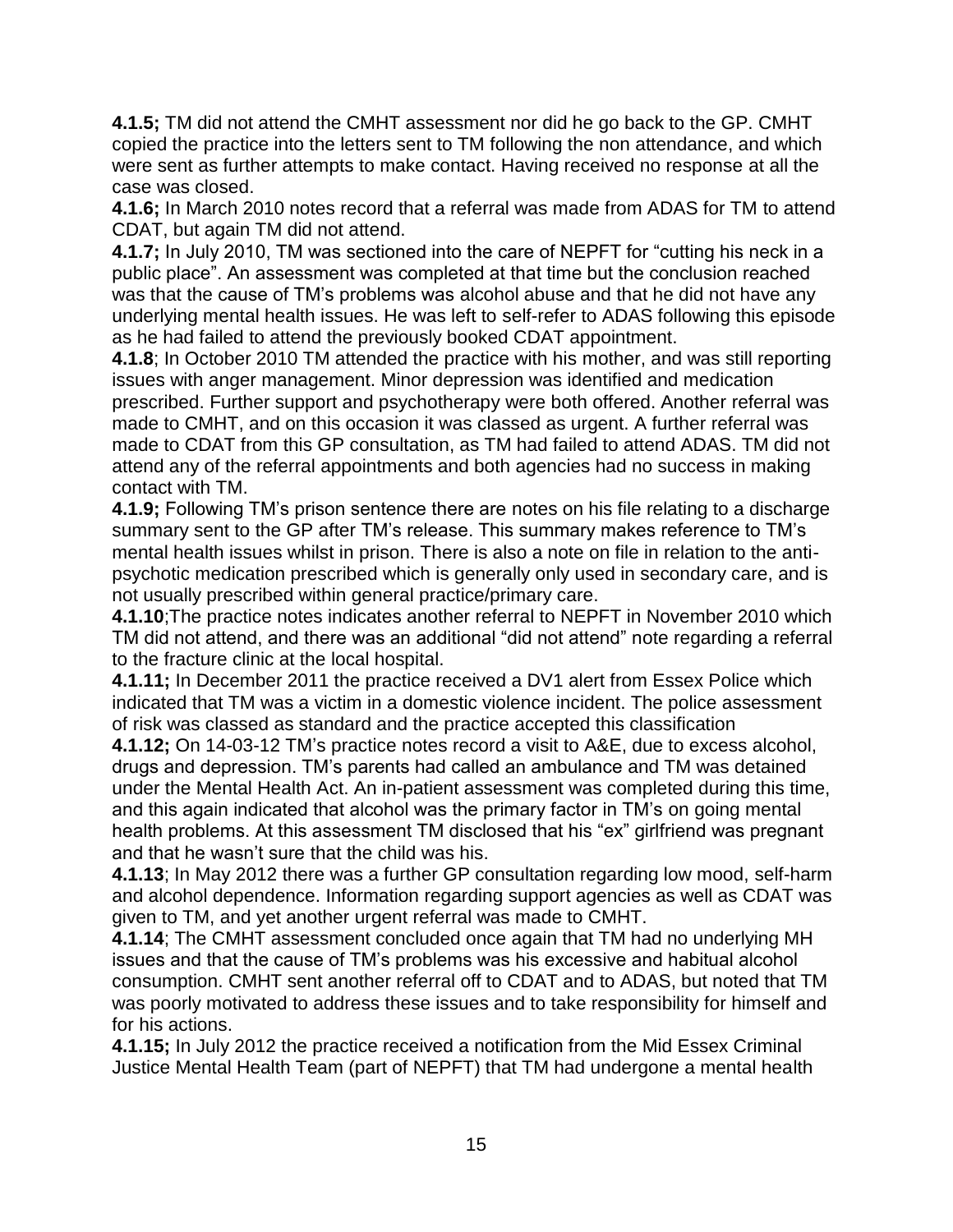**4.1.5;** TM did not attend the CMHT assessment nor did he go back to the GP. CMHT copied the practice into the letters sent to TM following the non attendance, and which were sent as further attempts to make contact. Having received no response at all the case was closed.

**4.1.6;** In March 2010 notes record that a referral was made from ADAS for TM to attend CDAT, but again TM did not attend.

**4.1.7;** In July 2010, TM was sectioned into the care of NEPFT for "cutting his neck in a public place". An assessment was completed at that time but the conclusion reached was that the cause of TM's problems was alcohol abuse and that he did not have any underlying mental health issues. He was left to self-refer to ADAS following this episode as he had failed to attend the previously booked CDAT appointment.

**4.1.8**; In October 2010 TM attended the practice with his mother, and was still reporting issues with anger management. Minor depression was identified and medication prescribed. Further support and psychotherapy were both offered. Another referral was made to CMHT, and on this occasion it was classed as urgent. A further referral was made to CDAT from this GP consultation, as TM had failed to attend ADAS. TM did not attend any of the referral appointments and both agencies had no success in making contact with TM.

**4.1.9;** Following TM's prison sentence there are notes on his file relating to a discharge summary sent to the GP after TM's release. This summary makes reference to TM's mental health issues whilst in prison. There is also a note on file in relation to the anti-psychotic medication prescribed which is generally only used in secondary care, and is not usually prescribed within general practice/primary care.

**4.1.10**;The practice notes indicates another referral to NEPFT in November 2010 which TM did not attend, and there was an additional "did not attend" note regarding a referral to the fracture clinic at the local hospital.

**4.1.11;** In December 2011 the practice received a DV1 alert from Essex Police which indicated that TM was a victim in a domestic violence incident. The police assessment of risk was classed as standard and the practice accepted this classification

**4.1.12;** On 14-03-12 TM's practice notes record a visit to A&E, due to excess alcohol, drugs and depression. TM's parents had called an ambulance and TM was detained under the Mental Health Act. An in-patient assessment was completed during this time, and this again indicated that alcohol was the primary factor in TM's on going mental health problems. At this assessment TM disclosed that his "ex" girlfriend was pregnant and that he wasn't sure that the child was his.

**4.1.13**; In May 2012 there was a further GP consultation regarding low mood, self-harm and alcohol dependence. Information regarding support agencies as well as CDAT was given to TM, and yet another urgent referral was made to CMHT.

**4.1.14**; The CMHT assessment concluded once again that TM had no underlying MH issues and that the cause of TM's problems was his excessive and habitual alcohol consumption. CMHT sent another referral off to CDAT and to ADAS, but noted that TM was poorly motivated to address these issues and to take responsibility for himself and for his actions.

**4.1.15;** In July 2012 the practice received a notification from the Mid Essex Criminal Justice Mental Health Team (part of NEPFT) that TM had undergone a mental health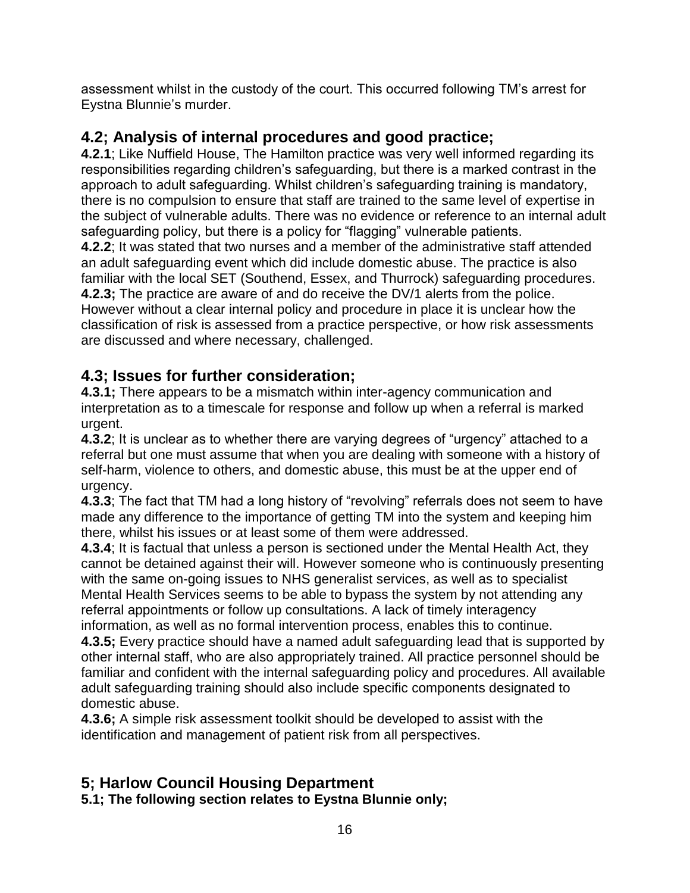assessment whilst in the custody of the court. This occurred following TM's arrest for Eystna Blunnie's murder.

## 4.2; Analysis of internal procedures and good practice;

**4.2.1**; Like Nuffield House, The Hamilton practice was very well informed regarding its responsibilities regarding children's safeguarding, but there is a marked contrast in the approach to adult safeguarding. Whilst children's safeguarding training is mandatory, there is no compulsion to ensure that staff are trained to the same level of expertise in the subject of vulnerable adults. There was no evidence or reference to an internal adult safeguarding policy, but there is a policy for "flagging" vulnerable patients.

**4.2.2**; It was stated that two nurses and a member of the administrative staff attended an adult safeguarding event which did include domestic abuse. The practice is also familiar with the local SET (Southend, Essex, and Thurrock) safeguarding procedures.

**4.2.3;** The practice are aware of and do receive the DV/1 alerts from the police. However without a clear internal policy and procedure in place it is unclear how the classification of risk is assessed from a practice perspective, or how risk assessments are discussed and where necessary, challenged.

## 4.3; Issues for further consideration;

**4.3.1;** There appears to be a mismatch within inter-agency communication and interpretation as to a timescale for response and follow up when a referral is marked urgent.

**4.3.2**; It is unclear as to whether there are varying degrees of "urgency" attached to a referral but one must assume that when you are dealing with someone with a history of self-harm, violence to others, and domestic abuse, this must be at the upper end of urgency.

**4.3.3**; The fact that TM had a long history of "revolving" referrals does not seem to have made any difference to the importance of getting TM into the system and keeping him there, whilst his issues or at least some of them were addressed.

**4.3.4**; It is factual that unless a person is sectioned under the Mental Health Act, they cannot be detained against their will. However someone who is continuously presenting with the same on-going issues to NHS generalist services, as well as to specialist Mental Health Services seems to be able to bypass the system by not attending any referral appointments or follow up consultations. A lack of timely interagency information, as well as no formal intervention process, enables this to continue.

**4.3.5;** Every practice should have a named adult safeguarding lead that is supported by other internal staff, who are also appropriately trained. All practice personnel should be familiar and confident with the internal safeguarding policy and procedures. All available adult safeguarding training should also include specific components designated to domestic abuse.

**4.3.6;** A simple risk assessment toolkit should be developed to assist with the identification and management of patient risk from all perspectives.

## 5; Harlow Council Housing Department

**5.1; The following section relates to Eystna Blunnie only;**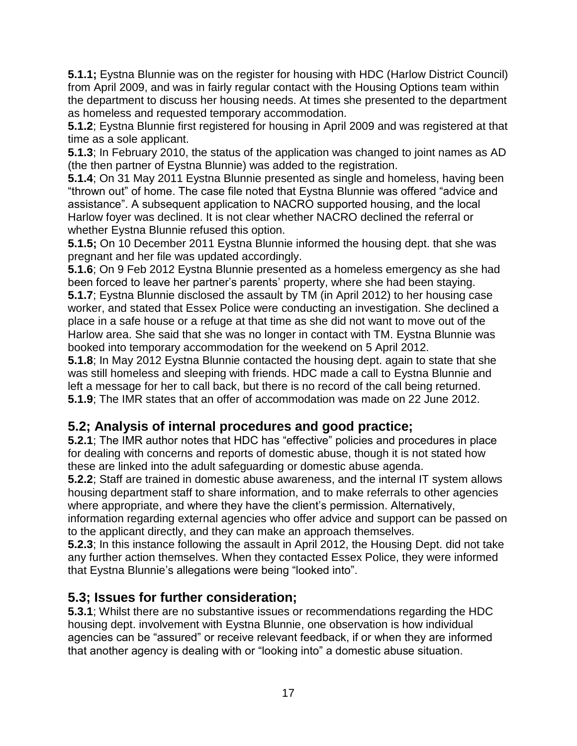**5.1.1;** Eystna Blunnie was on the register for housing with HDC (Harlow District Council) from April 2009, and was in fairly regular contact with the Housing Options team within the department to discuss her housing needs. At times she presented to the department as homeless and requested temporary accommodation.

**5.1.2**; Eystna Blunnie first registered for housing in April 2009 and was registered at that time as a sole applicant.

**5.1.3**; In February 2010, the status of the application was changed to joint names as AD (the then partner of Eystna Blunnie) was added to the registration.

**5.1.4**; On 31 May 2011 Eystna Blunnie presented as single and homeless, having been "thrown out" of home. The case file noted that Eystna Blunnie was offered "advice and assistance". A subsequent application to NACRO supported housing, and the local Harlow foyer was declined. It is not clear whether NACRO declined the referral or whether Eystna Blunnie refused this option.

**5.1.5;** On 10 December 2011 Eystna Blunnie informed the housing dept. that she was pregnant and her file was updated accordingly.

**5.1.6**; On 9 Feb 2012 Eystna Blunnie presented as a homeless emergency as she had been forced to leave her partner's parents' property, where she had been staying.

**5.1.7**; Eystna Blunnie disclosed the assault by TM (in April 2012) to her housing case worker, and stated that Essex Police were conducting an investigation. She declined a place in a safe house or a refuge at that time as she did not want to move out of the Harlow area. She said that she was no longer in contact with TM. Eystna Blunnie was booked into temporary accommodation for the weekend on 5 April 2012.

**5.1.8**; In May 2012 Eystna Blunnie contacted the housing dept. again to state that she was still homeless and sleeping with friends. HDC made a call to Eystna Blunnie and left a message for her to call back, but there is no record of the call being returned.

**5.1.9**; The IMR states that an offer of accommodation was made on 22 June 2012.

## 5.2; Analysis of internal procedures and good practice;

**5.2.1**; The IMR author notes that HDC has "effective" policies and procedures in place for dealing with concerns and reports of domestic abuse, though it is not stated how these are linked into the adult safeguarding or domestic abuse agenda.

**5.2.2**; Staff are trained in domestic abuse awareness, and the internal IT system allows housing department staff to share information, and to make referrals to other agencies where appropriate, and where they have the client's permission. Alternatively, information regarding external agencies who offer advice and support can be passed on to the applicant directly, and they can make an approach themselves.

**5.2.3**; In this instance following the assault in April 2012, the Housing Dept. did not take any further action themselves. When they contacted Essex Police, they were informed that Eystna Blunnie's allegations were being "looked into".

## 5.3; Issues for further consideration;

**5.3.1**; Whilst there are no substantive issues or recommendations regarding the HDC housing dept. involvement with Eystna Blunnie, one observation is how individual agencies can be "assured" or receive relevant feedback, if or when they are informed that another agency is dealing with or "looking into" a domestic abuse situation.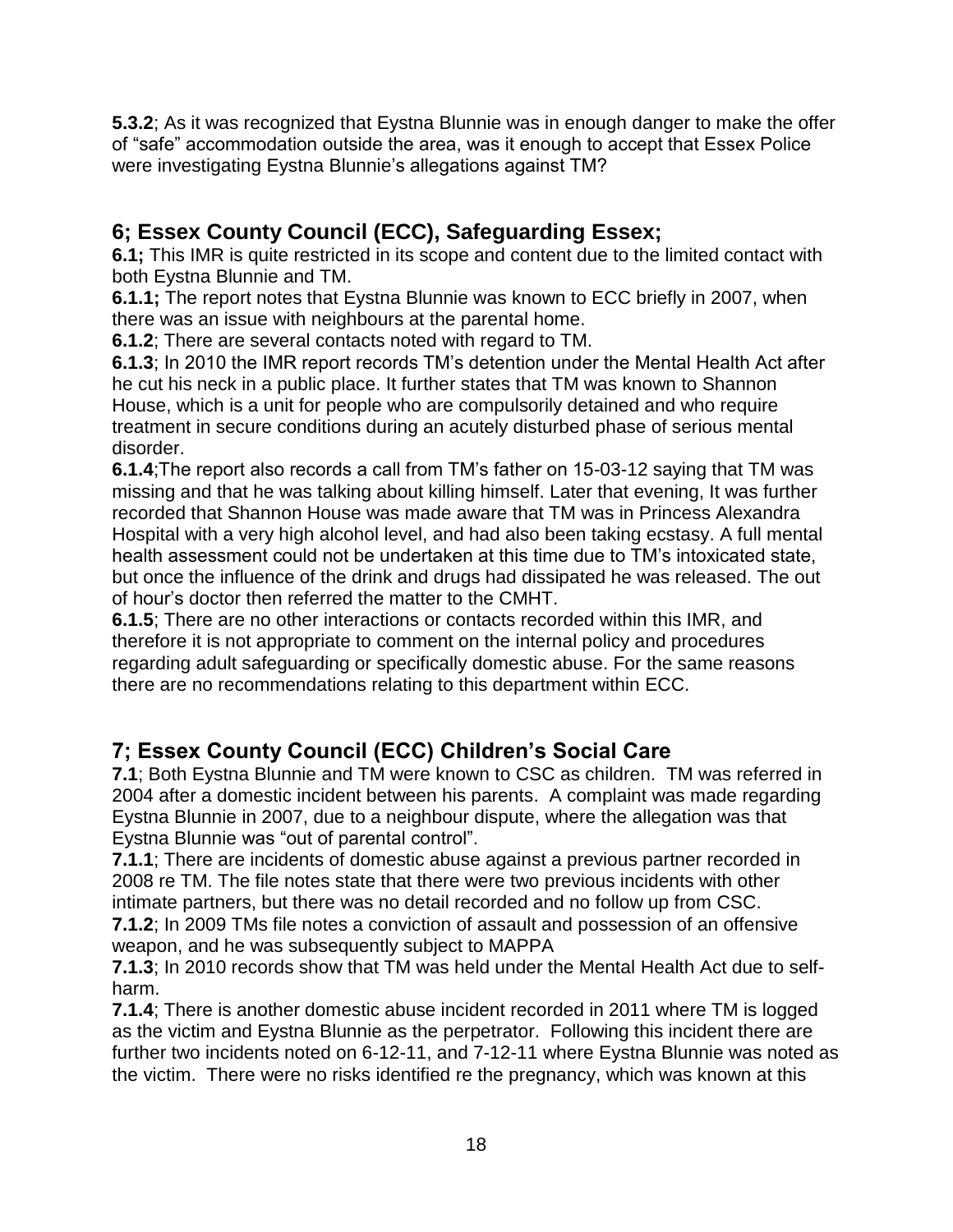**5.3.2**; As it was recognized that Eystna Blunnie was in enough danger to make the offer of "safe" accommodation outside the area, was it enough to accept that Essex Police were investigating Eystna Blunnie's allegations against TM?

## 6; Essex County Council (ECC), Safeguarding Essex;

**6.1;** This IMR is quite restricted in its scope and content due to the limited contact with both Eystna Blunnie and TM.

**6.1.1;** The report notes that Eystna Blunnie was known to ECC briefly in 2007, when there was an issue with neighbours at the parental home.

**6.1.2**; There are several contacts noted with regard to TM.

**6.1.3**; In 2010 the IMR report records TM's detention under the Mental Health Act after he cut his neck in a public place. It further states that TM was known to Shannon House, which is a unit for people who are compulsorily detained and who require treatment in secure conditions during an acutely disturbed phase of serious mental disorder.

**6.1.4**;The report also records a call from TM's father on 15-03-12 saying that TM was missing and that he was talking about killing himself. Later that evening, It was further recorded that Shannon House was made aware that TM was in Princess Alexandra Hospital with a very high alcohol level, and had also been taking ecstasy. A full mental health assessment could not be undertaken at this time due to TM's intoxicated state, but once the influence of the drink and drugs had dissipated he was released. The out of hour's doctor then referred the matter to the CMHT.

**6.1.5**; There are no other interactions or contacts recorded within this IMR, and therefore it is not appropriate to comment on the internal policy and procedures regarding adult safeguarding or specifically domestic abuse. For the same reasons there are no recommendations relating to this department within ECC.

## 7; Essex County Council (ECC) Children's Social Care

**7.1**; Both Eystna Blunnie and TM were known to CSC as children. TM was referred in 2004 after a domestic incident between his parents. A complaint was made regarding Eystna Blunnie in 2007, due to a neighbour dispute, where the allegation was that Eystna Blunnie was "out of parental control".

**7.1.1**; There are incidents of domestic abuse against a previous partner recorded in 2008 re TM. The file notes state that there were two previous incidents with other intimate partners, but there was no detail recorded and no follow up from CSC.

**7.1.2**; In 2009 TMs file notes a conviction of assault and possession of an offensive weapon, and he was subsequently subject to MAPPA

**7.1.3**; In 2010 records show that TM was held under the Mental Health Act due to self-harm.

**7.1.4**; There is another domestic abuse incident recorded in 2011 where TM is logged as the victim and Eystna Blunnie as the perpetrator. Following this incident there are further two incidents noted on 6-12-11, and 7-12-11 where Eystna Blunnie was noted as the victim. There were no risks identified re the pregnancy, which was known at this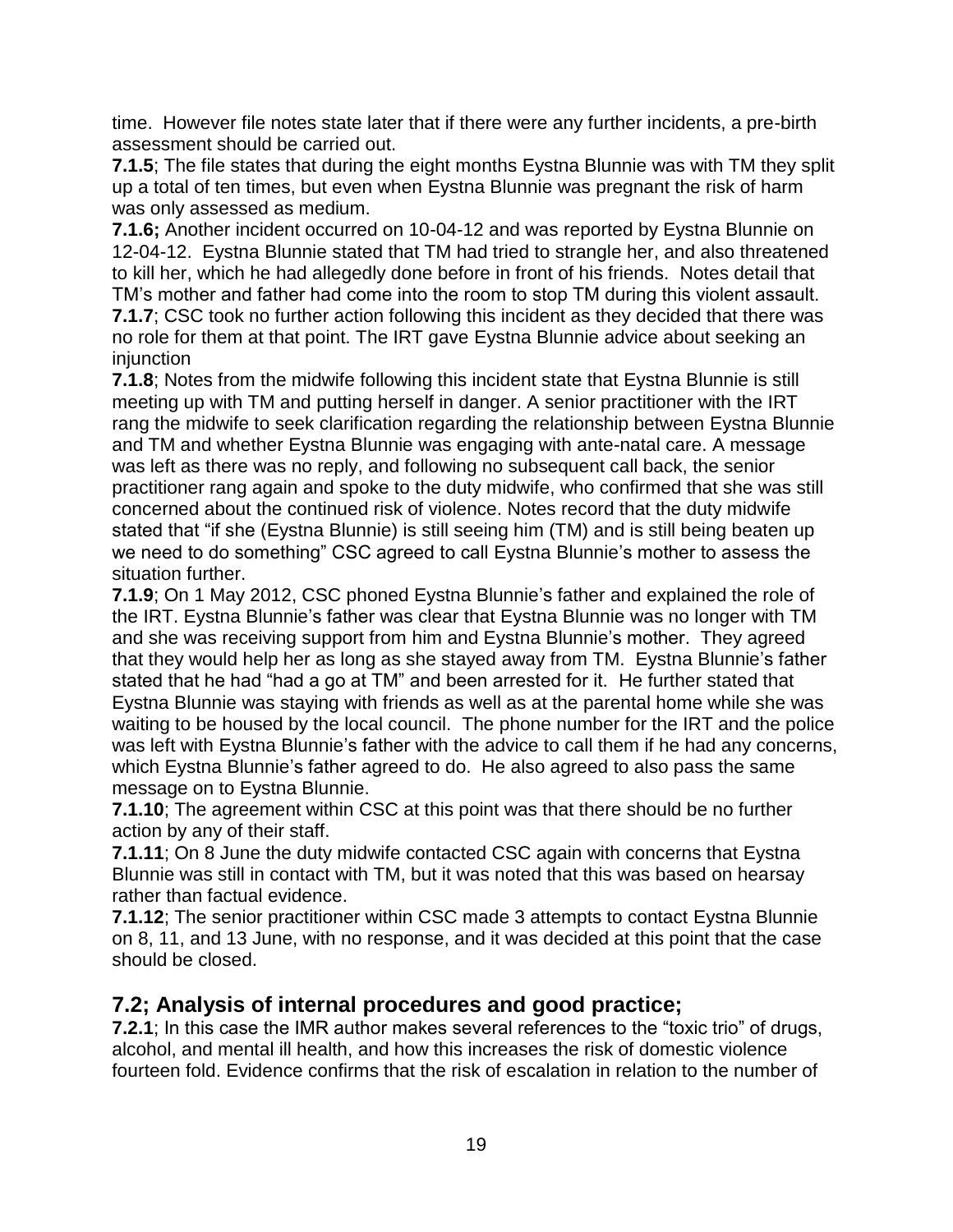time. However file notes state later that if there were any further incidents, a pre-birth assessment should be carried out.

**7.1.5**; The file states that during the eight months Eystna Blunnie was with TM they split up a total of ten times, but even when Eystna Blunnie was pregnant the risk of harm was only assessed as medium.

**7.1.6;** Another incident occurred on 10-04-12 and was reported by Eystna Blunnie on 12-04-12. Eystna Blunnie stated that TM had tried to strangle her, and also threatened to kill her, which he had allegedly done before in front of his friends. Notes detail that TM's mother and father had come into the room to stop TM during this violent assault.

**7.1.7**; CSC took no further action following this incident as they decided that there was no role for them at that point. The IRT gave Eystna Blunnie advice about seeking an injunction

**7.1.8**; Notes from the midwife following this incident state that Eystna Blunnie is still meeting up with TM and putting herself in danger. A senior practitioner with the IRT rang the midwife to seek clarification regarding the relationship between Eystna Blunnie and TM and whether Eystna Blunnie was engaging with ante-natal care. A message was left as there was no reply, and following no subsequent call back, the senior practitioner rang again and spoke to the duty midwife, who confirmed that she was still concerned about the continued risk of violence. Notes record that the duty midwife stated that "if she (Eystna Blunnie) is still seeing him (TM) and is still being beaten up we need to do something" CSC agreed to call Eystna Blunnie's mother to assess the situation further.

**7.1.9**; On 1 May 2012, CSC phoned Eystna Blunnie's father and explained the role of the IRT. Eystna Blunnie's father was clear that Eystna Blunnie was no longer with TM and she was receiving support from him and Eystna Blunnie's mother. They agreed that they would help her as long as she stayed away from TM. Eystna Blunnie's father stated that he had "had a go at TM" and been arrested for it. He further stated that Eystna Blunnie was staying with friends as well as at the parental home while she was waiting to be housed by the local council. The phone number for the IRT and the police was left with Eystna Blunnie's father with the advice to call them if he had any concerns, which Eystna Blunnie's father agreed to do. He also agreed to also pass the same message on to Eystna Blunnie.

**7.1.10**; The agreement within CSC at this point was that there should be no further action by any of their staff.

**7.1.11**; On 8 June the duty midwife contacted CSC again with concerns that Eystna Blunnie was still in contact with TM, but it was noted that this was based on hearsay rather than factual evidence.

**7.1.12**; The senior practitioner within CSC made 3 attempts to contact Eystna Blunnie on 8, 11, and 13 June, with no response, and it was decided at this point that the case should be closed.

## 7.2; Analysis of internal procedures and good practice;

**7.2.1**; In this case the IMR author makes several references to the "toxic trio" of drugs, alcohol, and mental ill health, and how this increases the risk of domestic violence fourteen fold. Evidence confirms that the risk of escalation in relation to the number of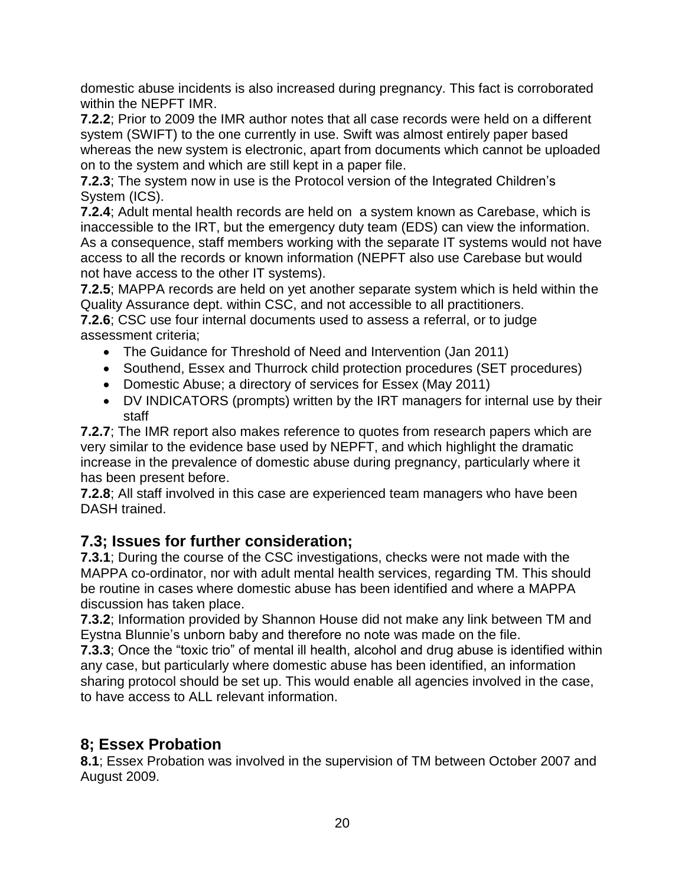domestic abuse incidents is also increased during pregnancy. This fact is corroborated within the NEPFT IMR.

**7.2.2**; Prior to 2009 the IMR author notes that all case records were held on a different system (SWIFT) to the one currently in use. Swift was almost entirely paper based whereas the new system is electronic, apart from documents which cannot be uploaded on to the system and which are still kept in a paper file.

**7.2.3**; The system now in use is the Protocol version of the Integrated Children's System (ICS).

**7.2.4**; Adult mental health records are held on a system known as Carebase, which is inaccessible to the IRT, but the emergency duty team (EDS) can view the information. As a consequence, staff members working with the separate IT systems would not have access to all the records or known information (NEPFT also use Carebase but would not have access to the other IT systems).

**7.2.5**; MAPPA records are held on yet another separate system which is held within the Quality Assurance dept. within CSC, and not accessible to all practitioners.

**7.2.6**; CSC use four internal documents used to assess a referral, or to judge assessment criteria;

- The Guidance for Threshold of Need and Intervention (Jan 2011)
- Southend, Essex and Thurrock child protection procedures (SET procedures)
- Domestic Abuse; a directory of services for Essex (May 2011)
- DV INDICATORS (prompts) written by the IRT managers for internal use by their staff

**7.2.7**; The IMR report also makes reference to quotes from research papers which are very similar to the evidence base used by NEPFT, and which highlight the dramatic increase in the prevalence of domestic abuse during pregnancy, particularly where it has been present before.

**7.2.8**; All staff involved in this case are experienced team managers who have been DASH trained.

## 7.3; Issues for further consideration;

**7.3.1**; During the course of the CSC investigations, checks were not made with the MAPPA co-ordinator, nor with adult mental health services, regarding TM. This should be routine in cases where domestic abuse has been identified and where a MAPPA discussion has taken place.

**7.3.2**; Information provided by Shannon House did not make any link between TM and Eystna Blunnie's unborn baby and therefore no note was made on the file.

**7.3.3**; Once the "toxic trio" of mental ill health, alcohol and drug abuse is identified within any case, but particularly where domestic abuse has been identified, an information sharing protocol should be set up. This would enable all agencies involved in the case, to have access to ALL relevant information.

## 8; Essex Probation

**8.1**; Essex Probation was involved in the supervision of TM between October 2007 and August 2009.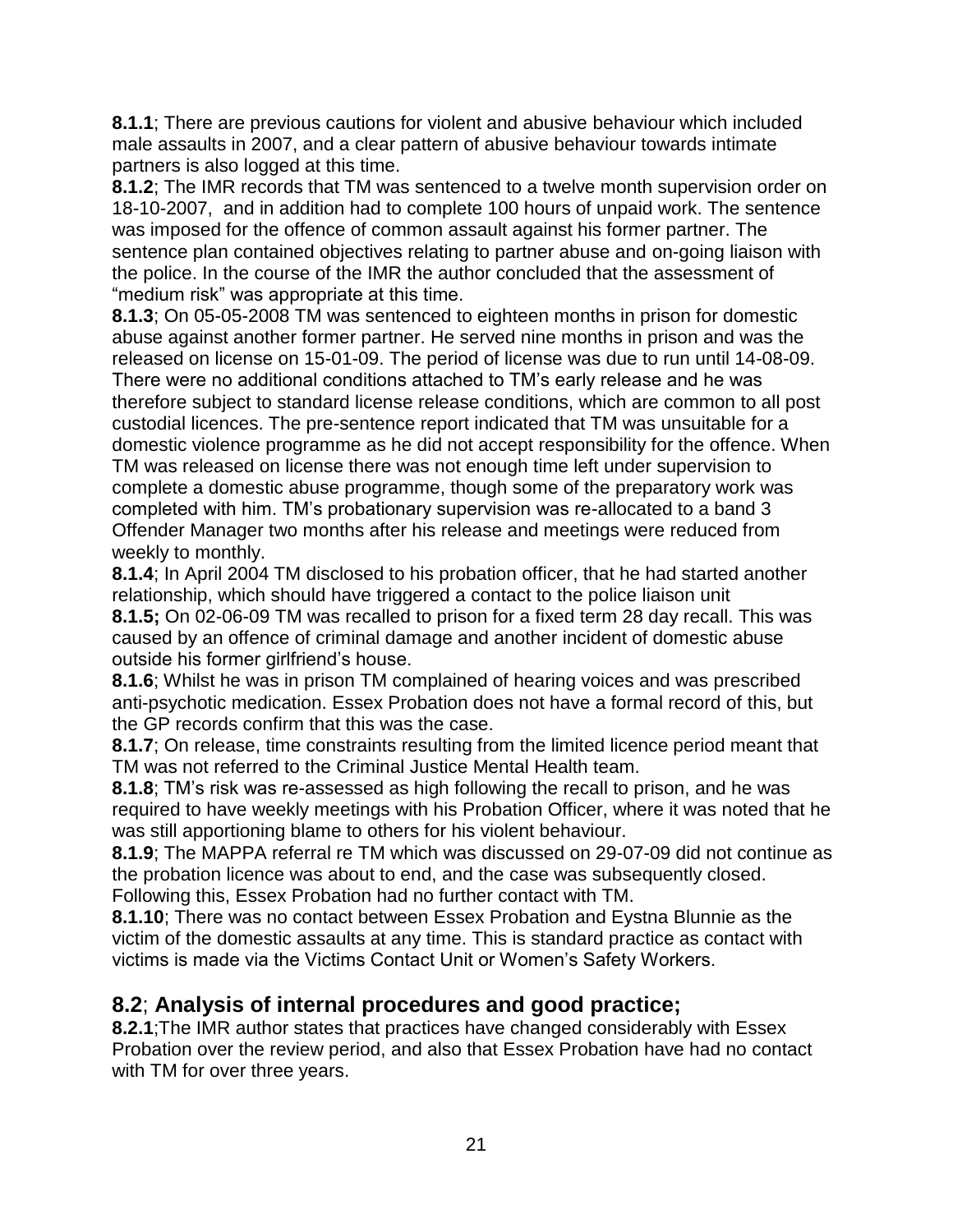**8.1.1**; There are previous cautions for violent and abusive behaviour which included male assaults in 2007, and a clear pattern of abusive behaviour towards intimate partners is also logged at this time.

**8.1.2**; The IMR records that TM was sentenced to a twelve month supervision order on 18-10-2007, and in addition had to complete 100 hours of unpaid work. The sentence was imposed for the offence of common assault against his former partner. The sentence plan contained objectives relating to partner abuse and on-going liaison with the police. In the course of the IMR the author concluded that the assessment of "medium risk" was appropriate at this time.

**8.1.3**; On 05-05-2008 TM was sentenced to eighteen months in prison for domestic abuse against another former partner. He served nine months in prison and was the released on license on 15-01-09. The period of license was due to run until 14-08-09. There were no additional conditions attached to TM's early release and he was therefore subject to standard license release conditions, which are common to all post custodial licences. The pre-sentence report indicated that TM was unsuitable for a domestic violence programme as he did not accept responsibility for the offence. When TM was released on license there was not enough time left under supervision to complete a domestic abuse programme, though some of the preparatory work was completed with him. TM's probationary supervision was re-allocated to a band 3 Offender Manager two months after his release and meetings were reduced from weekly to monthly.

**8.1.4**; In April 2004 TM disclosed to his probation officer, that he had started another relationship, which should have triggered a contact to the police liaison unit

**8.1.5;** On 02-06-09 TM was recalled to prison for a fixed term 28 day recall. This was caused by an offence of criminal damage and another incident of domestic abuse outside his former girlfriend's house.

**8.1.6**; Whilst he was in prison TM complained of hearing voices and was prescribed anti-psychotic medication. Essex Probation does not have a formal record of this, but the GP records confirm that this was the case.

**8.1.7**; On release, time constraints resulting from the limited licence period meant that TM was not referred to the Criminal Justice Mental Health team.

**8.1.8**; TM's risk was re-assessed as high following the recall to prison, and he was required to have weekly meetings with his Probation Officer, where it was noted that he was still apportioning blame to others for his violent behaviour.

**8.1.9**; The MAPPA referral re TM which was discussed on 29-07-09 did not continue as the probation licence was about to end, and the case was subsequently closed. Following this, Essex Probation had no further contact with TM.

**8.1.10**; There was no contact between Essex Probation and Eystna Blunnie as the victim of the domestic assaults at any time. This is standard practice as contact with victims is made via the Victims Contact Unit or Women's Safety Workers.

## 8.2; Analysis of internal procedures and good practice;

**8.2.1**;The IMR author states that practices have changed considerably with Essex Probation over the review period, and also that Essex Probation have had no contact with TM for over three years.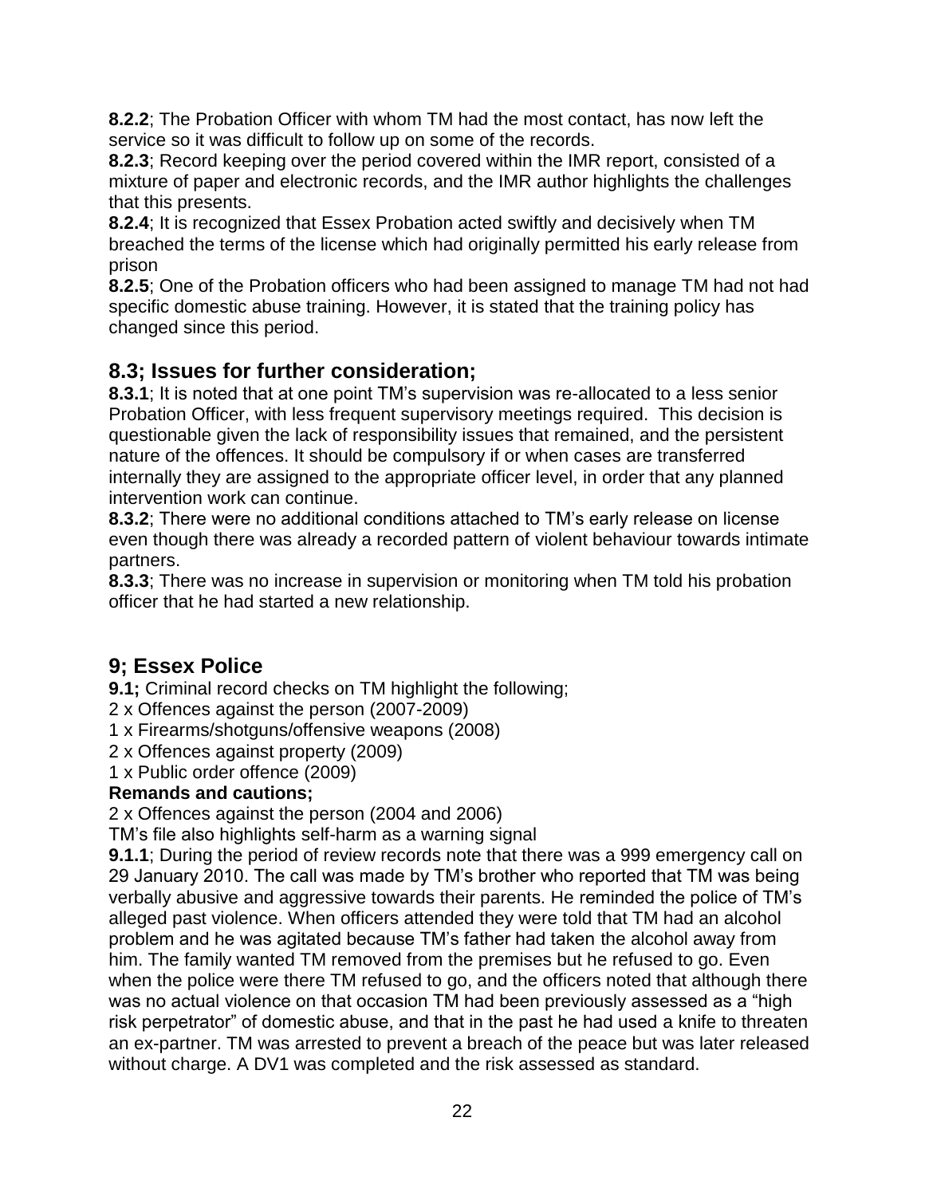**8.2.2**; The Probation Officer with whom TM had the most contact, has now left the service so it was difficult to follow up on some of the records.

**8.2.3**; Record keeping over the period covered within the IMR report, consisted of a mixture of paper and electronic records, and the IMR author highlights the challenges that this presents.

**8.2.4**; It is recognized that Essex Probation acted swiftly and decisively when TM breached the terms of the license which had originally permitted his early release from prison

**8.2.5**; One of the Probation officers who had been assigned to manage TM had not had specific domestic abuse training. However, it is stated that the training policy has changed since this period.

## 8.3; Issues for further consideration;

**8.3.1**; It is noted that at one point TM's supervision was re-allocated to a less senior Probation Officer, with less frequent supervisory meetings required. This decision is questionable given the lack of responsibility issues that remained, and the persistent nature of the offences. It should be compulsory if or when cases are transferred internally they are assigned to the appropriate officer level, in order that any planned intervention work can continue.

**8.3.2**; There were no additional conditions attached to TM's early release on license even though there was already a recorded pattern of violent behaviour towards intimate partners.

**8.3.3**; There was no increase in supervision or monitoring when TM told his probation officer that he had started a new relationship.

## 9; Essex Police

**9.1;** Criminal record checks on TM highlight the following;

2 x Offences against the person (2007-2009)

1 x Firearms/shotguns/offensive weapons (2008)

2 x Offences against property (2009)

1 x Public order offence (2009)

**Remands and cautions;**

2 x Offences against the person (2004 and 2006)

TM's file also highlights self-harm as a warning signal

**9.1.1**; During the period of review records note that there was a 999 emergency call on 29 January 2010. The call was made by TM's brother who reported that TM was being verbally abusive and aggressive towards their parents. He reminded the police of TM's alleged past violence. When officers attended they were told that TM had an alcohol problem and he was agitated because TM's father had taken the alcohol away from him. The family wanted TM removed from the premises but he refused to go. Even when the police were there TM refused to go, and the officers noted that although there was no actual violence on that occasion TM had been previously assessed as a "high risk perpetrator" of domestic abuse, and that in the past he had used a knife to threaten an ex-partner. TM was arrested to prevent a breach of the peace but was later released without charge. A DV1 was completed and the risk assessed as standard.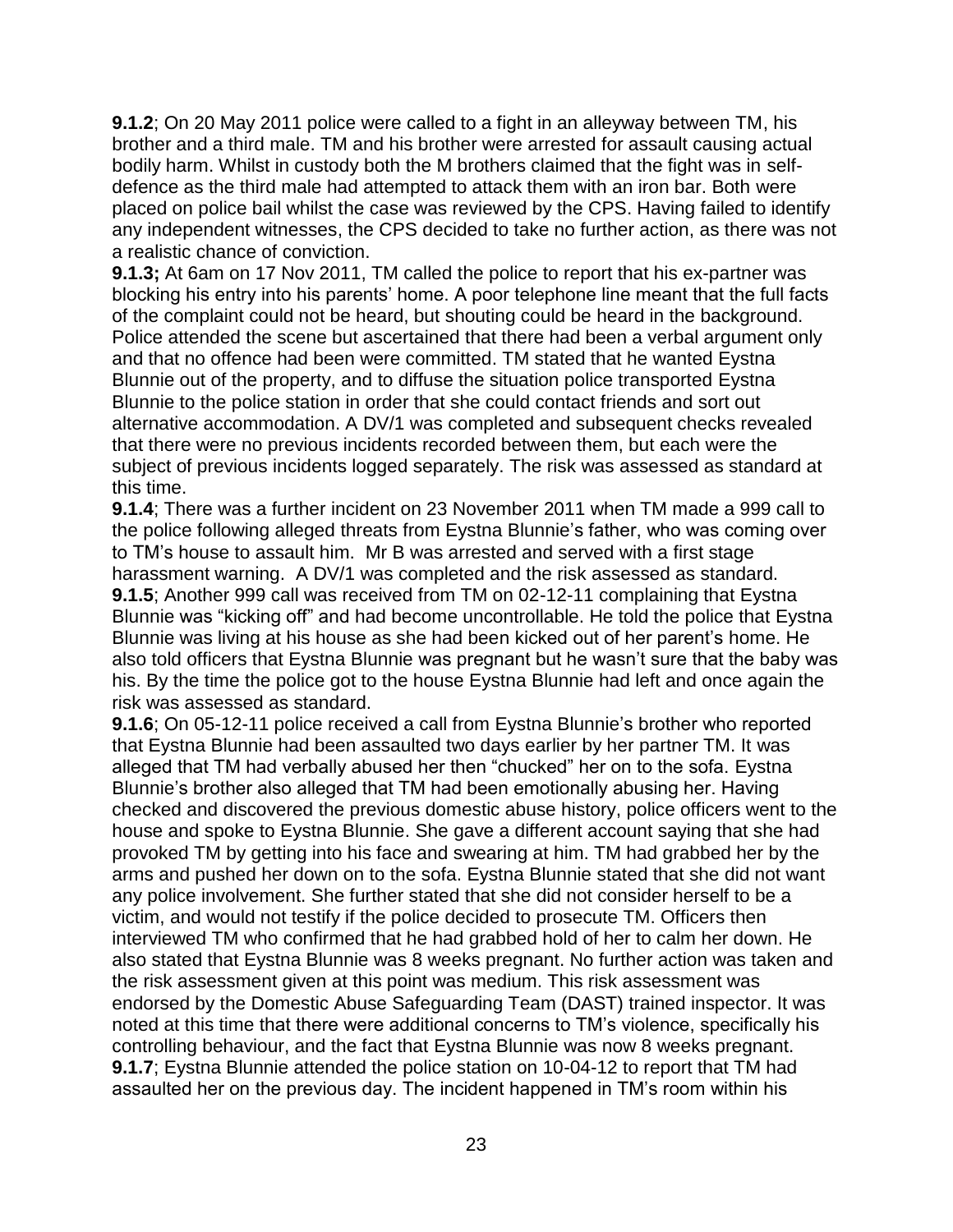**9.1.2**; On 20 May 2011 police were called to a fight in an alleyway between TM, his brother and a third male. TM and his brother were arrested for assault causing actual bodily harm. Whilst in custody both the M brothers claimed that the fight was in self-defence as the third male had attempted to attack them with an iron bar. Both were placed on police bail whilst the case was reviewed by the CPS. Having failed to identify any independent witnesses, the CPS decided to take no further action, as there was not a realistic chance of conviction.

**9.1.3;** At 6am on 17 Nov 2011, TM called the police to report that his ex-partner was blocking his entry into his parents' home. A poor telephone line meant that the full facts of the complaint could not be heard, but shouting could be heard in the background. Police attended the scene but ascertained that there had been a verbal argument only and that no offence had been were committed. TM stated that he wanted Eystna Blunnie out of the property, and to diffuse the situation police transported Eystna Blunnie to the police station in order that she could contact friends and sort out alternative accommodation. A DV/1 was completed and subsequent checks revealed that there were no previous incidents recorded between them, but each were the subject of previous incidents logged separately. The risk was assessed as standard at this time.

**9.1.4**; There was a further incident on 23 November 2011 when TM made a 999 call to the police following alleged threats from Eystna Blunnie's father, who was coming over to TM's house to assault him. Mr B was arrested and served with a first stage harassment warning. A DV/1 was completed and the risk assessed as standard.

**9.1.5**; Another 999 call was received from TM on 02-12-11 complaining that Eystna Blunnie was "kicking off" and had become uncontrollable. He told the police that Eystna Blunnie was living at his house as she had been kicked out of her parent's home. He also told officers that Eystna Blunnie was pregnant but he wasn't sure that the baby was his. By the time the police got to the house Eystna Blunnie had left and once again the risk was assessed as standard.

**9.1.6**; On 05-12-11 police received a call from Eystna Blunnie's brother who reported that Eystna Blunnie had been assaulted two days earlier by her partner TM. It was alleged that TM had verbally abused her then "chucked" her on to the sofa. Eystna Blunnie's brother also alleged that TM had been emotionally abusing her. Having checked and discovered the previous domestic abuse history, police officers went to the house and spoke to Eystna Blunnie. She gave a different account saying that she had provoked TM by getting into his face and swearing at him. TM had grabbed her by the arms and pushed her down on to the sofa. Eystna Blunnie stated that she did not want any police involvement. She further stated that she did not consider herself to be a victim, and would not testify if the police decided to prosecute TM. Officers then interviewed TM who confirmed that he had grabbed hold of her to calm her down. He also stated that Eystna Blunnie was 8 weeks pregnant. No further action was taken and the risk assessment given at this point was medium. This risk assessment was endorsed by the Domestic Abuse Safeguarding Team (DAST) trained inspector. It was noted at this time that there were additional concerns to TM's violence, specifically his controlling behaviour, and the fact that Eystna Blunnie was now 8 weeks pregnant.

**9.1.7**; Eystna Blunnie attended the police station on 10-04-12 to report that TM had assaulted her on the previous day. The incident happened in TM's room within his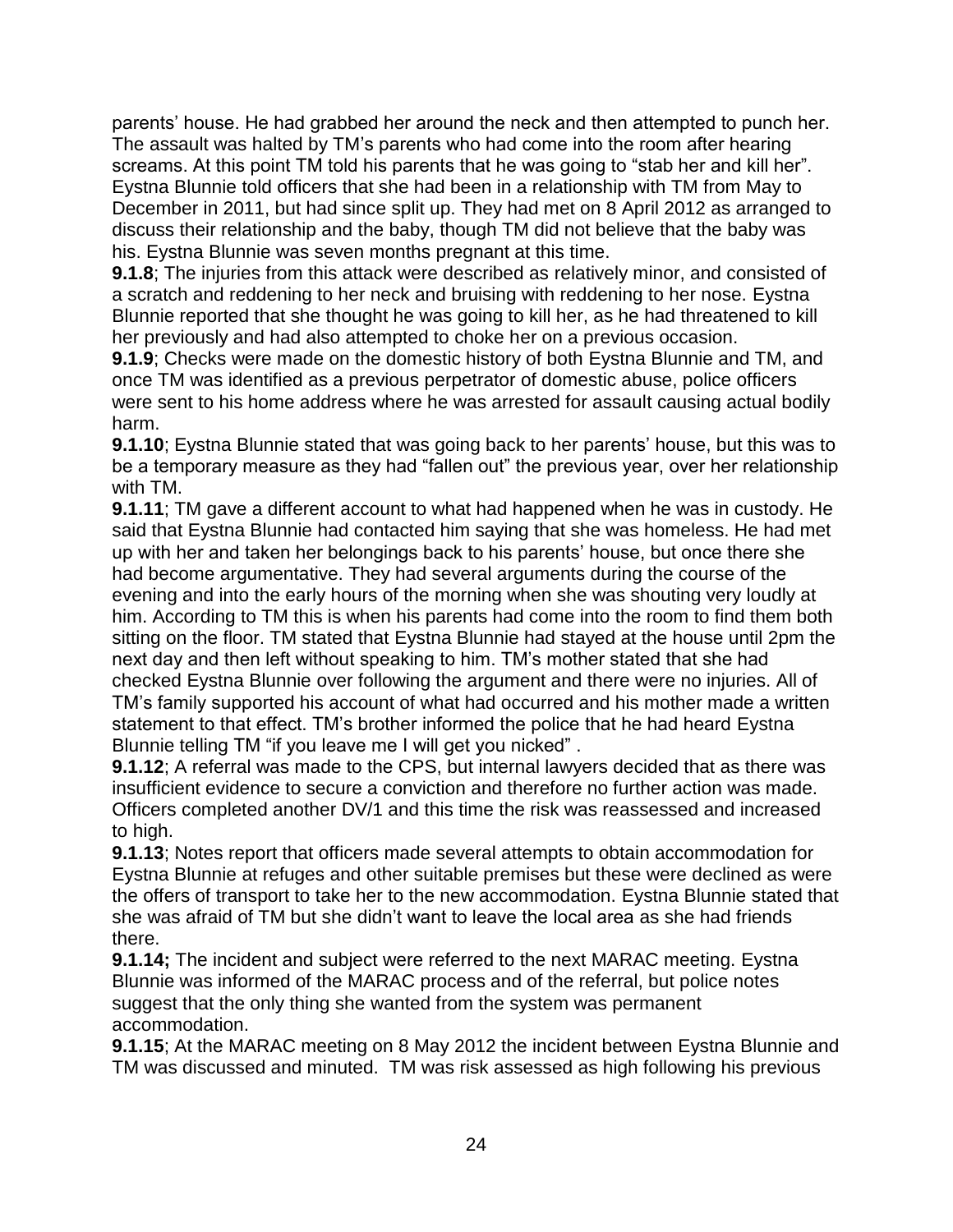parents' house. He had grabbed her around the neck and then attempted to punch her. The assault was halted by TM's parents who had come into the room after hearing screams. At this point TM told his parents that he was going to "stab her and kill her". Eystna Blunnie told officers that she had been in a relationship with TM from May to December in 2011, but had since split up. They had met on 8 April 2012 as arranged to discuss their relationship and the baby, though TM did not believe that the baby was his. Eystna Blunnie was seven months pregnant at this time.

**9.1.8**; The injuries from this attack were described as relatively minor, and consisted of a scratch and reddening to her neck and bruising with reddening to her nose. Eystna Blunnie reported that she thought he was going to kill her, as he had threatened to kill her previously and had also attempted to choke her on a previous occasion.

**9.1.9**; Checks were made on the domestic history of both Eystna Blunnie and TM, and once TM was identified as a previous perpetrator of domestic abuse, police officers were sent to his home address where he was arrested for assault causing actual bodily harm.

**9.1.10**; Eystna Blunnie stated that was going back to her parents' house, but this was to be a temporary measure as they had "fallen out" the previous year, over her relationship with TM.

**9.1.11**; TM gave a different account to what had happened when he was in custody. He said that Eystna Blunnie had contacted him saying that she was homeless. He had met up with her and taken her belongings back to his parents' house, but once there she had become argumentative. They had several arguments during the course of the evening and into the early hours of the morning when she was shouting very loudly at him. According to TM this is when his parents had come into the room to find them both sitting on the floor. TM stated that Eystna Blunnie had stayed at the house until 2pm the next day and then left without speaking to him. TM's mother stated that she had checked Eystna Blunnie over following the argument and there were no injuries. All of TM's family supported his account of what had occurred and his mother made a written statement to that effect. TM's brother informed the police that he had heard Eystna Blunnie telling TM "if you leave me I will get you nicked" .

**9.1.12**; A referral was made to the CPS, but internal lawyers decided that as there was insufficient evidence to secure a conviction and therefore no further action was made. Officers completed another DV/1 and this time the risk was reassessed and increased to high.

**9.1.13**; Notes report that officers made several attempts to obtain accommodation for Eystna Blunnie at refuges and other suitable premises but these were declined as were the offers of transport to take her to the new accommodation. Eystna Blunnie stated that she was afraid of TM but she didn't want to leave the local area as she had friends there.

**9.1.14;** The incident and subject were referred to the next MARAC meeting. Eystna Blunnie was informed of the MARAC process and of the referral, but police notes suggest that the only thing she wanted from the system was permanent accommodation.

**9.1.15**; At the MARAC meeting on 8 May 2012 the incident between Eystna Blunnie and TM was discussed and minuted. TM was risk assessed as high following his previous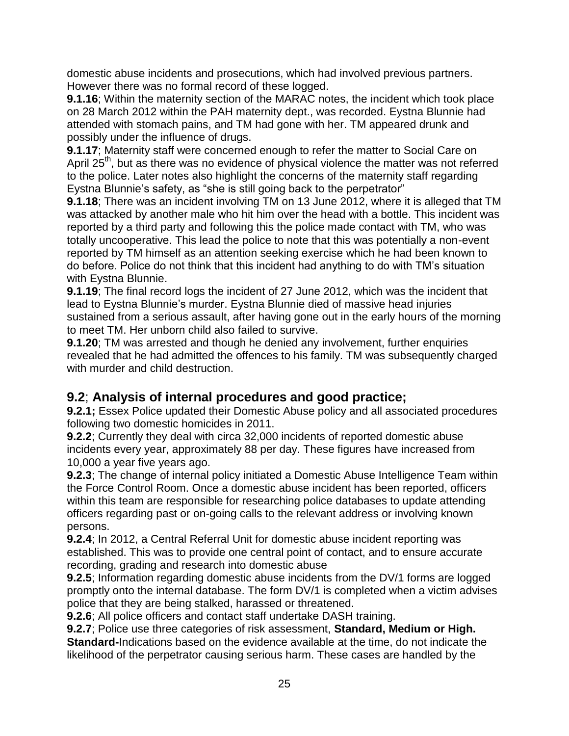domestic abuse incidents and prosecutions, which had involved previous partners. However there was no formal record of these logged.

**9.1.16**; Within the maternity section of the MARAC notes, the incident which took place on 28 March 2012 within the PAH maternity dept., was recorded. Eystna Blunnie had attended with stomach pains, and TM had gone with her. TM appeared drunk and possibly under the influence of drugs.

**9.1.17**; Maternity staff were concerned enough to refer the matter to Social Care on April 25th, but as there was no evidence of physical violence the matter was not referred to the police. Later notes also highlight the concerns of the maternity staff regarding Eystna Blunnie's safety, as "she is still going back to the perpetrator"

**9.1.18**; There was an incident involving TM on 13 June 2012, where it is alleged that TM was attacked by another male who hit him over the head with a bottle. This incident was reported by a third party and following this the police made contact with TM, who was totally uncooperative. This lead the police to note that this was potentially a non-event reported by TM himself as an attention seeking exercise which he had been known to do before. Police do not think that this incident had anything to do with TM's situation with Eystna Blunnie.

**9.1.19**; The final record logs the incident of 27 June 2012, which was the incident that lead to Eystna Blunnie's murder. Eystna Blunnie died of massive head injuries sustained from a serious assault, after having gone out in the early hours of the morning to meet TM. Her unborn child also failed to survive.

**9.1.20**; TM was arrested and though he denied any involvement, further enquiries revealed that he had admitted the offences to his family. TM was subsequently charged with murder and child destruction.

## 9.2; Analysis of internal procedures and good practice;

**9.2.1;** Essex Police updated their Domestic Abuse policy and all associated procedures following two domestic homicides in 2011.

**9.2.2**; Currently they deal with circa 32,000 incidents of reported domestic abuse incidents every year, approximately 88 per day. These figures have increased from 10,000 a year five years ago.

**9.2.3**; The change of internal policy initiated a Domestic Abuse Intelligence Team within the Force Control Room. Once a domestic abuse incident has been reported, officers within this team are responsible for researching police databases to update attending officers regarding past or on-going calls to the relevant address or involving known persons.

**9.2.4**; In 2012, a Central Referral Unit for domestic abuse incident reporting was established. This was to provide one central point of contact, and to ensure accurate recording, grading and research into domestic abuse

**9.2.5**; Information regarding domestic abuse incidents from the DV/1 forms are logged promptly onto the internal database. The form DV/1 is completed when a victim advises police that they are being stalked, harassed or threatened.

**9.2.6**; All police officers and contact staff undertake DASH training.

**9.2.7**; Police use three categories of risk assessment, **Standard, Medium or High.**
**Standard-**Indications based on the evidence available at the time, do not indicate the likelihood of the perpetrator causing serious harm. These cases are handled by the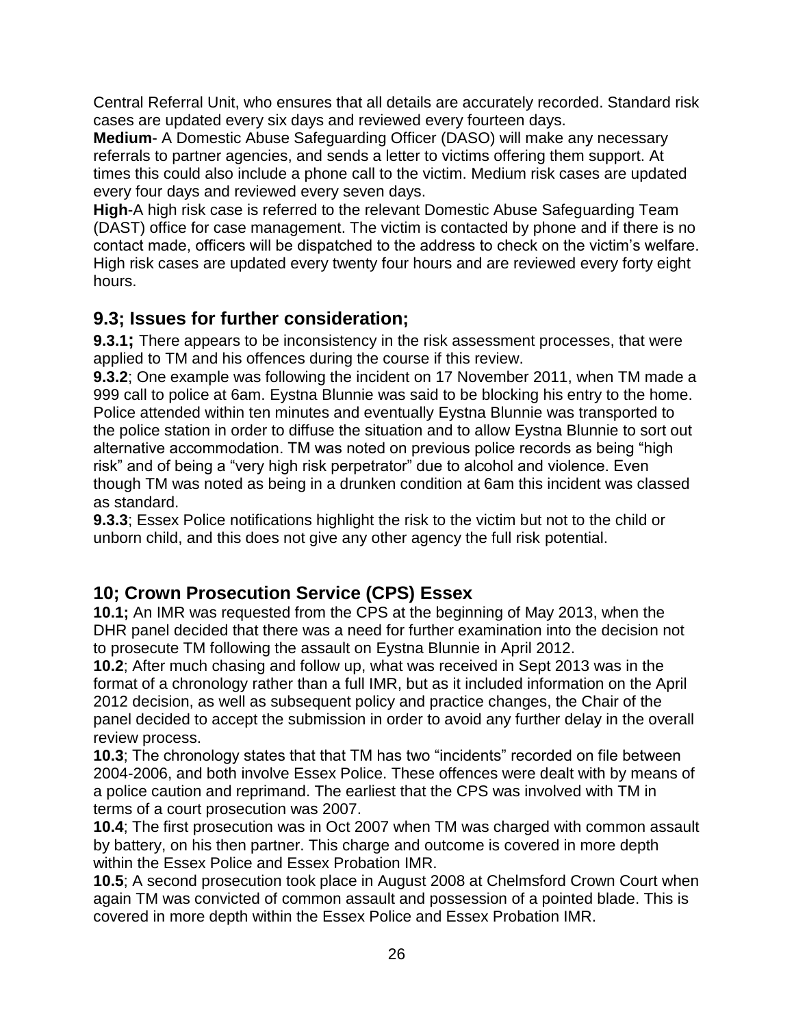Central Referral Unit, who ensures that all details are accurately recorded. Standard risk cases are updated every six days and reviewed every fourteen days.

**Medium**- A Domestic Abuse Safeguarding Officer (DASO) will make any necessary referrals to partner agencies, and sends a letter to victims offering them support. At times this could also include a phone call to the victim. Medium risk cases are updated every four days and reviewed every seven days.

**High**-A high risk case is referred to the relevant Domestic Abuse Safeguarding Team (DAST) office for case management. The victim is contacted by phone and if there is no contact made, officers will be dispatched to the address to check on the victim's welfare. High risk cases are updated every twenty four hours and are reviewed every forty eight hours.

## 9.3; Issues for further consideration;

**9.3.1;** There appears to be inconsistency in the risk assessment processes, that were applied to TM and his offences during the course if this review.

**9.3.2**; One example was following the incident on 17 November 2011, when TM made a 999 call to police at 6am. Eystna Blunnie was said to be blocking his entry to the home. Police attended within ten minutes and eventually Eystna Blunnie was transported to the police station in order to diffuse the situation and to allow Eystna Blunnie to sort out alternative accommodation. TM was noted on previous police records as being "high risk" and of being a "very high risk perpetrator" due to alcohol and violence. Even though TM was noted as being in a drunken condition at 6am this incident was classed as standard.

**9.3.3**; Essex Police notifications highlight the risk to the victim but not to the child or unborn child, and this does not give any other agency the full risk potential.

## 10; Crown Prosecution Service (CPS) Essex

**10.1;** An IMR was requested from the CPS at the beginning of May 2013, when the DHR panel decided that there was a need for further examination into the decision not to prosecute TM following the assault on Eystna Blunnie in April 2012.

**10.2**; After much chasing and follow up, what was received in Sept 2013 was in the format of a chronology rather than a full IMR, but as it included information on the April 2012 decision, as well as subsequent policy and practice changes, the Chair of the panel decided to accept the submission in order to avoid any further delay in the overall review process.

**10.3**; The chronology states that that TM has two "incidents" recorded on file between 2004-2006, and both involve Essex Police. These offences were dealt with by means of a police caution and reprimand. The earliest that the CPS was involved with TM in terms of a court prosecution was 2007.

**10.4**; The first prosecution was in Oct 2007 when TM was charged with common assault by battery, on his then partner. This charge and outcome is covered in more depth within the Essex Police and Essex Probation IMR.

**10.5**; A second prosecution took place in August 2008 at Chelmsford Crown Court when again TM was convicted of common assault and possession of a pointed blade. This is covered in more depth within the Essex Police and Essex Probation IMR.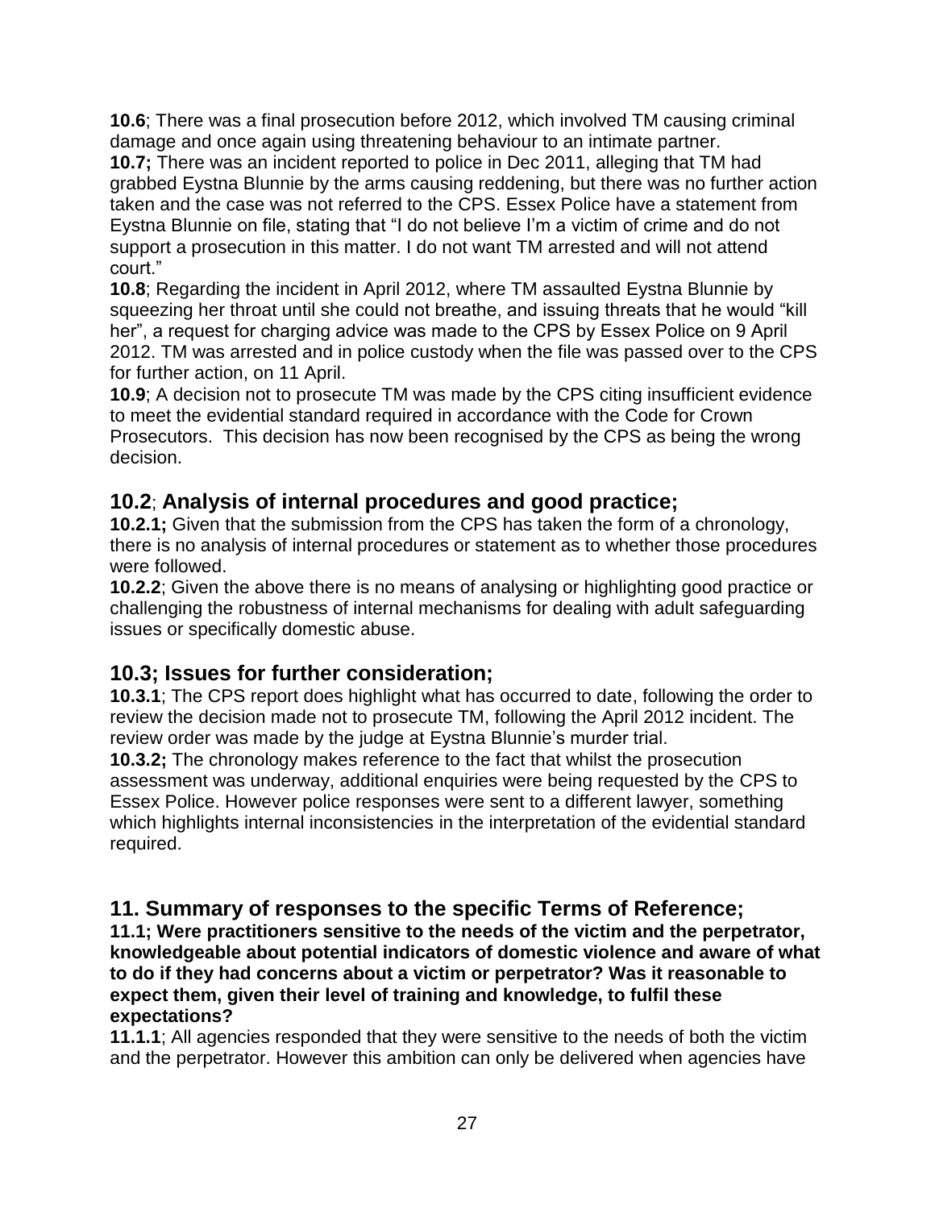**10.6**; There was a final prosecution before 2012, which involved TM causing criminal damage and once again using threatening behaviour to an intimate partner.

**10.7;** There was an incident reported to police in Dec 2011, alleging that TM had grabbed Eystna Blunnie by the arms causing reddening, but there was no further action taken and the case was not referred to the CPS. Essex Police have a statement from Eystna Blunnie on file, stating that "I do not believe I'm a victim of crime and do not support a prosecution in this matter. I do not want TM arrested and will not attend court."

**10.8**; Regarding the incident in April 2012, where TM assaulted Eystna Blunnie by squeezing her throat until she could not breathe, and issuing threats that he would "kill her", a request for charging advice was made to the CPS by Essex Police on 9 April 2012. TM was arrested and in police custody when the file was passed over to the CPS for further action, on 11 April.

**10.9**; A decision not to prosecute TM was made by the CPS citing insufficient evidence to meet the evidential standard required in accordance with the Code for Crown Prosecutors. This decision has now been recognised by the CPS as being the wrong decision.

## 10.2; Analysis of internal procedures and good practice;

**10.2.1;** Given that the submission from the CPS has taken the form of a chronology, there is no analysis of internal procedures or statement as to whether those procedures were followed.

**10.2.2**; Given the above there is no means of analysing or highlighting good practice or challenging the robustness of internal mechanisms for dealing with adult safeguarding issues or specifically domestic abuse.

## 10.3; Issues for further consideration;

**10.3.1**; The CPS report does highlight what has occurred to date, following the order to review the decision made not to prosecute TM, following the April 2012 incident. The review order was made by the judge at Eystna Blunnie's murder trial.

**10.3.2;** The chronology makes reference to the fact that whilst the prosecution assessment was underway, additional enquiries were being requested by the CPS to Essex Police. However police responses were sent to a different lawyer, something which highlights internal inconsistencies in the interpretation of the evidential standard required.

## 11. Summary of responses to the specific Terms of Reference;

**11.1; Were practitioners sensitive to the needs of the victim and the perpetrator, knowledgeable about potential indicators of domestic violence and aware of what to do if they had concerns about a victim or perpetrator? Was it reasonable to expect them, given their level of training and knowledge, to fulfil these expectations?**

**11.1.1**; All agencies responded that they were sensitive to the needs of both the victim and the perpetrator. However this ambition can only be delivered when agencies have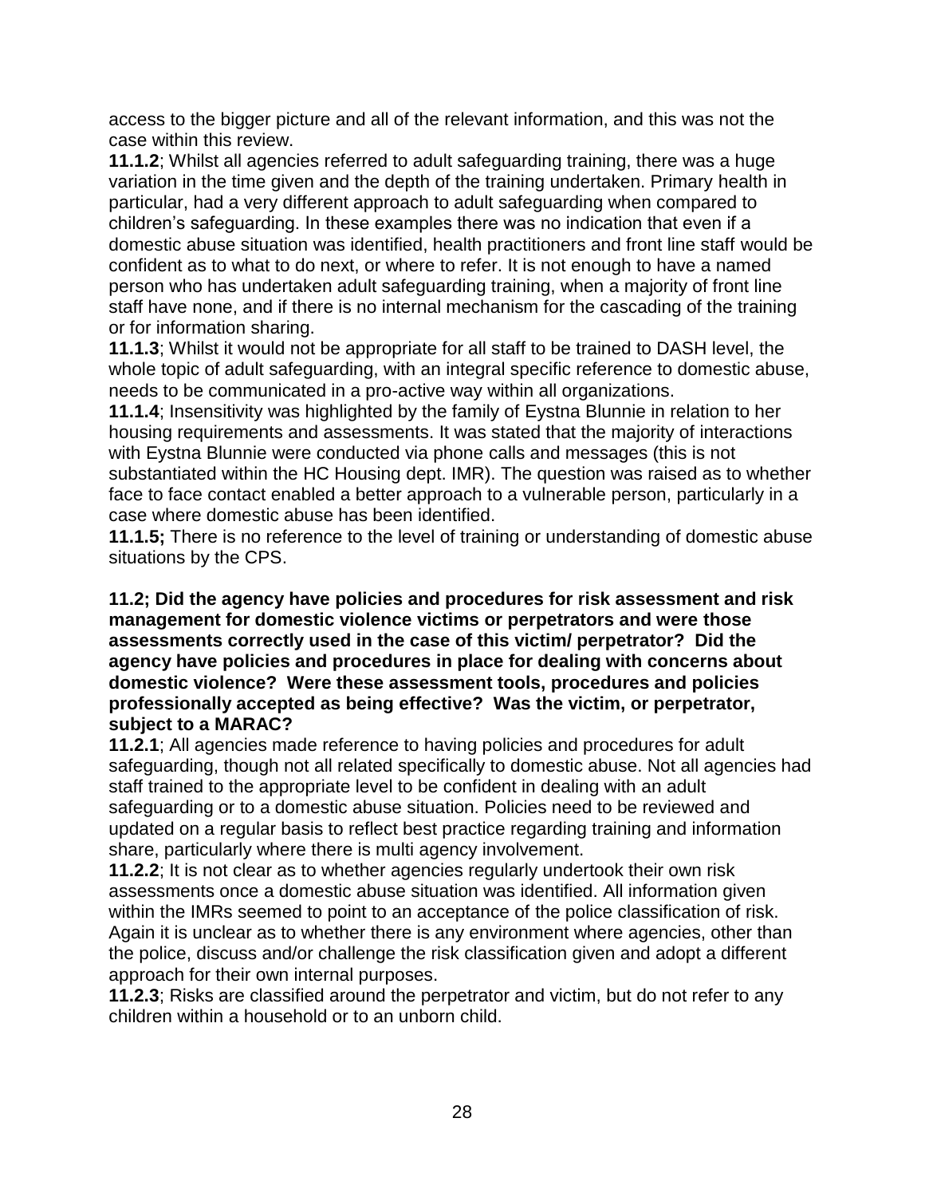access to the bigger picture and all of the relevant information, and this was not the case within this review.

**11.1.2**; Whilst all agencies referred to adult safeguarding training, there was a huge variation in the time given and the depth of the training undertaken. Primary health in particular, had a very different approach to adult safeguarding when compared to children's safeguarding. In these examples there was no indication that even if a domestic abuse situation was identified, health practitioners and front line staff would be confident as to what to do next, or where to refer. It is not enough to have a named person who has undertaken adult safeguarding training, when a majority of front line staff have none, and if there is no internal mechanism for the cascading of the training or for information sharing.

**11.1.3**; Whilst it would not be appropriate for all staff to be trained to DASH level, the whole topic of adult safeguarding, with an integral specific reference to domestic abuse, needs to be communicated in a pro-active way within all organizations.

**11.1.4**; Insensitivity was highlighted by the family of Eystna Blunnie in relation to her housing requirements and assessments. It was stated that the majority of interactions with Eystna Blunnie were conducted via phone calls and messages (this is not substantiated within the HC Housing dept. IMR). The question was raised as to whether face to face contact enabled a better approach to a vulnerable person, particularly in a case where domestic abuse has been identified.

**11.1.5;** There is no reference to the level of training or understanding of domestic abuse situations by the CPS.

**11.2; Did the agency have policies and procedures for risk assessment and risk management for domestic violence victims or perpetrators and were those assessments correctly used in the case of this victim/ perpetrator? Did the agency have policies and procedures in place for dealing with concerns about domestic violence? Were these assessment tools, procedures and policies professionally accepted as being effective? Was the victim, or perpetrator, subject to a MARAC?**

**11.2.1**; All agencies made reference to having policies and procedures for adult safeguarding, though not all related specifically to domestic abuse. Not all agencies had staff trained to the appropriate level to be confident in dealing with an adult safeguarding or to a domestic abuse situation. Policies need to be reviewed and updated on a regular basis to reflect best practice regarding training and information share, particularly where there is multi agency involvement.

**11.2.2**; It is not clear as to whether agencies regularly undertook their own risk assessments once a domestic abuse situation was identified. All information given within the IMRs seemed to point to an acceptance of the police classification of risk. Again it is unclear as to whether there is any environment where agencies, other than the police, discuss and/or challenge the risk classification given and adopt a different approach for their own internal purposes.

**11.2.3**; Risks are classified around the perpetrator and victim, but do not refer to any children within a household or to an unborn child.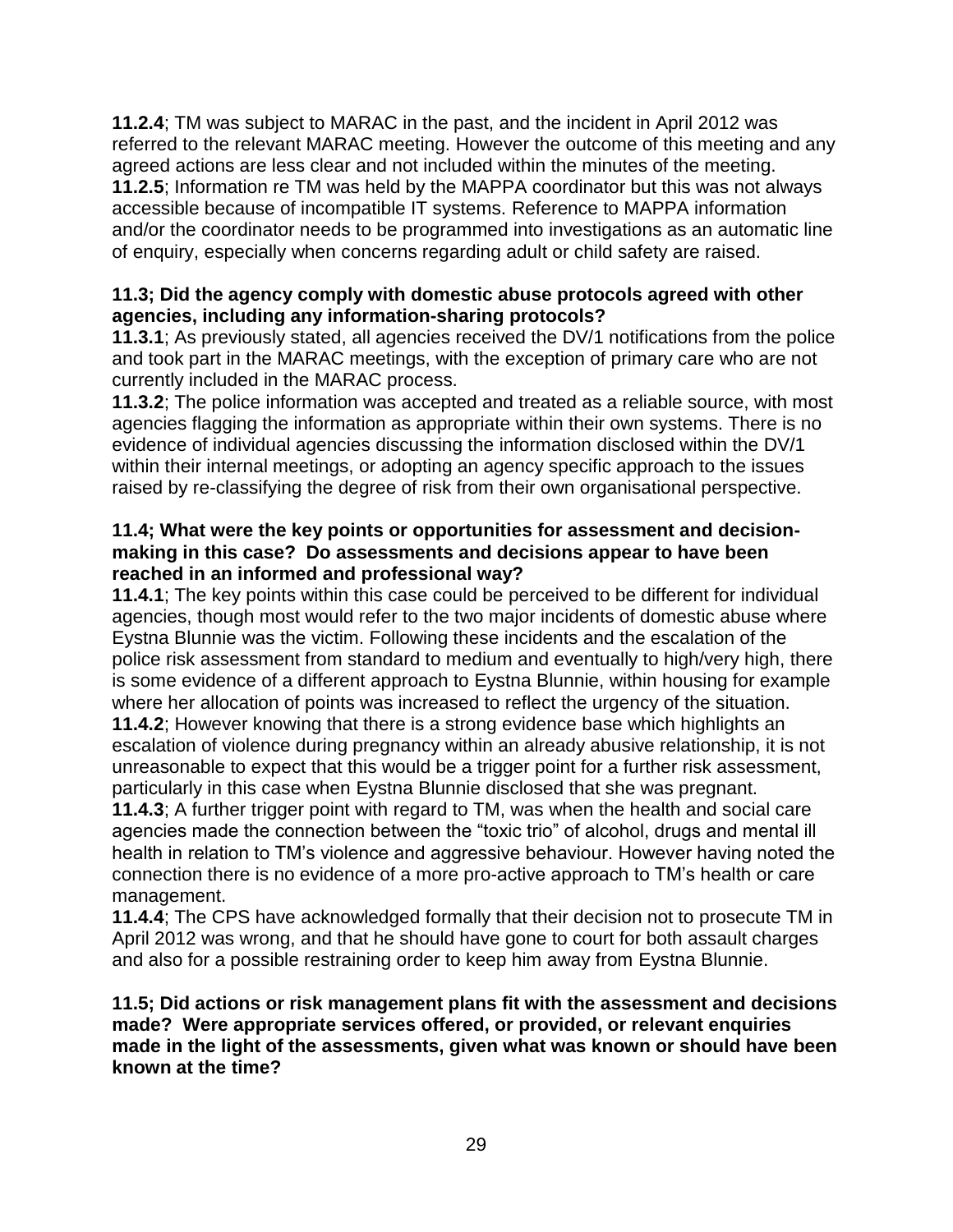**11.2.4**; TM was subject to MARAC in the past, and the incident in April 2012 was referred to the relevant MARAC meeting. However the outcome of this meeting and any agreed actions are less clear and not included within the minutes of the meeting.
**11.2.5**; Information re TM was held by the MAPPA coordinator but this was not always accessible because of incompatible IT systems. Reference to MAPPA information and/or the coordinator needs to be programmed into investigations as an automatic line of enquiry, especially when concerns regarding adult or child safety are raised.

**11.3; Did the agency comply with domestic abuse protocols agreed with other agencies, including any information-sharing protocols?**
**11.3.1**; As previously stated, all agencies received the DV/1 notifications from the police and took part in the MARAC meetings, with the exception of primary care who are not currently included in the MARAC process.
**11.3.2**; The police information was accepted and treated as a reliable source, with most agencies flagging the information as appropriate within their own systems. There is no evidence of individual agencies discussing the information disclosed within the DV/1 within their internal meetings, or adopting an agency specific approach to the issues raised by re-classifying the degree of risk from their own organisational perspective.

**11.4; What were the key points or opportunities for assessment and decision-making in this case? Do assessments and decisions appear to have been reached in an informed and professional way?**
**11.4.1**; The key points within this case could be perceived to be different for individual agencies, though most would refer to the two major incidents of domestic abuse where Eystna Blunnie was the victim. Following these incidents and the escalation of the police risk assessment from standard to medium and eventually to high/very high, there is some evidence of a different approach to Eystna Blunnie, within housing for example where her allocation of points was increased to reflect the urgency of the situation.
**11.4.2**; However knowing that there is a strong evidence base which highlights an escalation of violence during pregnancy within an already abusive relationship, it is not unreasonable to expect that this would be a trigger point for a further risk assessment, particularly in this case when Eystna Blunnie disclosed that she was pregnant.
**11.4.3**; A further trigger point with regard to TM, was when the health and social care agencies made the connection between the "toxic trio" of alcohol, drugs and mental ill health in relation to TM's violence and aggressive behaviour. However having noted the connection there is no evidence of a more pro-active approach to TM's health or care management.
**11.4.4**; The CPS have acknowledged formally that their decision not to prosecute TM in April 2012 was wrong, and that he should have gone to court for both assault charges and also for a possible restraining order to keep him away from Eystna Blunnie.

**11.5; Did actions or risk management plans fit with the assessment and decisions made? Were appropriate services offered, or provided, or relevant enquiries made in the light of the assessments, given what was known or should have been known at the time?**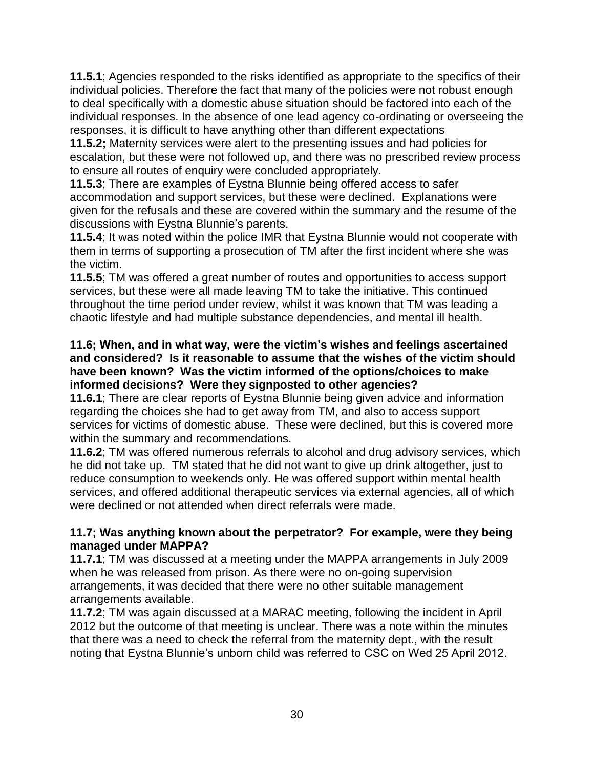**11.5.1**; Agencies responded to the risks identified as appropriate to the specifics of their individual policies. Therefore the fact that many of the policies were not robust enough to deal specifically with a domestic abuse situation should be factored into each of the individual responses. In the absence of one lead agency co-ordinating or overseeing the responses, it is difficult to have anything other than different expectations

**11.5.2;** Maternity services were alert to the presenting issues and had policies for escalation, but these were not followed up, and there was no prescribed review process to ensure all routes of enquiry were concluded appropriately.

**11.5.3**; There are examples of Eystna Blunnie being offered access to safer accommodation and support services, but these were declined. Explanations were given for the refusals and these are covered within the summary and the resume of the discussions with Eystna Blunnie's parents.

**11.5.4**; It was noted within the police IMR that Eystna Blunnie would not cooperate with them in terms of supporting a prosecution of TM after the first incident where she was the victim.

**11.5.5**; TM was offered a great number of routes and opportunities to access support services, but these were all made leaving TM to take the initiative. This continued throughout the time period under review, whilst it was known that TM was leading a chaotic lifestyle and had multiple substance dependencies, and mental ill health.

**11.6; When, and in what way, were the victim's wishes and feelings ascertained and considered? Is it reasonable to assume that the wishes of the victim should have been known? Was the victim informed of the options/choices to make informed decisions? Were they signposted to other agencies?**

**11.6.1**; There are clear reports of Eystna Blunnie being given advice and information regarding the choices she had to get away from TM, and also to access support services for victims of domestic abuse. These were declined, but this is covered more within the summary and recommendations.

**11.6.2**; TM was offered numerous referrals to alcohol and drug advisory services, which he did not take up. TM stated that he did not want to give up drink altogether, just to reduce consumption to weekends only. He was offered support within mental health services, and offered additional therapeutic services via external agencies, all of which were declined or not attended when direct referrals were made.

**11.7; Was anything known about the perpetrator? For example, were they being managed under MAPPA?**

**11.7.1**; TM was discussed at a meeting under the MAPPA arrangements in July 2009 when he was released from prison. As there were no on-going supervision arrangements, it was decided that there were no other suitable management arrangements available.

**11.7.2**; TM was again discussed at a MARAC meeting, following the incident in April 2012 but the outcome of that meeting is unclear. There was a note within the minutes that there was a need to check the referral from the maternity dept., with the result noting that Eystna Blunnie's unborn child was referred to CSC on Wed 25 April 2012.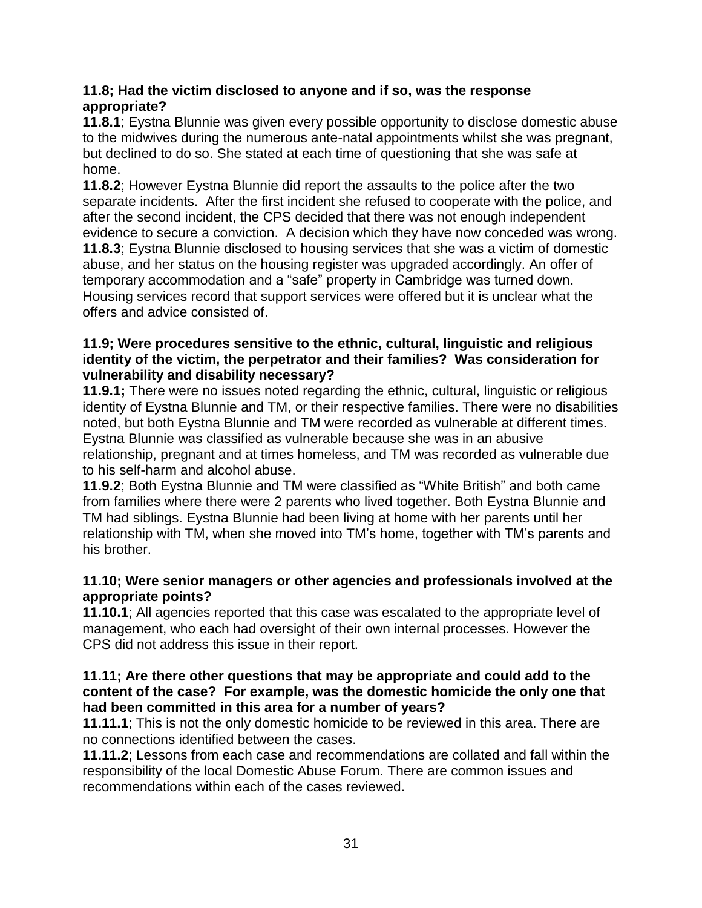**11.8; Had the victim disclosed to anyone and if so, was the response appropriate?**

**11.8.1**; Eystna Blunnie was given every possible opportunity to disclose domestic abuse to the midwives during the numerous ante-natal appointments whilst she was pregnant, but declined to do so. She stated at each time of questioning that she was safe at home.

**11.8.2**; However Eystna Blunnie did report the assaults to the police after the two separate incidents. After the first incident she refused to cooperate with the police, and after the second incident, the CPS decided that there was not enough independent evidence to secure a conviction. A decision which they have now conceded was wrong.

**11.8.3**; Eystna Blunnie disclosed to housing services that she was a victim of domestic abuse, and her status on the housing register was upgraded accordingly. An offer of temporary accommodation and a "safe" property in Cambridge was turned down. Housing services record that support services were offered but it is unclear what the offers and advice consisted of.

**11.9; Were procedures sensitive to the ethnic, cultural, linguistic and religious identity of the victim, the perpetrator and their families? Was consideration for vulnerability and disability necessary?**

**11.9.1;** There were no issues noted regarding the ethnic, cultural, linguistic or religious identity of Eystna Blunnie and TM, or their respective families. There were no disabilities noted, but both Eystna Blunnie and TM were recorded as vulnerable at different times. Eystna Blunnie was classified as vulnerable because she was in an abusive relationship, pregnant and at times homeless, and TM was recorded as vulnerable due to his self-harm and alcohol abuse.

**11.9.2**; Both Eystna Blunnie and TM were classified as "White British" and both came from families where there were 2 parents who lived together. Both Eystna Blunnie and TM had siblings. Eystna Blunnie had been living at home with her parents until her relationship with TM, when she moved into TM's home, together with TM's parents and his brother.

**11.10; Were senior managers or other agencies and professionals involved at the appropriate points?**

**11.10.1**; All agencies reported that this case was escalated to the appropriate level of management, who each had oversight of their own internal processes. However the CPS did not address this issue in their report.

**11.11; Are there other questions that may be appropriate and could add to the content of the case? For example, was the domestic homicide the only one that had been committed in this area for a number of years?**

**11.11.1**; This is not the only domestic homicide to be reviewed in this area. There are no connections identified between the cases.

**11.11.2**; Lessons from each case and recommendations are collated and fall within the responsibility of the local Domestic Abuse Forum. There are common issues and recommendations within each of the cases reviewed.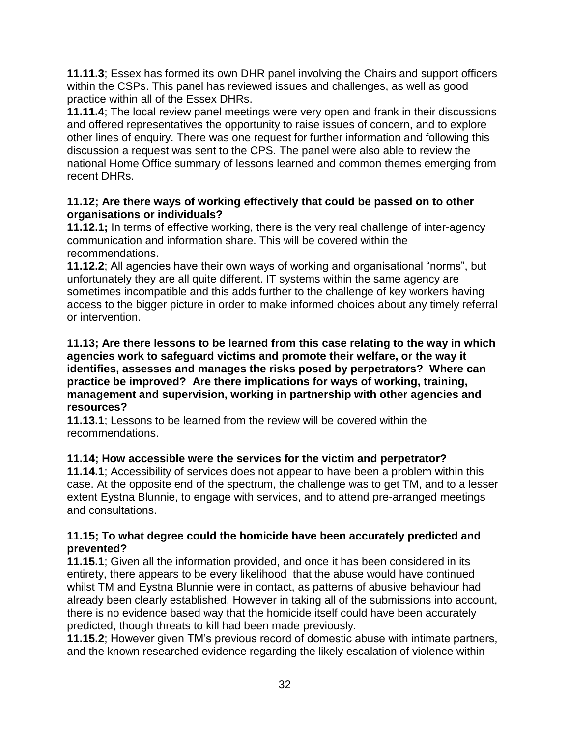**11.11.3**; Essex has formed its own DHR panel involving the Chairs and support officers within the CSPs. This panel has reviewed issues and challenges, as well as good practice within all of the Essex DHRs.

**11.11.4**; The local review panel meetings were very open and frank in their discussions and offered representatives the opportunity to raise issues of concern, and to explore other lines of enquiry. There was one request for further information and following this discussion a request was sent to the CPS. The panel were also able to review the national Home Office summary of lessons learned and common themes emerging from recent DHRs.

**11.12; Are there ways of working effectively that could be passed on to other organisations or individuals?**

**11.12.1;** In terms of effective working, there is the very real challenge of inter-agency communication and information share. This will be covered within the recommendations.

**11.12.2**; All agencies have their own ways of working and organisational "norms", but unfortunately they are all quite different. IT systems within the same agency are sometimes incompatible and this adds further to the challenge of key workers having access to the bigger picture in order to make informed choices about any timely referral or intervention.

**11.13; Are there lessons to be learned from this case relating to the way in which agencies work to safeguard victims and promote their welfare, or the way it identifies, assesses and manages the risks posed by perpetrators? Where can practice be improved? Are there implications for ways of working, training, management and supervision, working in partnership with other agencies and resources?**

**11.13.1**; Lessons to be learned from the review will be covered within the recommendations.

**11.14; How accessible were the services for the victim and perpetrator?**

**11.14.1**; Accessibility of services does not appear to have been a problem within this case. At the opposite end of the spectrum, the challenge was to get TM, and to a lesser extent Eystna Blunnie, to engage with services, and to attend pre-arranged meetings and consultations.

**11.15; To what degree could the homicide have been accurately predicted and prevented?**

**11.15.1**; Given all the information provided, and once it has been considered in its entirety, there appears to be every likelihood that the abuse would have continued whilst TM and Eystna Blunnie were in contact, as patterns of abusive behaviour had already been clearly established. However in taking all of the submissions into account, there is no evidence based way that the homicide itself could have been accurately predicted, though threats to kill had been made previously.

**11.15.2**; However given TM's previous record of domestic abuse with intimate partners, and the known researched evidence regarding the likely escalation of violence within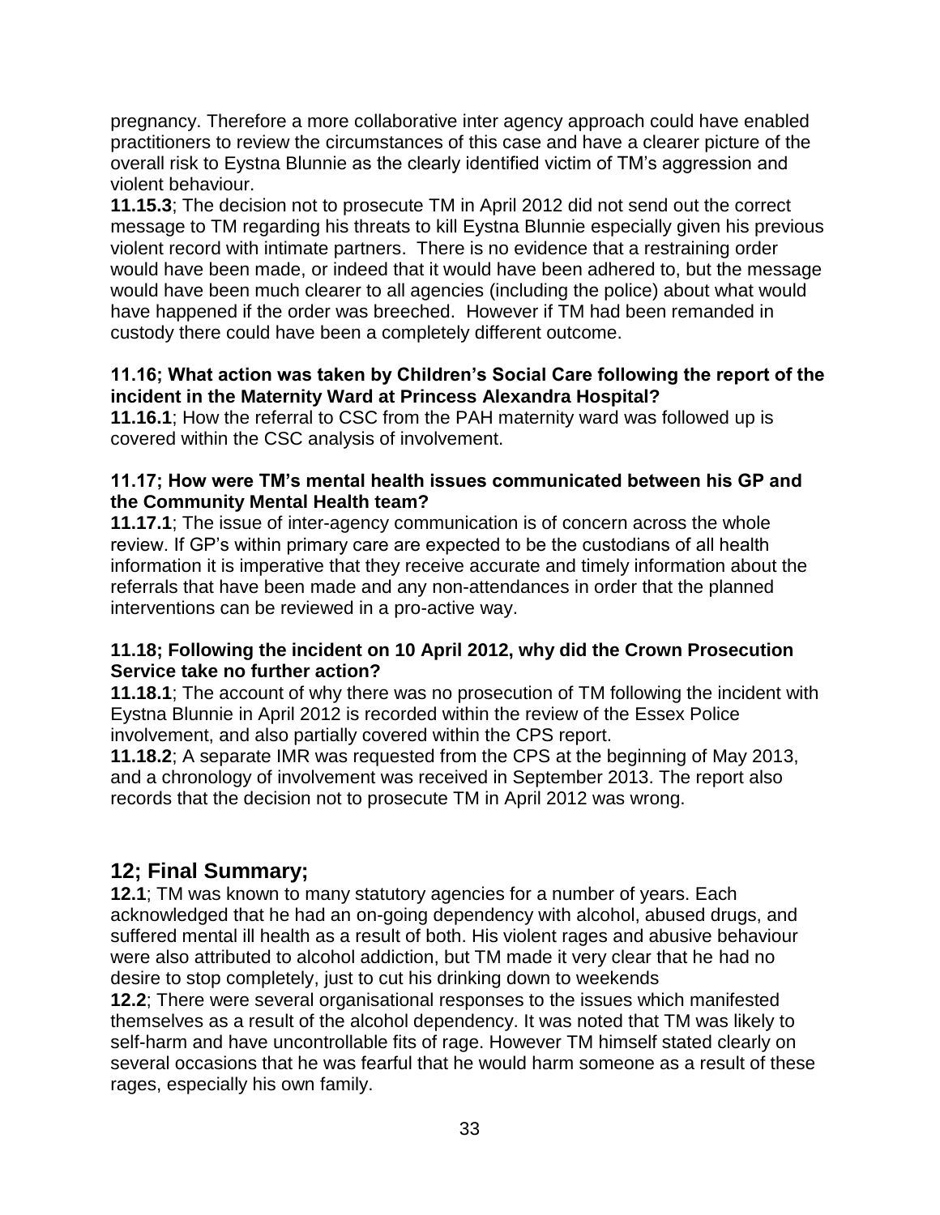pregnancy. Therefore a more collaborative inter agency approach could have enabled practitioners to review the circumstances of this case and have a clearer picture of the overall risk to Eystna Blunnie as the clearly identified victim of TM's aggression and violent behaviour.

**11.15.3**; The decision not to prosecute TM in April 2012 did not send out the correct message to TM regarding his threats to kill Eystna Blunnie especially given his previous violent record with intimate partners. There is no evidence that a restraining order would have been made, or indeed that it would have been adhered to, but the message would have been much clearer to all agencies (including the police) about what would have happened if the order was breeched. However if TM had been remanded in custody there could have been a completely different outcome.

**11.16; What action was taken by Children's Social Care following the report of the incident in the Maternity Ward at Princess Alexandra Hospital?**

**11.16.1**; How the referral to CSC from the PAH maternity ward was followed up is covered within the CSC analysis of involvement.

**11.17; How were TM's mental health issues communicated between his GP and the Community Mental Health team?**

**11.17.1**; The issue of inter-agency communication is of concern across the whole review. If GP's within primary care are expected to be the custodians of all health information it is imperative that they receive accurate and timely information about the referrals that have been made and any non-attendances in order that the planned interventions can be reviewed in a pro-active way.

**11.18; Following the incident on 10 April 2012, why did the Crown Prosecution Service take no further action?**

**11.18.1**; The account of why there was no prosecution of TM following the incident with Eystna Blunnie in April 2012 is recorded within the review of the Essex Police involvement, and also partially covered within the CPS report.

**11.18.2**; A separate IMR was requested from the CPS at the beginning of May 2013, and a chronology of involvement was received in September 2013. The report also records that the decision not to prosecute TM in April 2012 was wrong.

## 12; Final Summary;

**12.1**; TM was known to many statutory agencies for a number of years. Each acknowledged that he had an on-going dependency with alcohol, abused drugs, and suffered mental ill health as a result of both. His violent rages and abusive behaviour were also attributed to alcohol addiction, but TM made it very clear that he had no desire to stop completely, just to cut his drinking down to weekends

**12.2**; There were several organisational responses to the issues which manifested themselves as a result of the alcohol dependency. It was noted that TM was likely to self-harm and have uncontrollable fits of rage. However TM himself stated clearly on several occasions that he was fearful that he would harm someone as a result of these rages, especially his own family.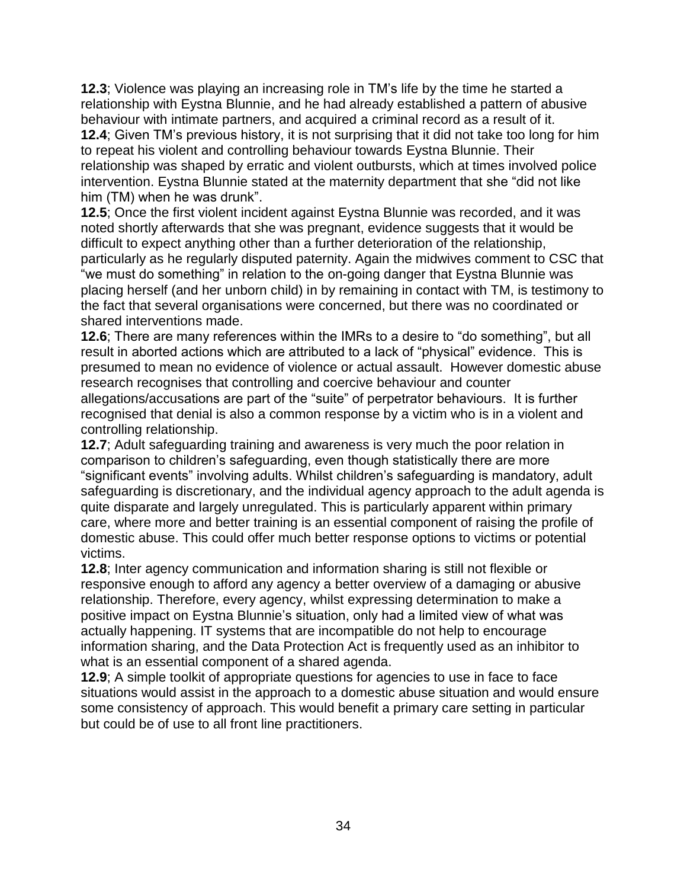**12.3**; Violence was playing an increasing role in TM's life by the time he started a relationship with Eystna Blunnie, and he had already established a pattern of abusive behaviour with intimate partners, and acquired a criminal record as a result of it.

**12.4**; Given TM's previous history, it is not surprising that it did not take too long for him to repeat his violent and controlling behaviour towards Eystna Blunnie. Their relationship was shaped by erratic and violent outbursts, which at times involved police intervention. Eystna Blunnie stated at the maternity department that she "did not like him (TM) when he was drunk".

**12.5**; Once the first violent incident against Eystna Blunnie was recorded, and it was noted shortly afterwards that she was pregnant, evidence suggests that it would be difficult to expect anything other than a further deterioration of the relationship, particularly as he regularly disputed paternity. Again the midwives comment to CSC that "we must do something" in relation to the on-going danger that Eystna Blunnie was placing herself (and her unborn child) in by remaining in contact with TM, is testimony to the fact that several organisations were concerned, but there was no coordinated or shared interventions made.

**12.6**; There are many references within the IMRs to a desire to "do something", but all result in aborted actions which are attributed to a lack of "physical" evidence. This is presumed to mean no evidence of violence or actual assault. However domestic abuse research recognises that controlling and coercive behaviour and counter allegations/accusations are part of the "suite" of perpetrator behaviours. It is further recognised that denial is also a common response by a victim who is in a violent and controlling relationship.

**12.7**; Adult safeguarding training and awareness is very much the poor relation in comparison to children's safeguarding, even though statistically there are more "significant events" involving adults. Whilst children's safeguarding is mandatory, adult safeguarding is discretionary, and the individual agency approach to the adult agenda is quite disparate and largely unregulated. This is particularly apparent within primary care, where more and better training is an essential component of raising the profile of domestic abuse. This could offer much better response options to victims or potential victims.

**12.8**; Inter agency communication and information sharing is still not flexible or responsive enough to afford any agency a better overview of a damaging or abusive relationship. Therefore, every agency, whilst expressing determination to make a positive impact on Eystna Blunnie's situation, only had a limited view of what was actually happening. IT systems that are incompatible do not help to encourage information sharing, and the Data Protection Act is frequently used as an inhibitor to what is an essential component of a shared agenda.

**12.9**; A simple toolkit of appropriate questions for agencies to use in face to face situations would assist in the approach to a domestic abuse situation and would ensure some consistency of approach. This would benefit a primary care setting in particular but could be of use to all front line practitioners.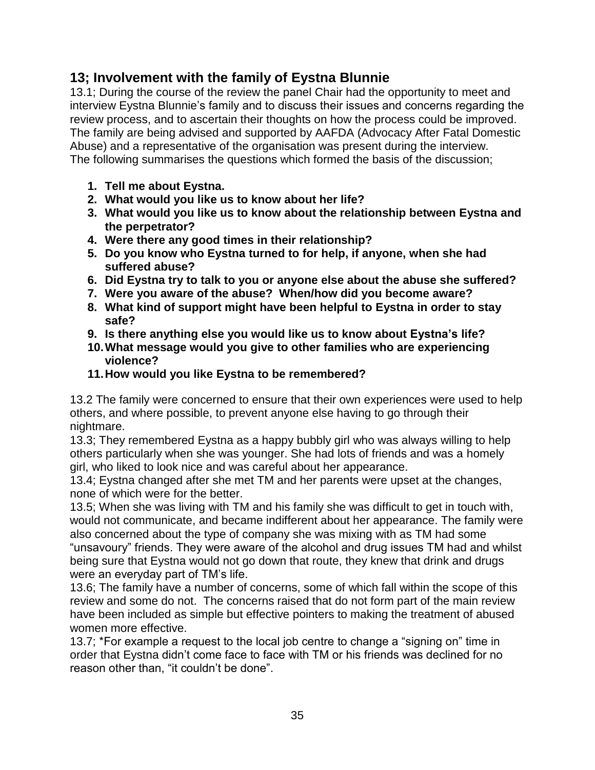## 13; Involvement with the family of Eystna Blunnie

13.1; During the course of the review the panel Chair had the opportunity to meet and interview Eystna Blunnie's family and to discuss their issues and concerns regarding the review process, and to ascertain their thoughts on how the process could be improved. The family are being advised and supported by AAFDA (Advocacy After Fatal Domestic Abuse) and a representative of the organisation was present during the interview. The following summarises the questions which formed the basis of the discussion;

1. **Tell me about Eystna.**
2. **What would you like us to know about her life?**
3. **What would you like us to know about the relationship between Eystna and the perpetrator?**
4. **Were there any good times in their relationship?**
5. **Do you know who Eystna turned to for help, if anyone, when she had suffered abuse?**
6. **Did Eystna try to talk to you or anyone else about the abuse she suffered?**
7. **Were you aware of the abuse? When/how did you become aware?**
8. **What kind of support might have been helpful to Eystna in order to stay safe?**
9. **Is there anything else you would like us to know about Eystna's life?**
10. **What message would you give to other families who are experiencing violence?**
11. **How would you like Eystna to be remembered?**

13.2 The family were concerned to ensure that their own experiences were used to help others, and where possible, to prevent anyone else having to go through their nightmare.

13.3; They remembered Eystna as a happy bubbly girl who was always willing to help others particularly when she was younger. She had lots of friends and was a homely girl, who liked to look nice and was careful about her appearance.

13.4; Eystna changed after she met TM and her parents were upset at the changes, none of which were for the better.

13.5; When she was living with TM and his family she was difficult to get in touch with, would not communicate, and became indifferent about her appearance. The family were also concerned about the type of company she was mixing with as TM had some "unsavoury" friends. They were aware of the alcohol and drug issues TM had and whilst being sure that Eystna would not go down that route, they knew that drink and drugs were an everyday part of TM's life.

13.6; The family have a number of concerns, some of which fall within the scope of this review and some do not. The concerns raised that do not form part of the main review have been included as simple but effective pointers to making the treatment of abused women more effective.

13.7; *For example a request to the local job centre to change a "signing on" time in order that Eystna didn't come face to face with TM or his friends was declined for no reason other than, "it couldn't be done".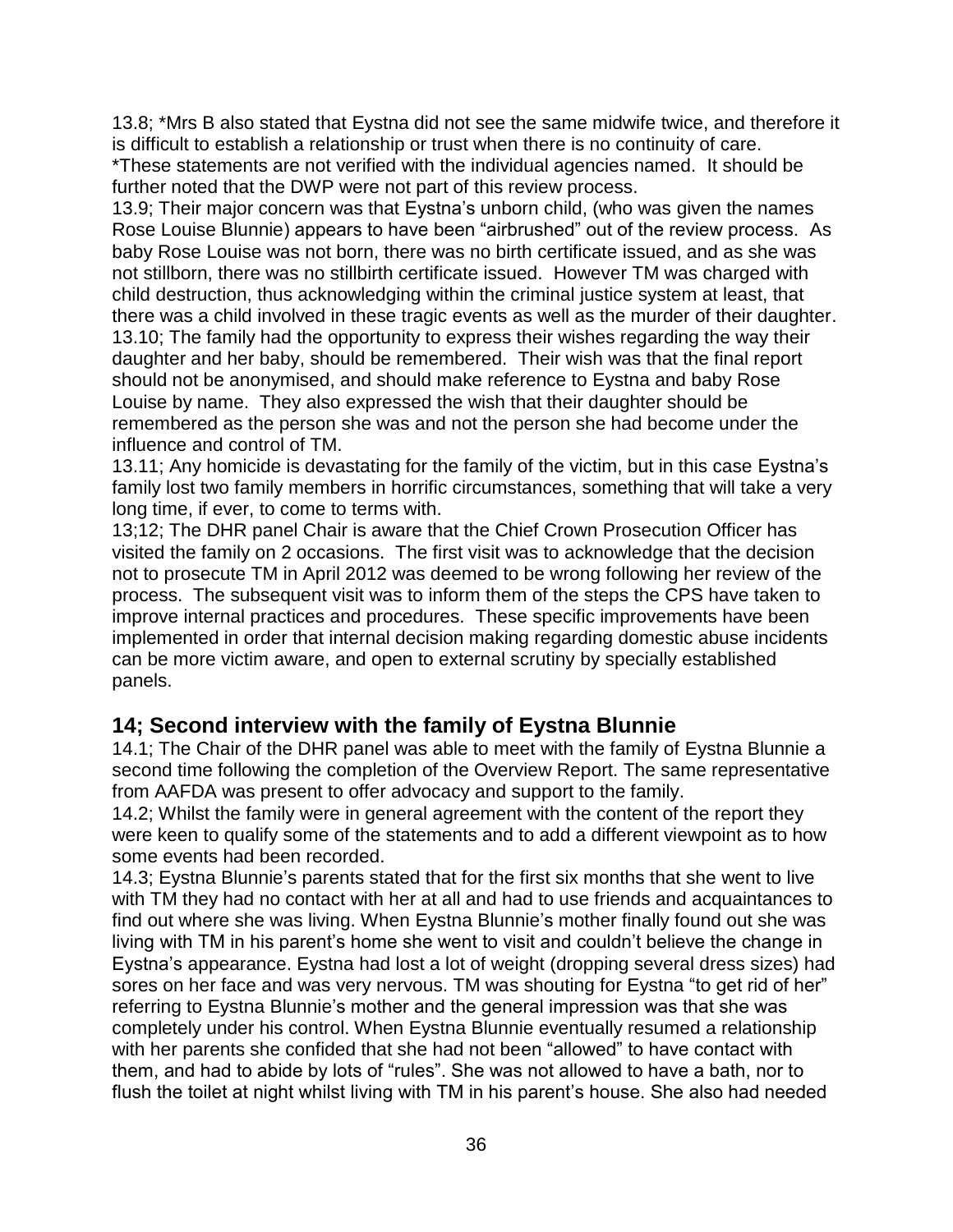13.8; *Mrs B also stated that Eystna did not see the same midwife twice, and therefore it is difficult to establish a relationship or trust when there is no continuity of care.
*These statements are not verified with the individual agencies named. It should be further noted that the DWP were not part of this review process.

13.9; Their major concern was that Eystna's unborn child, (who was given the names Rose Louise Blunnie) appears to have been "airbrushed" out of the review process. As baby Rose Louise was not born, there was no birth certificate issued, and as she was not stillborn, there was no stillbirth certificate issued. However TM was charged with child destruction, thus acknowledging within the criminal justice system at least, that there was a child involved in these tragic events as well as the murder of their daughter.

13.10; The family had the opportunity to express their wishes regarding the way their daughter and her baby, should be remembered. Their wish was that the final report should not be anonymised, and should make reference to Eystna and baby Rose Louise by name. They also expressed the wish that their daughter should be remembered as the person she was and not the person she had become under the influence and control of TM.

13.11; Any homicide is devastating for the family of the victim, but in this case Eystna's family lost two family members in horrific circumstances, something that will take a very long time, if ever, to come to terms with.

13;12; The DHR panel Chair is aware that the Chief Crown Prosecution Officer has visited the family on 2 occasions. The first visit was to acknowledge that the decision not to prosecute TM in April 2012 was deemed to be wrong following her review of the process. The subsequent visit was to inform them of the steps the CPS have taken to improve internal practices and procedures. These specific improvements have been implemented in order that internal decision making regarding domestic abuse incidents can be more victim aware, and open to external scrutiny by specially established panels.

## 14; Second interview with the family of Eystna Blunnie

14.1; The Chair of the DHR panel was able to meet with the family of Eystna Blunnie a second time following the completion of the Overview Report. The same representative from AAFDA was present to offer advocacy and support to the family.

14.2; Whilst the family were in general agreement with the content of the report they were keen to qualify some of the statements and to add a different viewpoint as to how some events had been recorded.

14.3; Eystna Blunnie's parents stated that for the first six months that she went to live with TM they had no contact with her at all and had to use friends and acquaintances to find out where she was living. When Eystna Blunnie's mother finally found out she was living with TM in his parent's home she went to visit and couldn't believe the change in Eystna's appearance. Eystna had lost a lot of weight (dropping several dress sizes) had sores on her face and was very nervous. TM was shouting for Eystna "to get rid of her" referring to Eystna Blunnie's mother and the general impression was that she was completely under his control. When Eystna Blunnie eventually resumed a relationship with her parents she confided that she had not been "allowed" to have contact with them, and had to abide by lots of "rules". She was not allowed to have a bath, nor to flush the toilet at night whilst living with TM in his parent's house. She also had needed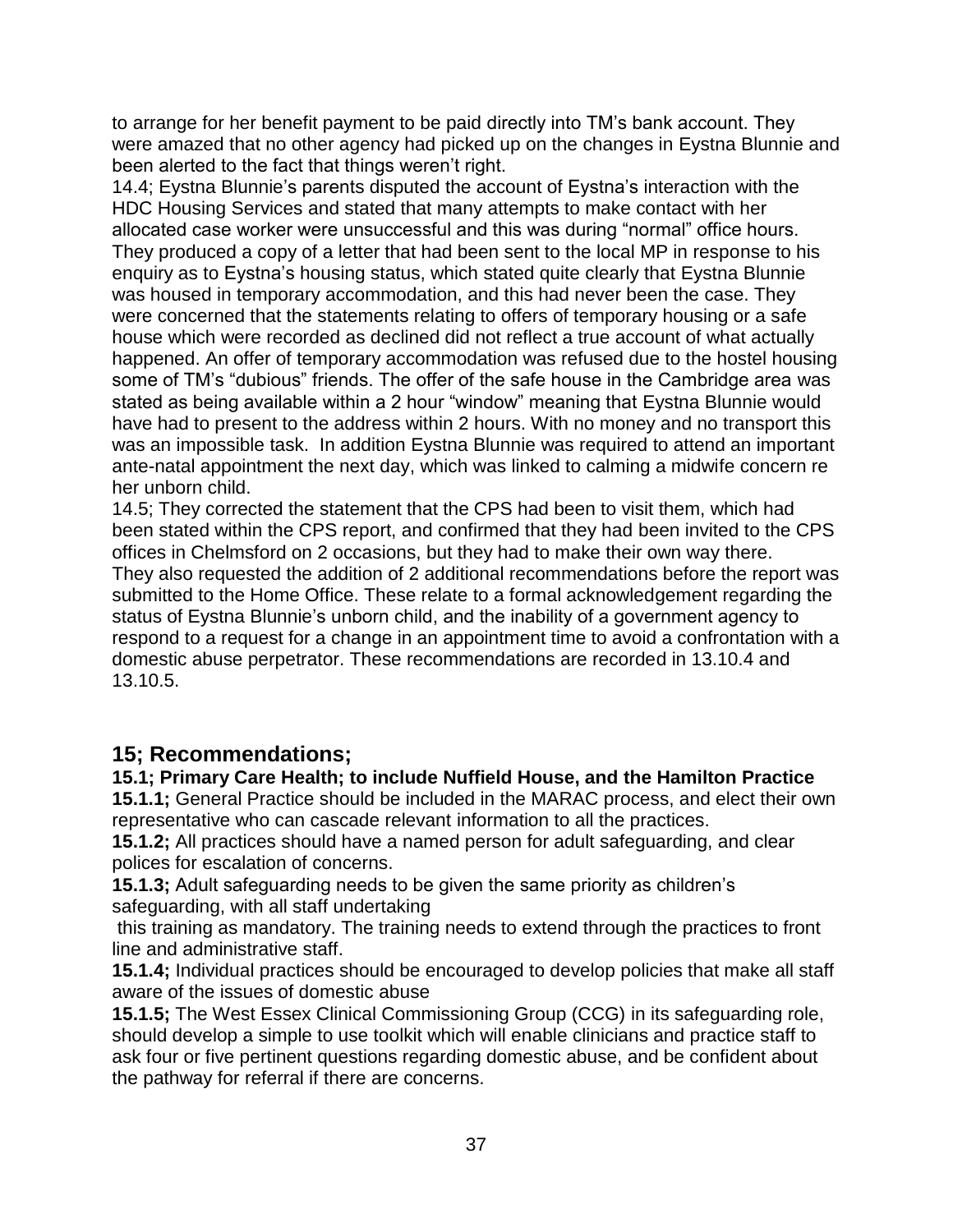to arrange for her benefit payment to be paid directly into TM's bank account. They were amazed that no other agency had picked up on the changes in Eystna Blunnie and been alerted to the fact that things weren't right.

14.4; Eystna Blunnie's parents disputed the account of Eystna's interaction with the HDC Housing Services and stated that many attempts to make contact with her allocated case worker were unsuccessful and this was during "normal" office hours. They produced a copy of a letter that had been sent to the local MP in response to his enquiry as to Eystna's housing status, which stated quite clearly that Eystna Blunnie was housed in temporary accommodation, and this had never been the case. They were concerned that the statements relating to offers of temporary housing or a safe house which were recorded as declined did not reflect a true account of what actually happened. An offer of temporary accommodation was refused due to the hostel housing some of TM's "dubious" friends. The offer of the safe house in the Cambridge area was stated as being available within a 2 hour "window" meaning that Eystna Blunnie would have had to present to the address within 2 hours. With no money and no transport this was an impossible task. In addition Eystna Blunnie was required to attend an important ante-natal appointment the next day, which was linked to calming a midwife concern re her unborn child.

14.5; They corrected the statement that the CPS had been to visit them, which had been stated within the CPS report, and confirmed that they had been invited to the CPS offices in Chelmsford on 2 occasions, but they had to make their own way there. They also requested the addition of 2 additional recommendations before the report was submitted to the Home Office. These relate to a formal acknowledgement regarding the status of Eystna Blunnie's unborn child, and the inability of a government agency to respond to a request for a change in an appointment time to avoid a confrontation with a domestic abuse perpetrator. These recommendations are recorded in 13.10.4 and 13.10.5.

## 15; Recommendations;

**15.1; Primary Care Health; to include Nuffield House, and the Hamilton Practice**

**15.1.1;** General Practice should be included in the MARAC process, and elect their own representative who can cascade relevant information to all the practices.

**15.1.2;** All practices should have a named person for adult safeguarding, and clear polices for escalation of concerns.

**15.1.3;** Adult safeguarding needs to be given the same priority as children's safeguarding, with all staff undertaking this training as mandatory. The training needs to extend through the practices to front line and administrative staff.

**15.1.4;** Individual practices should be encouraged to develop policies that make all staff aware of the issues of domestic abuse

**15.1.5;** The West Essex Clinical Commissioning Group (CCG) in its safeguarding role, should develop a simple to use toolkit which will enable clinicians and practice staff to ask four or five pertinent questions regarding domestic abuse, and be confident about the pathway for referral if there are concerns.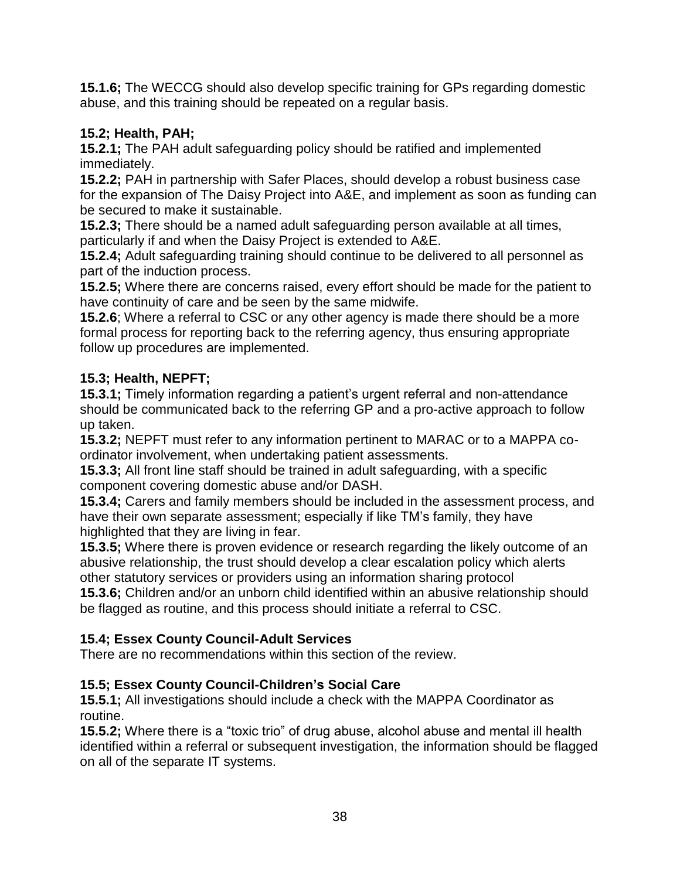**15.1.6;** The WECCG should also develop specific training for GPs regarding domestic abuse, and this training should be repeated on a regular basis.

**15.2; Health, PAH;**

**15.2.1;** The PAH adult safeguarding policy should be ratified and implemented immediately.

**15.2.2;** PAH in partnership with Safer Places, should develop a robust business case for the expansion of The Daisy Project into A&E, and implement as soon as funding can be secured to make it sustainable.

**15.2.3;** There should be a named adult safeguarding person available at all times, particularly if and when the Daisy Project is extended to A&E.

**15.2.4;** Adult safeguarding training should continue to be delivered to all personnel as part of the induction process.

**15.2.5;** Where there are concerns raised, every effort should be made for the patient to have continuity of care and be seen by the same midwife.

**15.2.6**; Where a referral to CSC or any other agency is made there should be a more formal process for reporting back to the referring agency, thus ensuring appropriate follow up procedures are implemented.

**15.3; Health, NEPFT;**

**15.3.1;** Timely information regarding a patient's urgent referral and non-attendance should be communicated back to the referring GP and a pro-active approach to follow up taken.

**15.3.2;** NEPFT must refer to any information pertinent to MARAC or to a MAPPA co-ordinator involvement, when undertaking patient assessments.

**15.3.3;** All front line staff should be trained in adult safeguarding, with a specific component covering domestic abuse and/or DASH.

**15.3.4;** Carers and family members should be included in the assessment process, and have their own separate assessment; especially if like TM's family, they have highlighted that they are living in fear.

**15.3.5;** Where there is proven evidence or research regarding the likely outcome of an abusive relationship, the trust should develop a clear escalation policy which alerts other statutory services or providers using an information sharing protocol

**15.3.6;** Children and/or an unborn child identified within an abusive relationship should be flagged as routine, and this process should initiate a referral to CSC.

**15.4; Essex County Council-Adult Services**

There are no recommendations within this section of the review.

**15.5; Essex County Council-Children's Social Care**

**15.5.1;** All investigations should include a check with the MAPPA Coordinator as routine.

**15.5.2;** Where there is a "toxic trio" of drug abuse, alcohol abuse and mental ill health identified within a referral or subsequent investigation, the information should be flagged on all of the separate IT systems.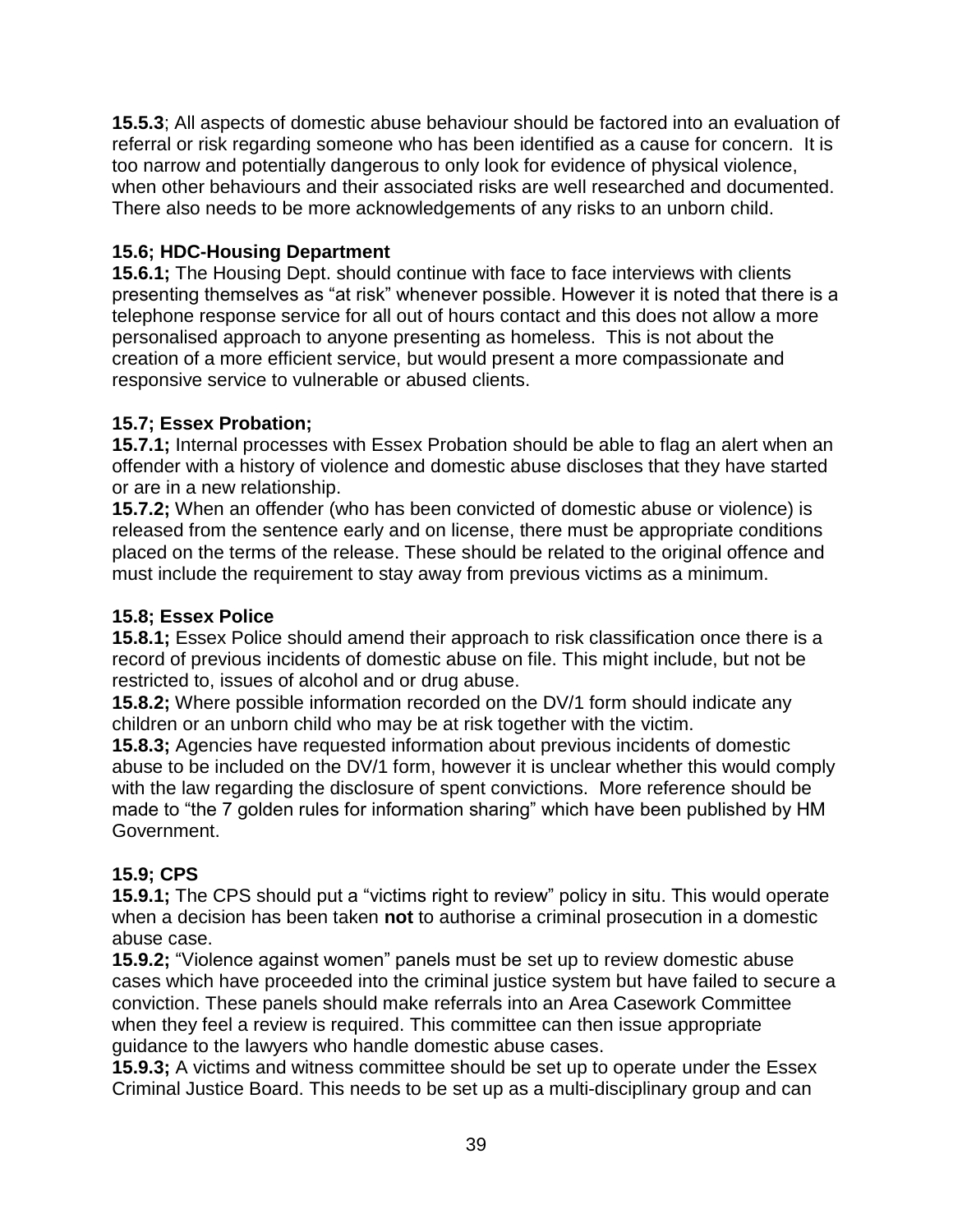**15.5.3**; All aspects of domestic abuse behaviour should be factored into an evaluation of referral or risk regarding someone who has been identified as a cause for concern. It is too narrow and potentially dangerous to only look for evidence of physical violence, when other behaviours and their associated risks are well researched and documented. There also needs to be more acknowledgements of any risks to an unborn child.

**15.6; HDC-Housing Department**

**15.6.1;** The Housing Dept. should continue with face to face interviews with clients presenting themselves as "at risk" whenever possible. However it is noted that there is a telephone response service for all out of hours contact and this does not allow a more personalised approach to anyone presenting as homeless. This is not about the creation of a more efficient service, but would present a more compassionate and responsive service to vulnerable or abused clients.

**15.7; Essex Probation;**

**15.7.1;** Internal processes with Essex Probation should be able to flag an alert when an offender with a history of violence and domestic abuse discloses that they have started or are in a new relationship.

**15.7.2;** When an offender (who has been convicted of domestic abuse or violence) is released from the sentence early and on license, there must be appropriate conditions placed on the terms of the release. These should be related to the original offence and must include the requirement to stay away from previous victims as a minimum.

**15.8; Essex Police**

**15.8.1;** Essex Police should amend their approach to risk classification once there is a record of previous incidents of domestic abuse on file. This might include, but not be restricted to, issues of alcohol and or drug abuse.

**15.8.2;** Where possible information recorded on the DV/1 form should indicate any children or an unborn child who may be at risk together with the victim.

**15.8.3;** Agencies have requested information about previous incidents of domestic abuse to be included on the DV/1 form, however it is unclear whether this would comply with the law regarding the disclosure of spent convictions. More reference should be made to "the 7 golden rules for information sharing" which have been published by HM Government.

**15.9; CPS**

**15.9.1;** The CPS should put a "victims right to review" policy in situ. This would operate when a decision has been taken **not** to authorise a criminal prosecution in a domestic abuse case.

**15.9.2;** "Violence against women" panels must be set up to review domestic abuse cases which have proceeded into the criminal justice system but have failed to secure a conviction. These panels should make referrals into an Area Casework Committee when they feel a review is required. This committee can then issue appropriate guidance to the lawyers who handle domestic abuse cases.

**15.9.3;** A victims and witness committee should be set up to operate under the Essex Criminal Justice Board. This needs to be set up as a multi-disciplinary group and can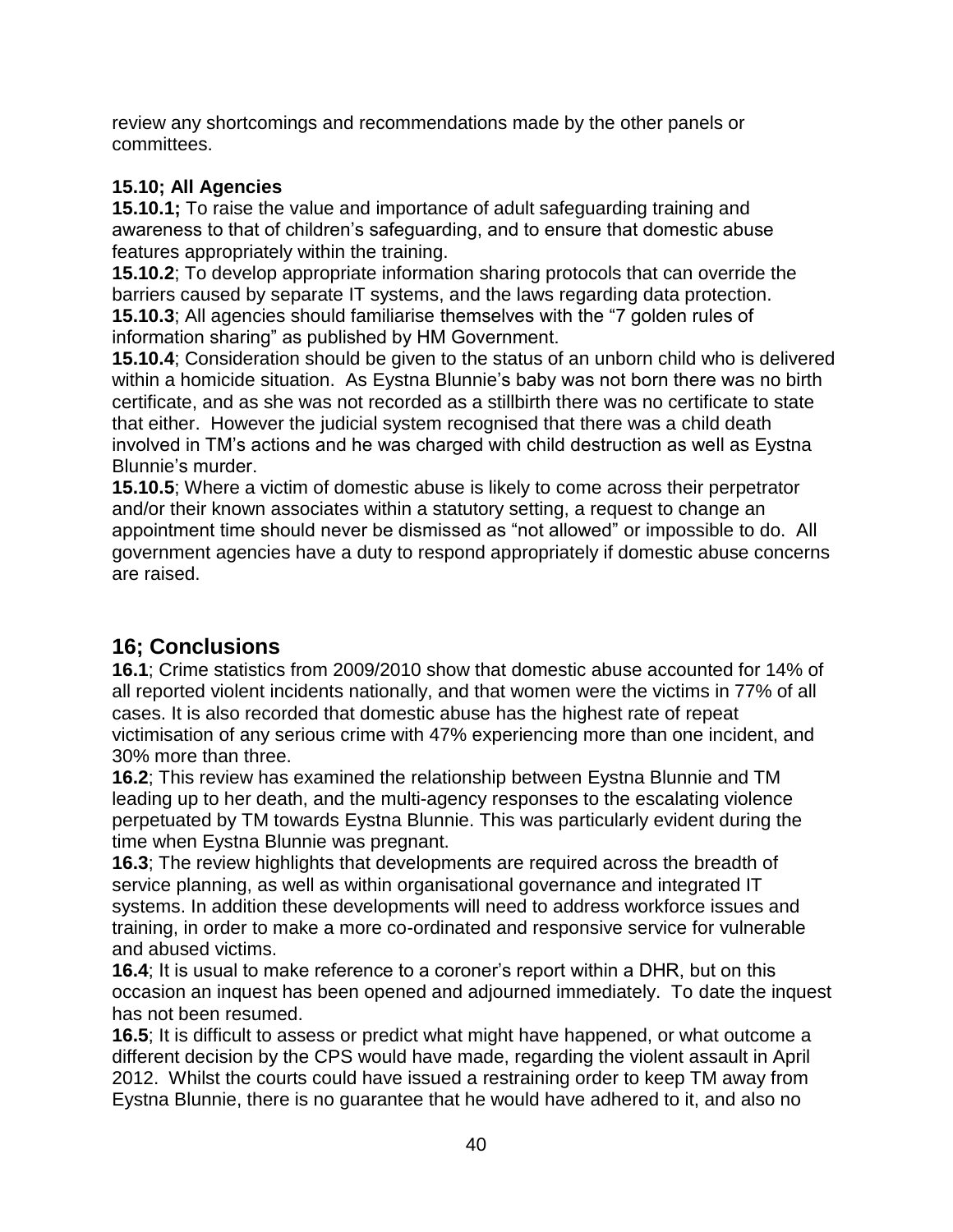review any shortcomings and recommendations made by the other panels or committees.

**15.10; All Agencies**

**15.10.1;** To raise the value and importance of adult safeguarding training and awareness to that of children's safeguarding, and to ensure that domestic abuse features appropriately within the training.

**15.10.2**; To develop appropriate information sharing protocols that can override the barriers caused by separate IT systems, and the laws regarding data protection.

**15.10.3**; All agencies should familiarise themselves with the "7 golden rules of information sharing" as published by HM Government.

**15.10.4**; Consideration should be given to the status of an unborn child who is delivered within a homicide situation. As Eystna Blunnie's baby was not born there was no birth certificate, and as she was not recorded as a stillbirth there was no certificate to state that either. However the judicial system recognised that there was a child death involved in TM's actions and he was charged with child destruction as well as Eystna Blunnie's murder.

**15.10.5**; Where a victim of domestic abuse is likely to come across their perpetrator and/or their known associates within a statutory setting, a request to change an appointment time should never be dismissed as "not allowed" or impossible to do. All government agencies have a duty to respond appropriately if domestic abuse concerns are raised.

## 16; Conclusions

**16.1**; Crime statistics from 2009/2010 show that domestic abuse accounted for 14% of all reported violent incidents nationally, and that women were the victims in 77% of all cases. It is also recorded that domestic abuse has the highest rate of repeat victimisation of any serious crime with 47% experiencing more than one incident, and 30% more than three.

**16.2**; This review has examined the relationship between Eystna Blunnie and TM leading up to her death, and the multi-agency responses to the escalating violence perpetuated by TM towards Eystna Blunnie. This was particularly evident during the time when Eystna Blunnie was pregnant.

**16.3**; The review highlights that developments are required across the breadth of service planning, as well as within organisational governance and integrated IT systems. In addition these developments will need to address workforce issues and training, in order to make a more co-ordinated and responsive service for vulnerable and abused victims.

**16.4**; It is usual to make reference to a coroner's report within a DHR, but on this occasion an inquest has been opened and adjourned immediately. To date the inquest has not been resumed.

**16.5**; It is difficult to assess or predict what might have happened, or what outcome a different decision by the CPS would have made, regarding the violent assault in April 2012. Whilst the courts could have issued a restraining order to keep TM away from Eystna Blunnie, there is no guarantee that he would have adhered to it, and also no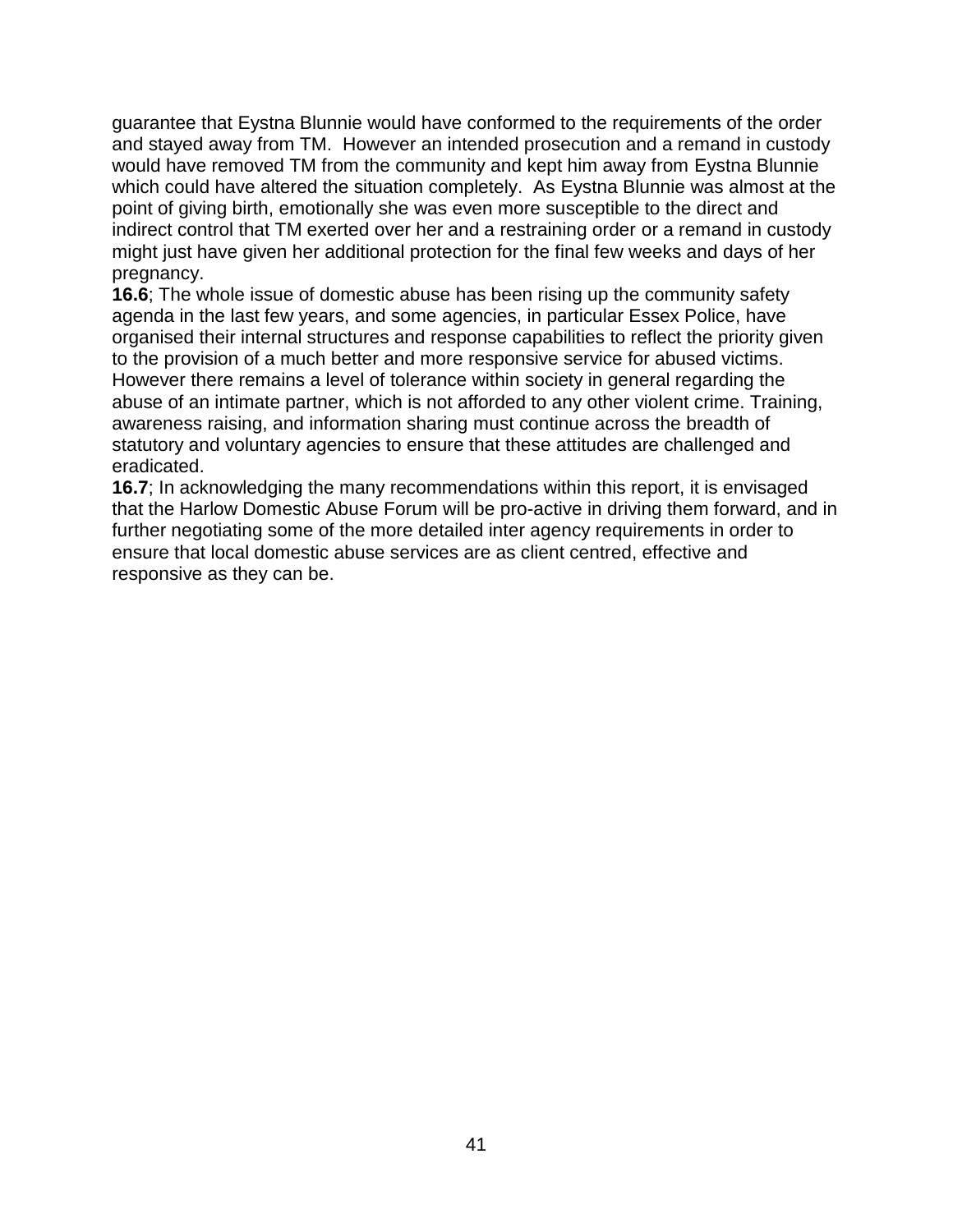guarantee that Eystna Blunnie would have conformed to the requirements of the order and stayed away from TM. However an intended prosecution and a remand in custody would have removed TM from the community and kept him away from Eystna Blunnie which could have altered the situation completely. As Eystna Blunnie was almost at the point of giving birth, emotionally she was even more susceptible to the direct and indirect control that TM exerted over her and a restraining order or a remand in custody might just have given her additional protection for the final few weeks and days of her pregnancy.

**16.6**; The whole issue of domestic abuse has been rising up the community safety agenda in the last few years, and some agencies, in particular Essex Police, have organised their internal structures and response capabilities to reflect the priority given to the provision of a much better and more responsive service for abused victims. However there remains a level of tolerance within society in general regarding the abuse of an intimate partner, which is not afforded to any other violent crime. Training, awareness raising, and information sharing must continue across the breadth of statutory and voluntary agencies to ensure that these attitudes are challenged and eradicated.

**16.7**; In acknowledging the many recommendations within this report, it is envisaged that the Harlow Domestic Abuse Forum will be pro-active in driving them forward, and in further negotiating some of the more detailed inter agency requirements in order to ensure that local domestic abuse services are as client centred, effective and responsive as they can be.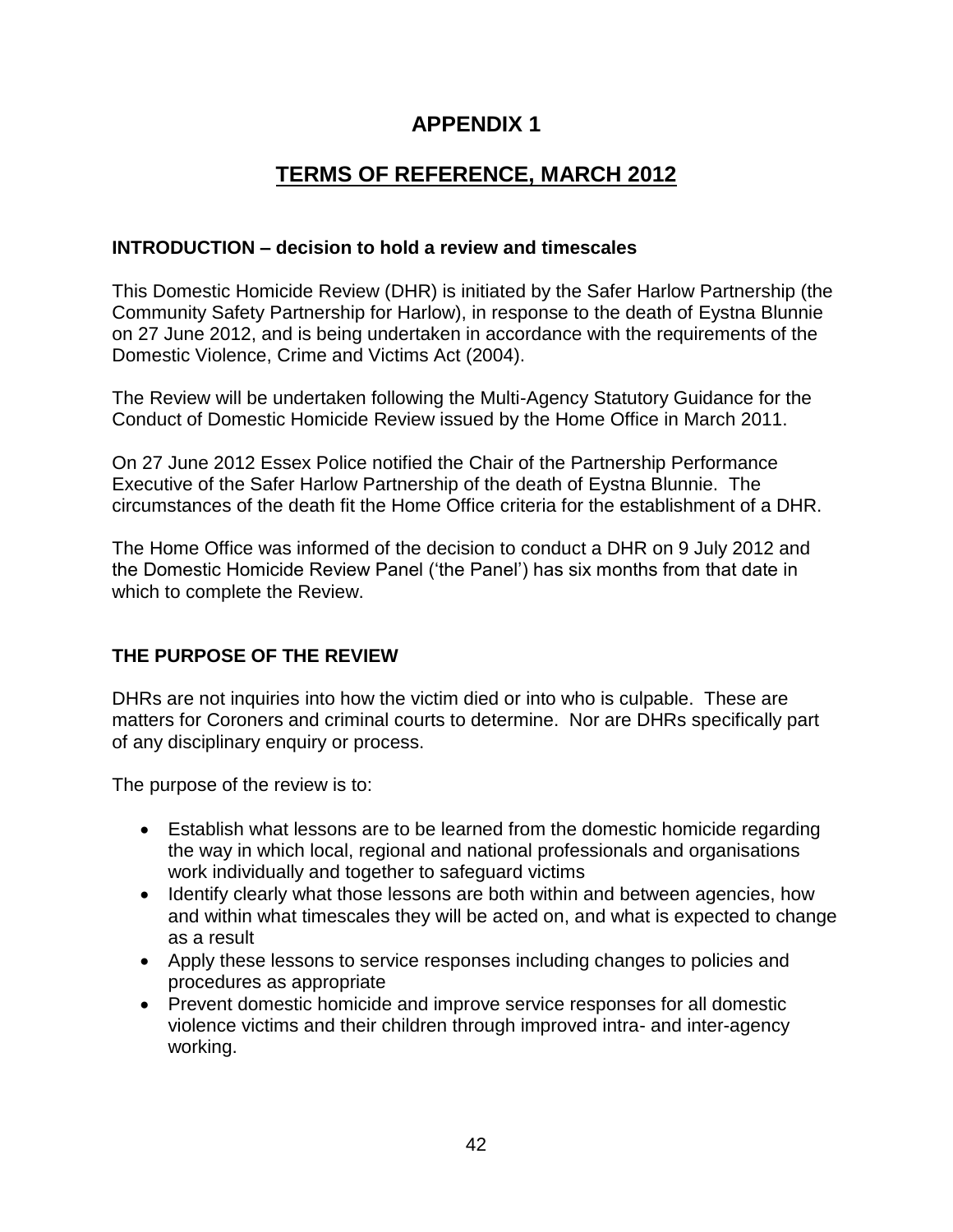# APPENDIX 1

## TERMS OF REFERENCE, MARCH 2012

**INTRODUCTION – decision to hold a review and timescales**

This Domestic Homicide Review (DHR) is initiated by the Safer Harlow Partnership (the Community Safety Partnership for Harlow), in response to the death of Eystna Blunnie on 27 June 2012, and is being undertaken in accordance with the requirements of the Domestic Violence, Crime and Victims Act (2004).

The Review will be undertaken following the Multi-Agency Statutory Guidance for the Conduct of Domestic Homicide Review issued by the Home Office in March 2011.

On 27 June 2012 Essex Police notified the Chair of the Partnership Performance Executive of the Safer Harlow Partnership of the death of Eystna Blunnie. The circumstances of the death fit the Home Office criteria for the establishment of a DHR.

The Home Office was informed of the decision to conduct a DHR on 9 July 2012 and the Domestic Homicide Review Panel ('the Panel') has six months from that date in which to complete the Review.

**THE PURPOSE OF THE REVIEW**

DHRs are not inquiries into how the victim died or into who is culpable. These are matters for Coroners and criminal courts to determine. Nor are DHRs specifically part of any disciplinary enquiry or process.

The purpose of the review is to:

- Establish what lessons are to be learned from the domestic homicide regarding the way in which local, regional and national professionals and organisations work individually and together to safeguard victims
- Identify clearly what those lessons are both within and between agencies, how and within what timescales they will be acted on, and what is expected to change as a result
- Apply these lessons to service responses including changes to policies and procedures as appropriate
- Prevent domestic homicide and improve service responses for all domestic violence victims and their children through improved intra- and inter-agency working.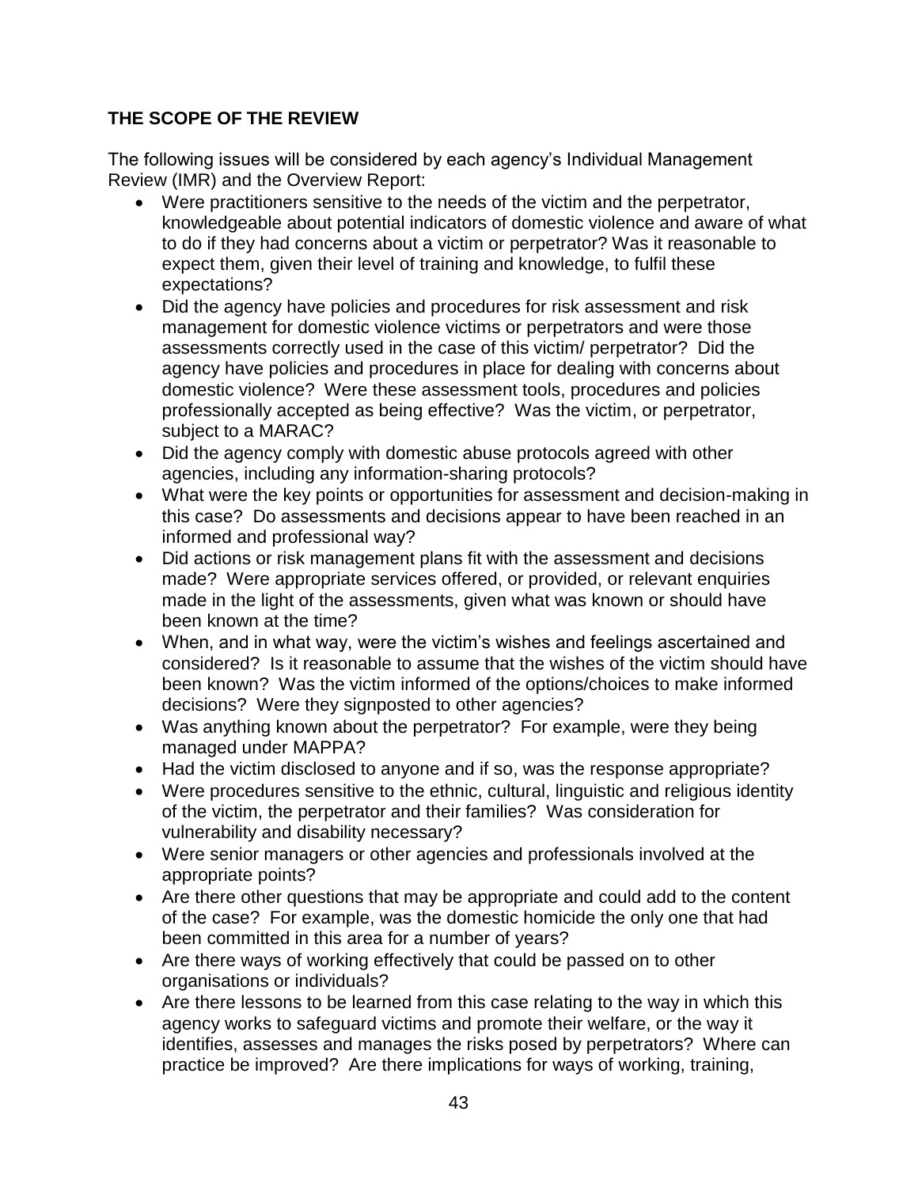## THE SCOPE OF THE REVIEW

The following issues will be considered by each agency's Individual Management Review (IMR) and the Overview Report:

- Were practitioners sensitive to the needs of the victim and the perpetrator, knowledgeable about potential indicators of domestic violence and aware of what to do if they had concerns about a victim or perpetrator? Was it reasonable to expect them, given their level of training and knowledge, to fulfil these expectations?
- Did the agency have policies and procedures for risk assessment and risk management for domestic violence victims or perpetrators and were those assessments correctly used in the case of this victim/ perpetrator? Did the agency have policies and procedures in place for dealing with concerns about domestic violence? Were these assessment tools, procedures and policies professionally accepted as being effective? Was the victim, or perpetrator, subject to a MARAC?
- Did the agency comply with domestic abuse protocols agreed with other agencies, including any information-sharing protocols?
- What were the key points or opportunities for assessment and decision-making in this case? Do assessments and decisions appear to have been reached in an informed and professional way?
- Did actions or risk management plans fit with the assessment and decisions made? Were appropriate services offered, or provided, or relevant enquiries made in the light of the assessments, given what was known or should have been known at the time?
- When, and in what way, were the victim's wishes and feelings ascertained and considered? Is it reasonable to assume that the wishes of the victim should have been known? Was the victim informed of the options/choices to make informed decisions? Were they signposted to other agencies?
- Was anything known about the perpetrator? For example, were they being managed under MAPPA?
- Had the victim disclosed to anyone and if so, was the response appropriate?
- Were procedures sensitive to the ethnic, cultural, linguistic and religious identity of the victim, the perpetrator and their families? Was consideration for vulnerability and disability necessary?
- Were senior managers or other agencies and professionals involved at the appropriate points?
- Are there other questions that may be appropriate and could add to the content of the case? For example, was the domestic homicide the only one that had been committed in this area for a number of years?
- Are there ways of working effectively that could be passed on to other organisations or individuals?
- Are there lessons to be learned from this case relating to the way in which this agency works to safeguard victims and promote their welfare, or the way it identifies, assesses and manages the risks posed by perpetrators? Where can practice be improved? Are there implications for ways of working, training,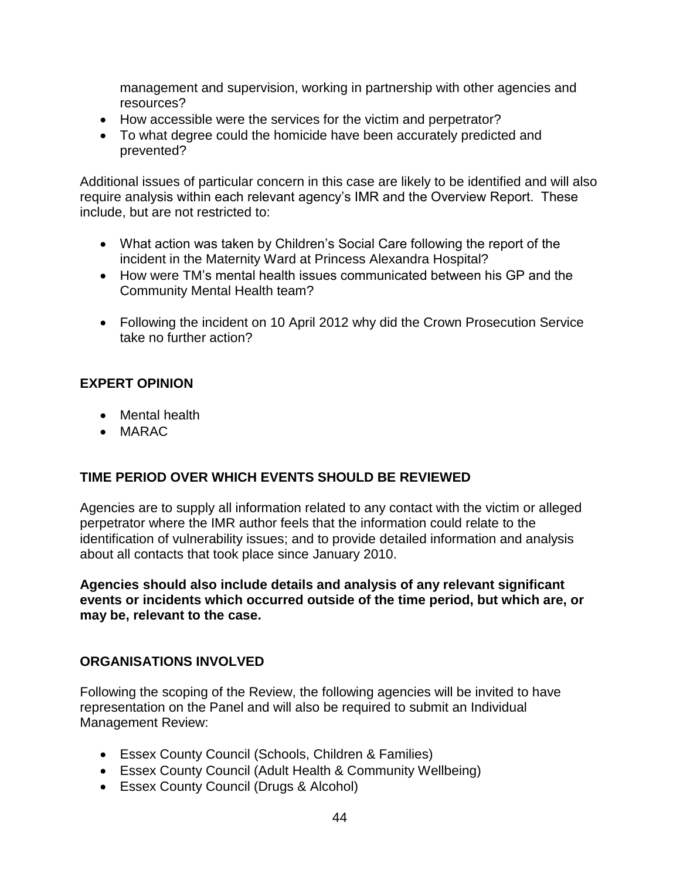management and supervision, working in partnership with other agencies and resources?

- How accessible were the services for the victim and perpetrator?
- To what degree could the homicide have been accurately predicted and prevented?

Additional issues of particular concern in this case are likely to be identified and will also require analysis within each relevant agency's IMR and the Overview Report. These include, but are not restricted to:

- What action was taken by Children's Social Care following the report of the incident in the Maternity Ward at Princess Alexandra Hospital?
- How were TM's mental health issues communicated between his GP and the Community Mental Health team?
- Following the incident on 10 April 2012 why did the Crown Prosecution Service take no further action?

## EXPERT OPINION

- Mental health
- MARAC

## TIME PERIOD OVER WHICH EVENTS SHOULD BE REVIEWED

Agencies are to supply all information related to any contact with the victim or alleged perpetrator where the IMR author feels that the information could relate to the identification of vulnerability issues; and to provide detailed information and analysis about all contacts that took place since January 2010.

**Agencies should also include details and analysis of any relevant significant events or incidents which occurred outside of the time period, but which are, or may be, relevant to the case.**

## ORGANISATIONS INVOLVED

Following the scoping of the Review, the following agencies will be invited to have representation on the Panel and will also be required to submit an Individual Management Review:

- Essex County Council (Schools, Children & Families)
- Essex County Council (Adult Health & Community Wellbeing)
- Essex County Council (Drugs & Alcohol)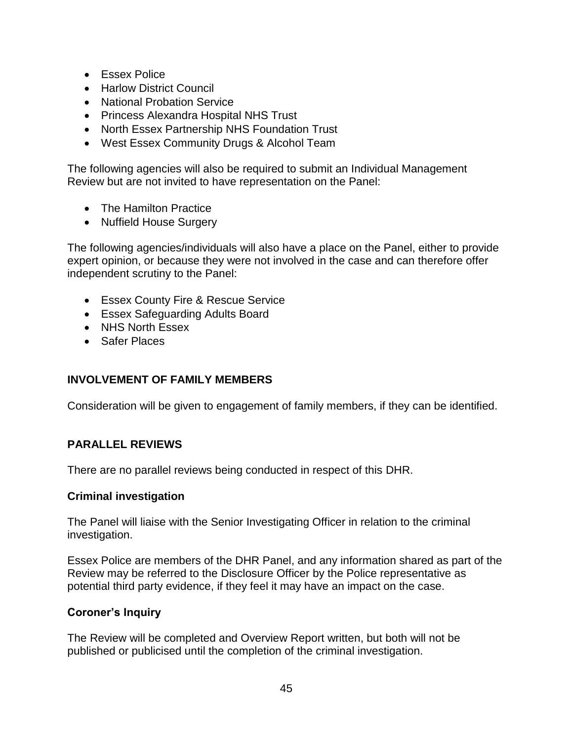- Essex Police
- Harlow District Council
- National Probation Service
- Princess Alexandra Hospital NHS Trust
- North Essex Partnership NHS Foundation Trust
- West Essex Community Drugs & Alcohol Team

The following agencies will also be required to submit an Individual Management Review but are not invited to have representation on the Panel:

- The Hamilton Practice
- Nuffield House Surgery

The following agencies/individuals will also have a place on the Panel, either to provide expert opinion, or because they were not involved in the case and can therefore offer independent scrutiny to the Panel:

- Essex County Fire & Rescue Service
- Essex Safeguarding Adults Board
- NHS North Essex
- Safer Places

## INVOLVEMENT OF FAMILY MEMBERS

Consideration will be given to engagement of family members, if they can be identified.

## PARALLEL REVIEWS

There are no parallel reviews being conducted in respect of this DHR.

### Criminal investigation

The Panel will liaise with the Senior Investigating Officer in relation to the criminal investigation.

Essex Police are members of the DHR Panel, and any information shared as part of the Review may be referred to the Disclosure Officer by the Police representative as potential third party evidence, if they feel it may have an impact on the case.

### Coroner's Inquiry

The Review will be completed and Overview Report written, but both will not be published or publicised until the completion of the criminal investigation.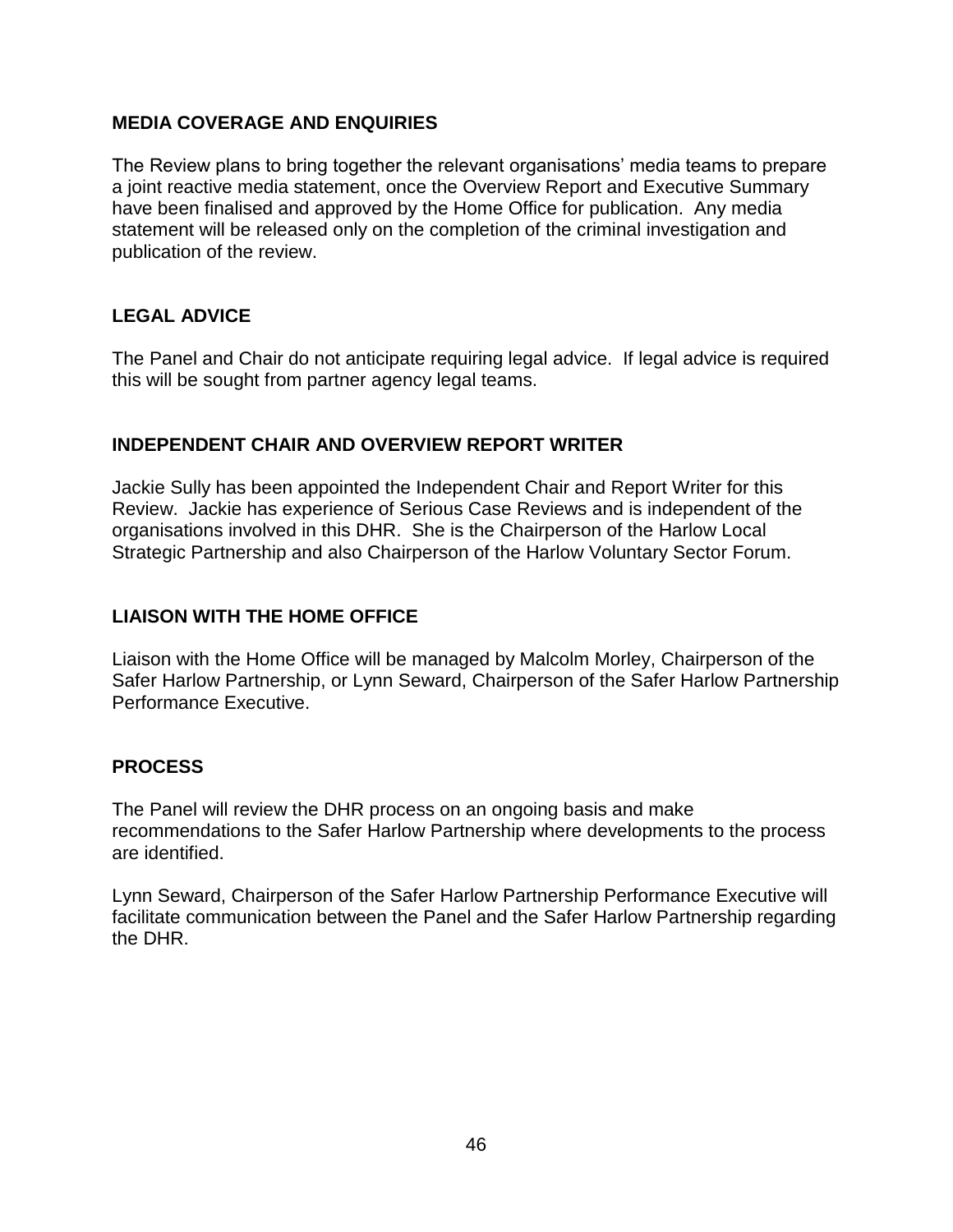## MEDIA COVERAGE AND ENQUIRIES

The Review plans to bring together the relevant organisations' media teams to prepare a joint reactive media statement, once the Overview Report and Executive Summary have been finalised and approved by the Home Office for publication. Any media statement will be released only on the completion of the criminal investigation and publication of the review.

## LEGAL ADVICE

The Panel and Chair do not anticipate requiring legal advice. If legal advice is required this will be sought from partner agency legal teams.

## INDEPENDENT CHAIR AND OVERVIEW REPORT WRITER

Jackie Sully has been appointed the Independent Chair and Report Writer for this Review. Jackie has experience of Serious Case Reviews and is independent of the organisations involved in this DHR. She is the Chairperson of the Harlow Local Strategic Partnership and also Chairperson of the Harlow Voluntary Sector Forum.

## LIAISON WITH THE HOME OFFICE

Liaison with the Home Office will be managed by Malcolm Morley, Chairperson of the Safer Harlow Partnership, or Lynn Seward, Chairperson of the Safer Harlow Partnership Performance Executive.

## PROCESS

The Panel will review the DHR process on an ongoing basis and make recommendations to the Safer Harlow Partnership where developments to the process are identified.

Lynn Seward, Chairperson of the Safer Harlow Partnership Performance Executive will facilitate communication between the Panel and the Safer Harlow Partnership regarding the DHR.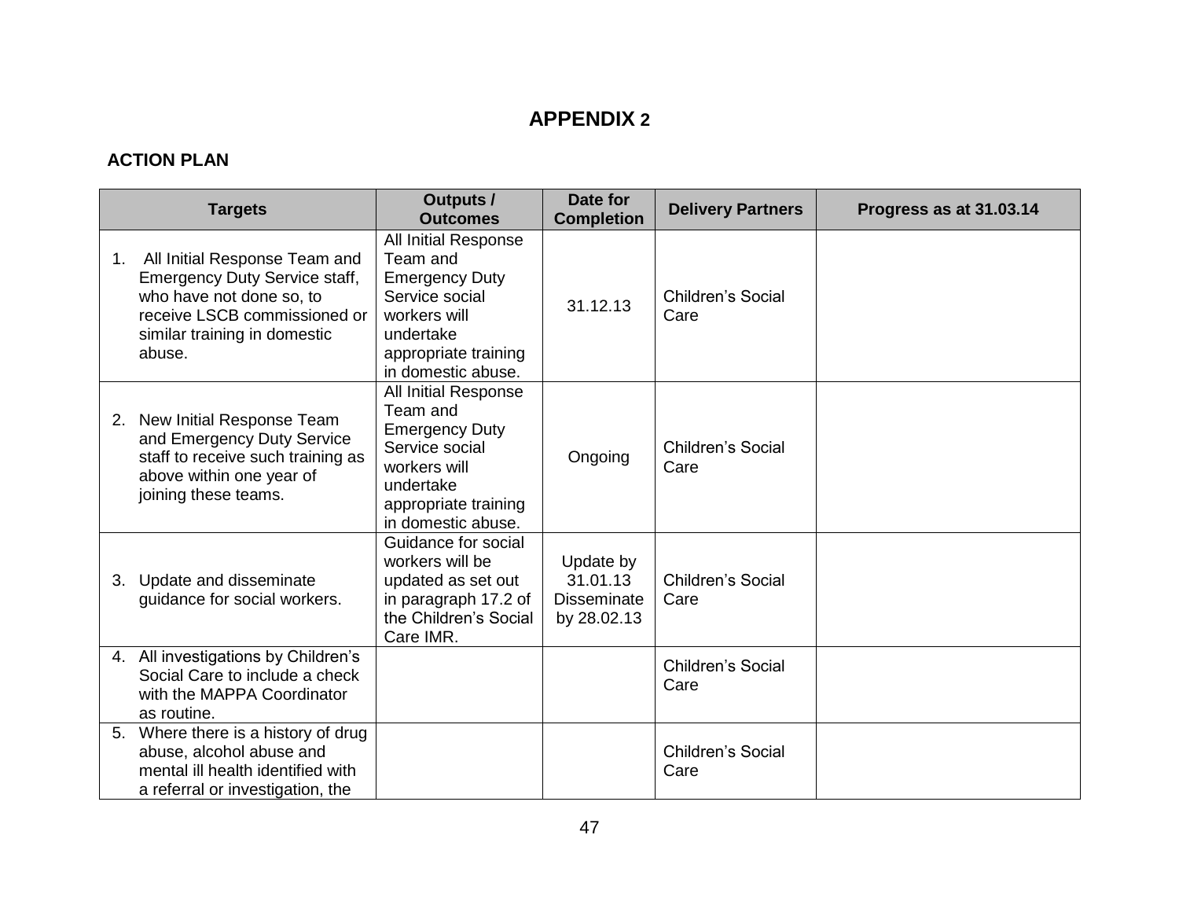# APPENDIX 2

## ACTION PLAN

| Targets | Outputs / Outcomes | Date for Completion | Delivery Partners | Progress as at 31.03.14 |
|---|---|---|---|---|
| 1. All Initial Response Team and Emergency Duty Service staff, who have not done so, to receive LSCB commissioned or similar training in domestic abuse. | All Initial Response Team and Emergency Duty Service social workers will undertake appropriate training in domestic abuse. | 31.12.13 | Children's Social Care | |
| 2. New Initial Response Team and Emergency Duty Service staff to receive such training as above within one year of joining these teams. | All Initial Response Team and Emergency Duty Service social workers will undertake appropriate training in domestic abuse. | Ongoing | Children's Social Care | |
| 3. Update and disseminate guidance for social workers. | Guidance for social workers will be updated as set out in paragraph 17.2 of the Children's Social Care IMR. | Update by 31.01.13 Disseminate by 28.02.13 | Children's Social Care | |
| 4. All investigations by Children's Social Care to include a check with the MAPPA Coordinator as routine. | | | Children's Social Care | |
| 5. Where there is a history of drug abuse, alcohol abuse and mental ill health identified with a referral or investigation, the | | | Children's Social Care | |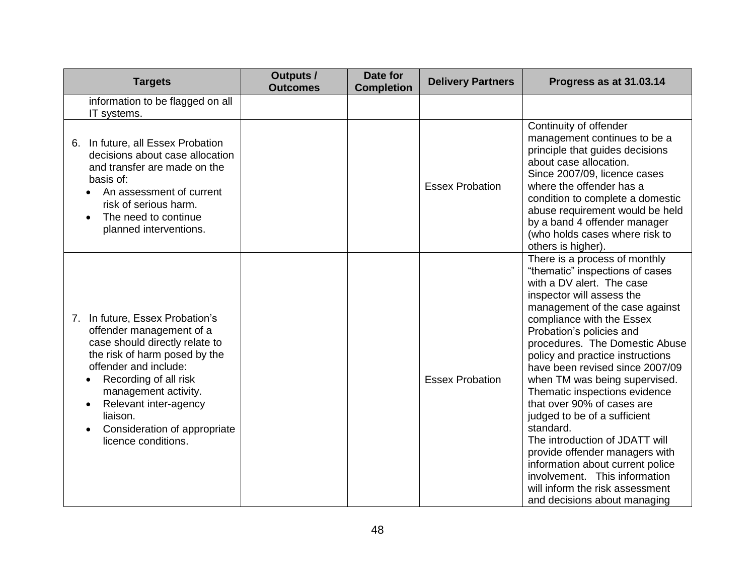| Targets | Outputs / Outcomes | Date for Completion | Delivery Partners | Progress as at 31.03.14 |
|---|---|---|---|---|
| information to be flagged on all IT systems. | | | | |
| 6. In future, all Essex Probation decisions about case allocation and transfer are made on the basis of:<br>• An assessment of current risk of serious harm.<br>• The need to continue planned interventions. | | | Essex Probation | Continuity of offender management continues to be a principle that guides decisions about case allocation.<br>Since 2007/09, licence cases where the offender has a condition to complete a domestic abuse requirement would be held by a band 4 offender manager (who holds cases where risk to others is higher). |
| 7. In future, Essex Probation's offender management of a case should directly relate to the risk of harm posed by the offender and include:<br>• Recording of all risk management activity.<br>• Relevant inter-agency liaison.<br>• Consideration of appropriate licence conditions. | | | Essex Probation | There is a process of monthly "thematic" inspections of cases with a DV alert. The case inspector will assess the management of the case against compliance with the Essex Probation's policies and procedures. The Domestic Abuse policy and practice instructions have been revised since 2007/09 when TM was being supervised. Thematic inspections evidence that over 90% of cases are judged to be of a sufficient standard.<br>The introduction of JDATT will provide offender managers with information about current police involvement. This information will inform the risk assessment and decisions about managing |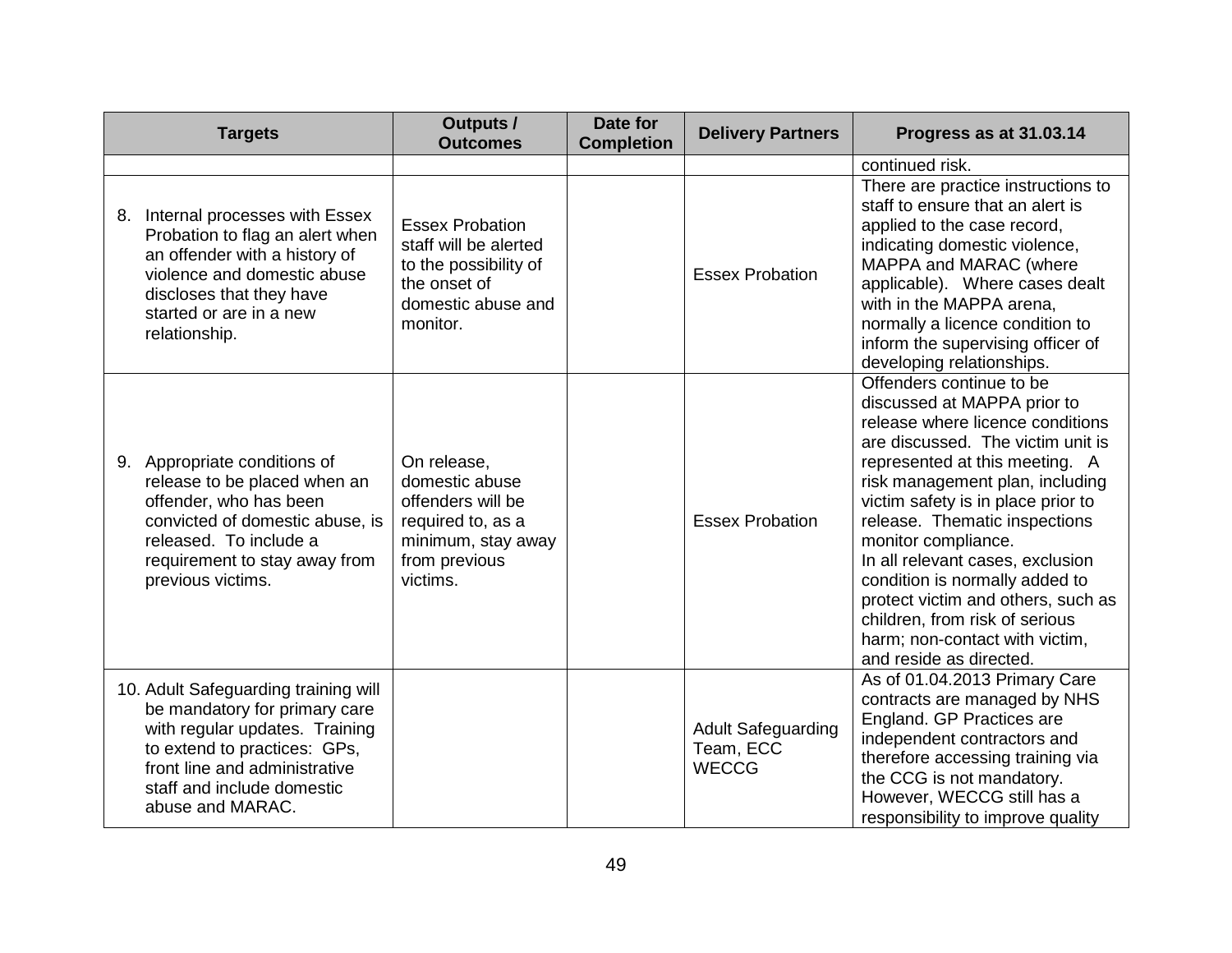| Targets | Outputs / Outcomes | Date for Completion | Delivery Partners | Progress as at 31.03.14 |
|---|---|---|---|---|
| | | | | continued risk. |
| 8. Internal processes with Essex Probation to flag an alert when an offender with a history of violence and domestic abuse discloses that they have started or are in a new relationship. | Essex Probation staff will be alerted to the possibility of the onset of domestic abuse and monitor. | | Essex Probation | There are practice instructions to staff to ensure that an alert is applied to the case record, indicating domestic violence, MAPPA and MARAC (where applicable). Where cases dealt with in the MAPPA arena, normally a licence condition to inform the supervising officer of developing relationships. |
| 9. Appropriate conditions of release to be placed when an offender, who has been convicted of domestic abuse, is released. To include a requirement to stay away from previous victims. | On release, domestic abuse offenders will be required to, as a minimum, stay away from previous victims. | | Essex Probation | Offenders continue to be discussed at MAPPA prior to release where licence conditions are discussed. The victim unit is represented at this meeting. A risk management plan, including victim safety is in place prior to release. Thematic inspections monitor compliance.<br>In all relevant cases, exclusion condition is normally added to protect victim and others, such as children, from risk of serious harm; non-contact with victim, and reside as directed. |
| 10. Adult Safeguarding training will be mandatory for primary care with regular updates. Training to extend to practices: GPs, front line and administrative staff and include domestic abuse and MARAC. | | | Adult Safeguarding Team, ECC WECCG | As of 01.04.2013 Primary Care contracts are managed by NHS England. GP Practices are independent contractors and therefore accessing training via the CCG is not mandatory. However, WECCG still has a responsibility to improve quality |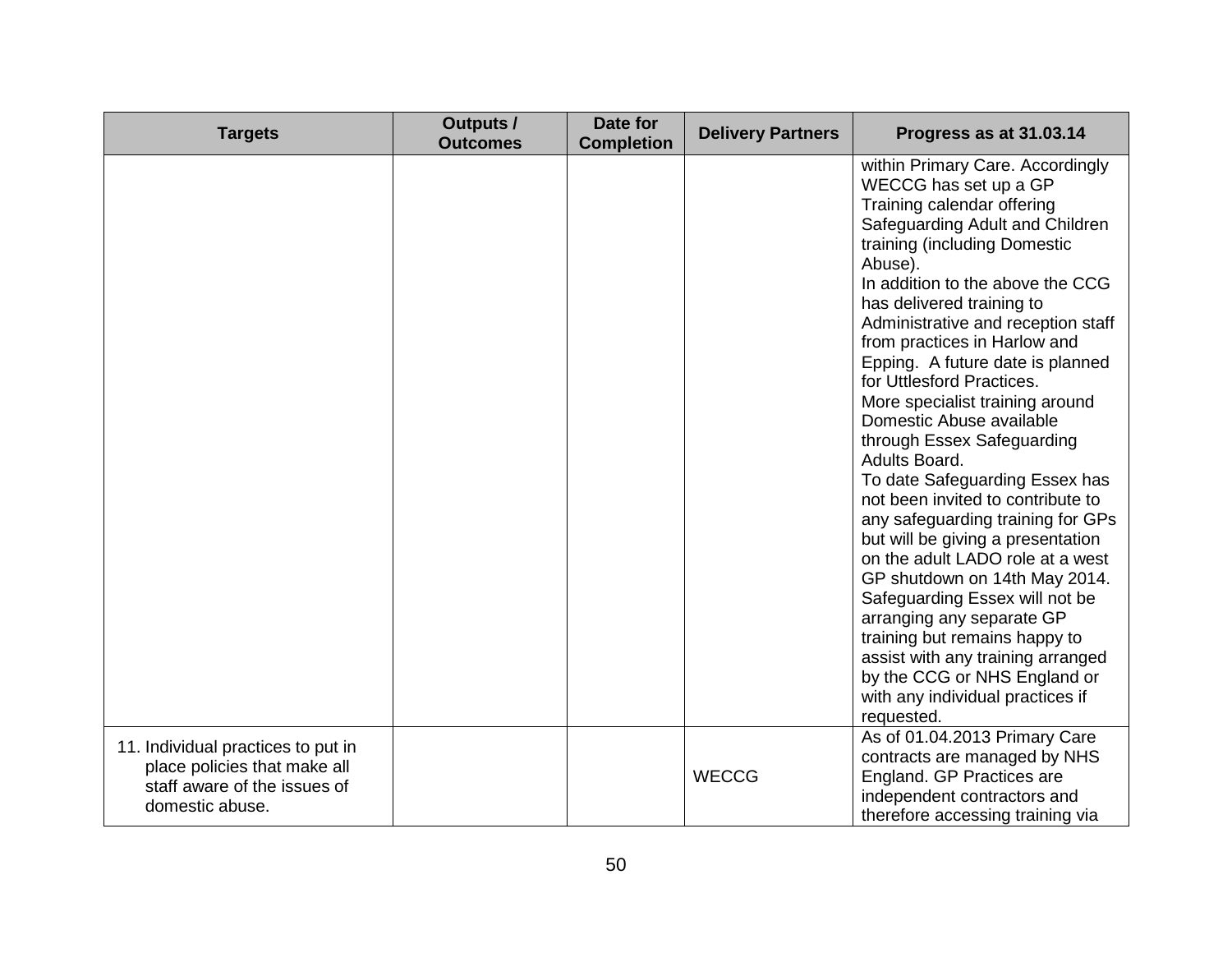| Targets | Outputs / Outcomes | Date for Completion | Delivery Partners | Progress as at 31.03.14 |
|---|---|---|---|---|
| | | | | within Primary Care. Accordingly WECCG has set up a GP Training calendar offering Safeguarding Adult and Children training (including Domestic Abuse).<br>In addition to the above the CCG has delivered training to Administrative and reception staff from practices in Harlow and Epping. A future date is planned for Uttlesford Practices.<br>More specialist training around Domestic Abuse available through Essex Safeguarding Adults Board.<br>To date Safeguarding Essex has not been invited to contribute to any safeguarding training for GPs but will be giving a presentation on the adult LADO role at a west GP shutdown on 14th May 2014. Safeguarding Essex will not be arranging any separate GP training but remains happy to assist with any training arranged by the CCG or NHS England or with any individual practices if requested. |
| 11. Individual practices to put in place policies that make all staff aware of the issues of domestic abuse. | | | WECCG | As of 01.04.2013 Primary Care contracts are managed by NHS England. GP Practices are independent contractors and therefore accessing training via |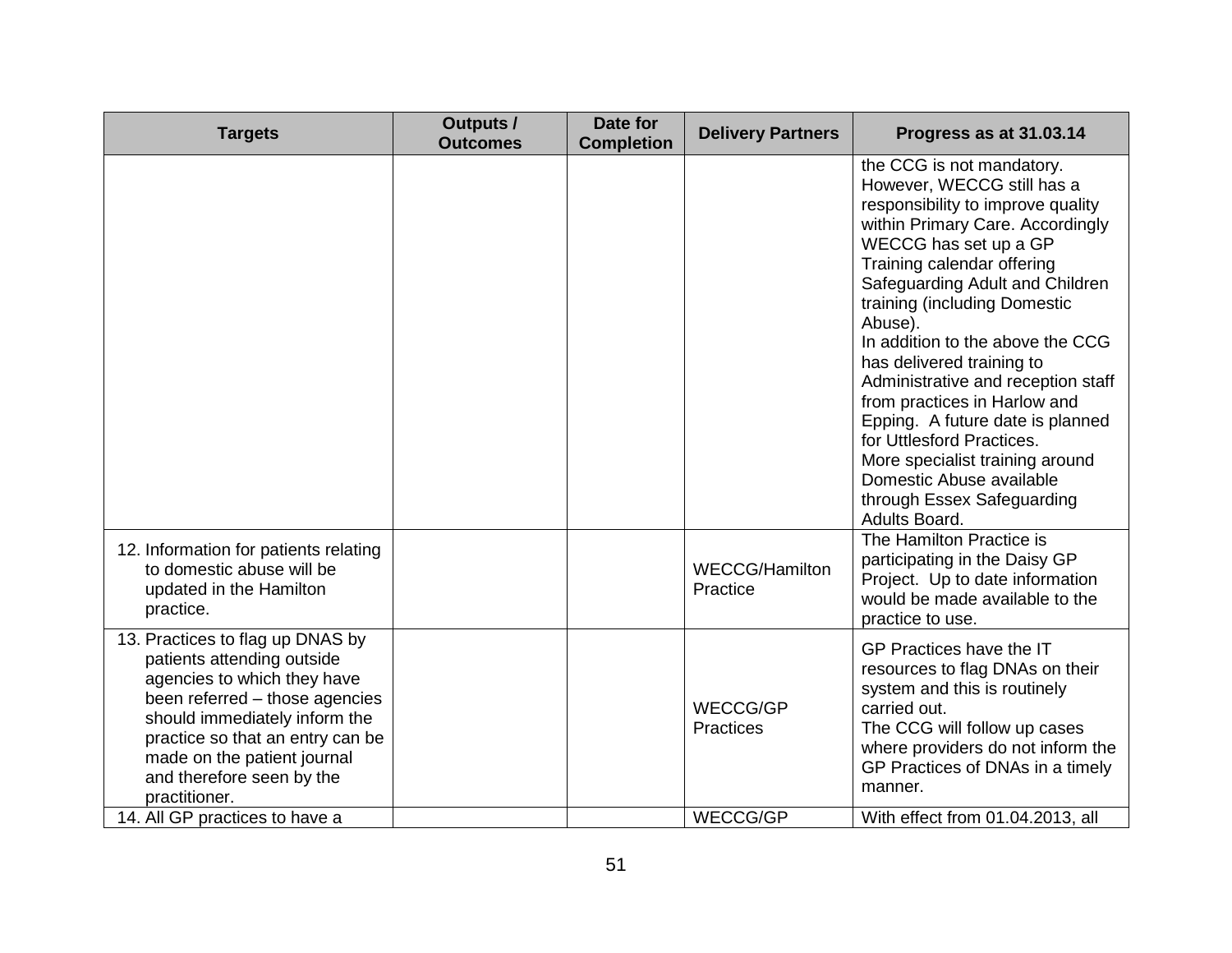| Targets | Outputs / Outcomes | Date for Completion | Delivery Partners | Progress as at 31.03.14 |
|---|---|---|---|---|
| | | | | the CCG is not mandatory. However, WECCG still has a responsibility to improve quality within Primary Care. Accordingly WECCG has set up a GP Training calendar offering Safeguarding Adult and Children training (including Domestic Abuse).<br>In addition to the above the CCG has delivered training to Administrative and reception staff from practices in Harlow and Epping. A future date is planned for Uttlesford Practices.<br>More specialist training around Domestic Abuse available through Essex Safeguarding Adults Board. |
| 12. Information for patients relating to domestic abuse will be updated in the Hamilton practice. | | | WECCG/Hamilton Practice | The Hamilton Practice is participating in the Daisy GP Project. Up to date information would be made available to the practice to use. |
| 13. Practices to flag up DNAS by patients attending outside agencies to which they have been referred – those agencies should immediately inform the practice so that an entry can be made on the patient journal and therefore seen by the practitioner. | | | WECCG/GP Practices | GP Practices have the IT resources to flag DNAs on their system and this is routinely carried out.<br>The CCG will follow up cases where providers do not inform the GP Practices of DNAs in a timely manner. |
| 14. All GP practices to have a | | | WECCG/GP | With effect from 01.04.2013, all |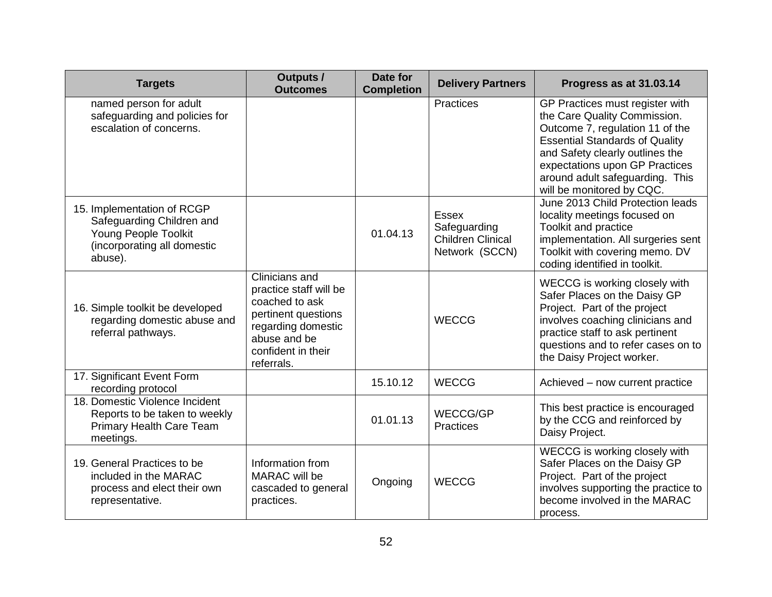| Targets | Outputs / Outcomes | Date for Completion | Delivery Partners | Progress as at 31.03.14 |
|---|---|---|---|---|
| named person for adult safeguarding and policies for escalation of concerns. | | | Practices | GP Practices must register with the Care Quality Commission. Outcome 7, regulation 11 of the Essential Standards of Quality and Safety clearly outlines the expectations upon GP Practices around adult safeguarding. This will be monitored by CQC. |
| 15. Implementation of RCGP Safeguarding Children and Young People Toolkit (incorporating all domestic abuse). | | 01.04.13 | Essex Safeguarding Children Clinical Network (SCCN) | June 2013 Child Protection leads locality meetings focused on Toolkit and practice implementation. All surgeries sent Toolkit with covering memo. DV coding identified in toolkit. |
| 16. Simple toolkit be developed regarding domestic abuse and referral pathways. | Clinicians and practice staff will be coached to ask pertinent questions regarding domestic abuse and be confident in their referrals. | | WECCG | WECCG is working closely with Safer Places on the Daisy GP Project. Part of the project involves coaching clinicians and practice staff to ask pertinent questions and to refer cases on to the Daisy Project worker. |
| 17. Significant Event Form recording protocol | | 15.10.12 | WECCG | Achieved – now current practice |
| 18. Domestic Violence Incident Reports to be taken to weekly Primary Health Care Team meetings. | | 01.01.13 | WECCG/GP Practices | This best practice is encouraged by the CCG and reinforced by Daisy Project. |
| 19. General Practices to be included in the MARAC process and elect their own representative. | Information from MARAC will be cascaded to general practices. | Ongoing | WECCG | WECCG is working closely with Safer Places on the Daisy GP Project. Part of the project involves supporting the practice to become involved in the MARAC process. |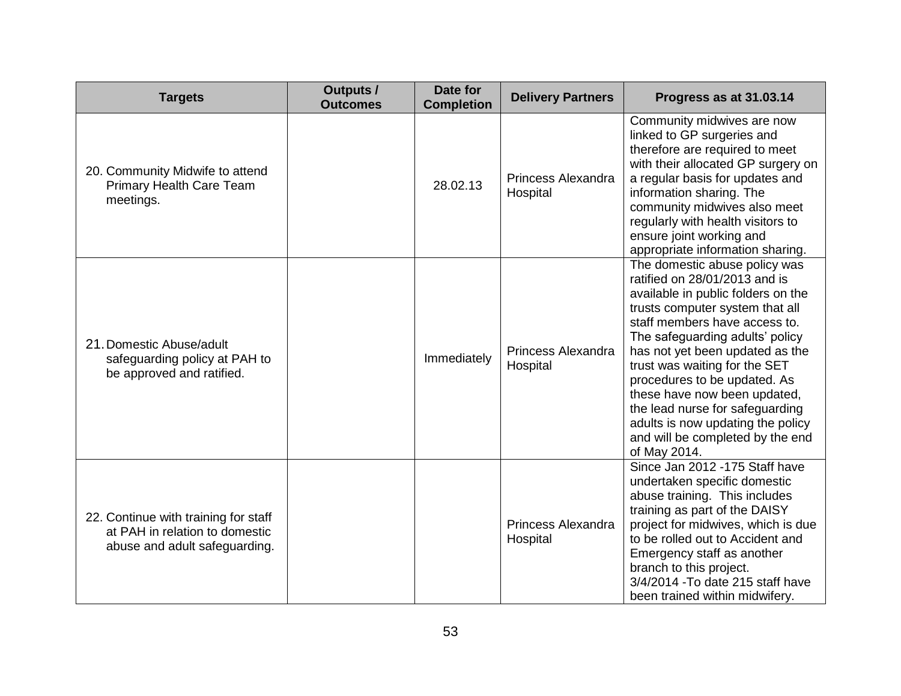| Targets | Outputs / Outcomes | Date for Completion | Delivery Partners | Progress as at 31.03.14 |
|---|---|---|---|---|
| 20. Community Midwife to attend Primary Health Care Team meetings. | | 28.02.13 | Princess Alexandra Hospital | Community midwives are now linked to GP surgeries and therefore are required to meet with their allocated GP surgery on a regular basis for updates and information sharing. The community midwives also meet regularly with health visitors to ensure joint working and appropriate information sharing. |
| 21. Domestic Abuse/adult safeguarding policy at PAH to be approved and ratified. | | Immediately | Princess Alexandra Hospital | The domestic abuse policy was ratified on 28/01/2013 and is available in public folders on the trusts computer system that all staff members have access to. The safeguarding adults' policy has not yet been updated as the trust was waiting for the SET procedures to be updated. As these have now been updated, the lead nurse for safeguarding adults is now updating the policy and will be completed by the end of May 2014. |
| 22. Continue with training for staff at PAH in relation to domestic abuse and adult safeguarding. | | | Princess Alexandra Hospital | Since Jan 2012 -175 Staff have undertaken specific domestic abuse training. This includes training as part of the DAISY project for midwives, which is due to be rolled out to Accident and Emergency staff as another branch to this project.<br>3/4/2014 -To date 215 staff have been trained within midwifery. |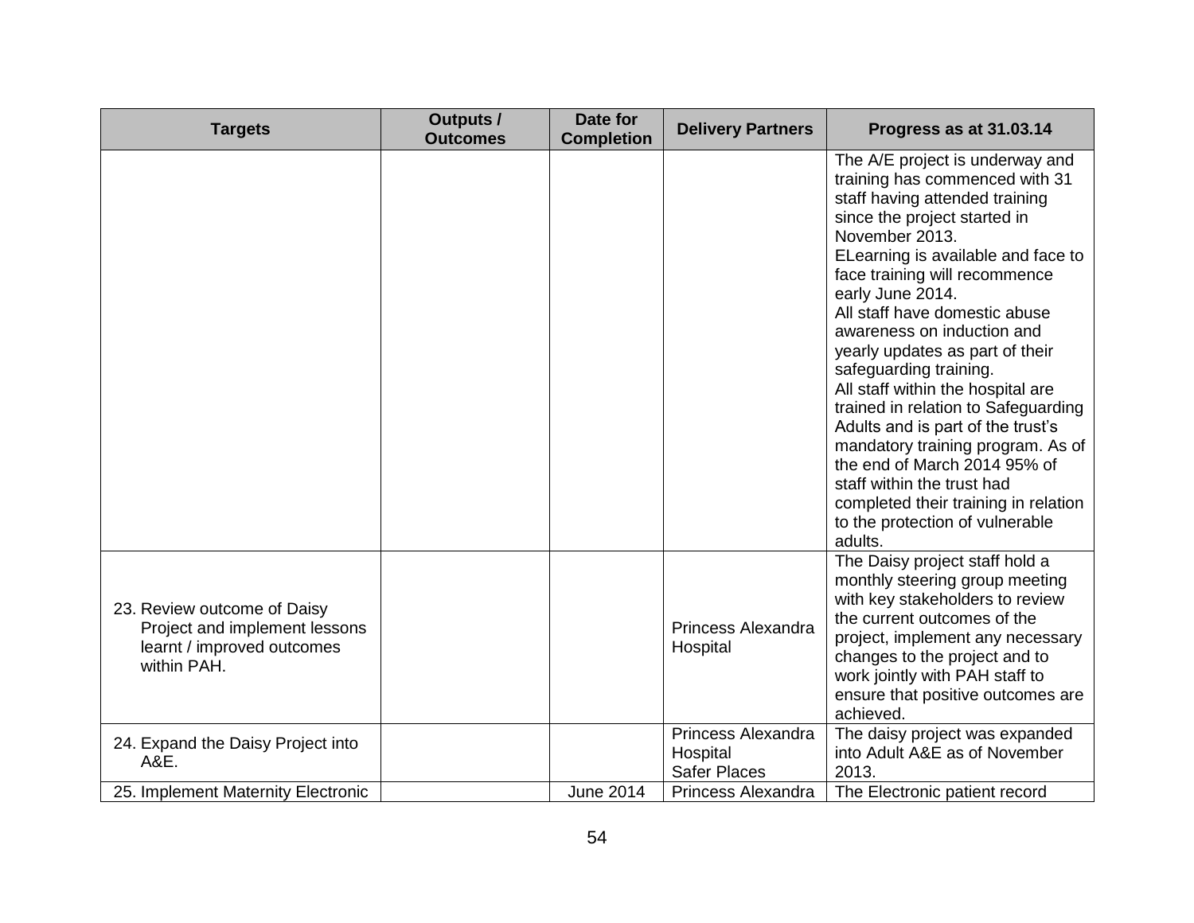| Targets | Outputs / Outcomes | Date for Completion | Delivery Partners | Progress as at 31.03.14 |
|---|---|---|---|---|
| | | | | The A/E project is underway and training has commenced with 31 staff having attended training since the project started in November 2013.<br>ELearning is available and face to face training will recommence early June 2014.<br>All staff have domestic abuse awareness on induction and yearly updates as part of their safeguarding training.<br>All staff within the hospital are trained in relation to Safeguarding Adults and is part of the trust's mandatory training program. As of the end of March 2014 95% of staff within the trust had completed their training in relation to the protection of vulnerable adults. |
| 23. Review outcome of Daisy Project and implement lessons learnt / improved outcomes within PAH. | | | Princess Alexandra Hospital | The Daisy project staff hold a monthly steering group meeting with key stakeholders to review the current outcomes of the project, implement any necessary changes to the project and to work jointly with PAH staff to ensure that positive outcomes are achieved. |
| 24. Expand the Daisy Project into A&E. | | | Princess Alexandra Hospital<br>Safer Places | The daisy project was expanded into Adult A&E as of November 2013. |
| 25. Implement Maternity Electronic | | June 2014 | Princess Alexandra | The Electronic patient record |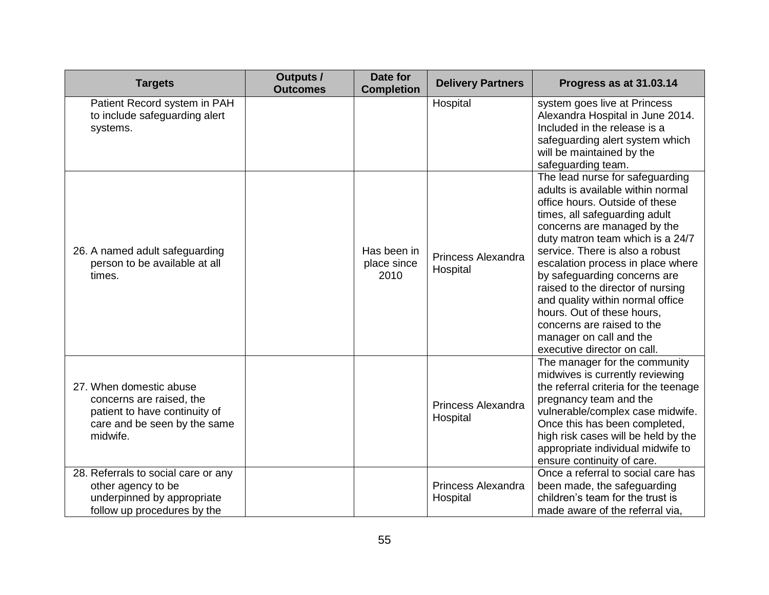| Targets | Outputs / Outcomes | Date for Completion | Delivery Partners | Progress as at 31.03.14 |
|---|---|---|---|---|
| Patient Record system in PAH to include safeguarding alert systems. | | | Hospital | system goes live at Princess Alexandra Hospital in June 2014. Included in the release is a safeguarding alert system which will be maintained by the safeguarding team. |
| 26. A named adult safeguarding person to be available at all times. | | Has been in place since 2010 | Princess Alexandra Hospital | The lead nurse for safeguarding adults is available within normal office hours. Outside of these times, all safeguarding adult concerns are managed by the duty matron team which is a 24/7 service. There is also a robust escalation process in place where by safeguarding concerns are raised to the director of nursing and quality within normal office hours. Out of these hours, concerns are raised to the manager on call and the executive director on call. |
| 27. When domestic abuse concerns are raised, the patient to have continuity of care and be seen by the same midwife. | | | Princess Alexandra Hospital | The manager for the community midwives is currently reviewing the referral criteria for the teenage pregnancy team and the vulnerable/complex case midwife. Once this has been completed, high risk cases will be held by the appropriate individual midwife to ensure continuity of care. |
| 28. Referrals to social care or any other agency to be underpinned by appropriate follow up procedures by the | | | Princess Alexandra Hospital | Once a referral to social care has been made, the safeguarding children's team for the trust is made aware of the referral via, |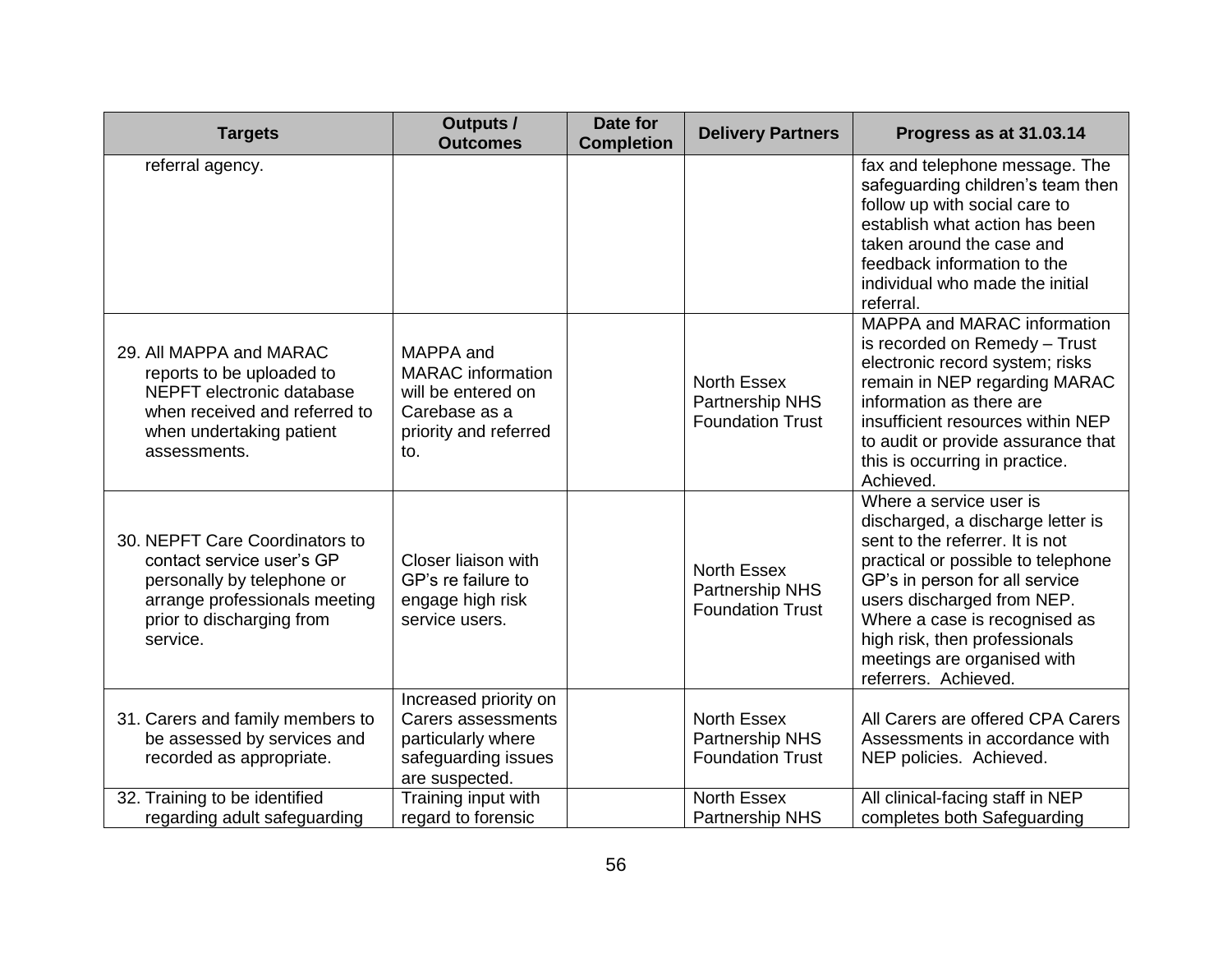| Targets | Outputs / Outcomes | Date for Completion | Delivery Partners | Progress as at 31.03.14 |
|---|---|---|---|---|
| referral agency. | | | | fax and telephone message. The safeguarding children's team then follow up with social care to establish what action has been taken around the case and feedback information to the individual who made the initial referral. |
| 29. All MAPPA and MARAC reports to be uploaded to NEPFT electronic database when received and referred to when undertaking patient assessments. | MAPPA and MARAC information will be entered on Carebase as a priority and referred to. | | North Essex Partnership NHS Foundation Trust | MAPPA and MARAC information is recorded on Remedy – Trust electronic record system; risks remain in NEP regarding MARAC information as there are insufficient resources within NEP to audit or provide assurance that this is occurring in practice. Achieved. |
| 30. NEPFT Care Coordinators to contact service user's GP personally by telephone or arrange professionals meeting prior to discharging from service. | Closer liaison with GP's re failure to engage high risk service users. | | North Essex Partnership NHS Foundation Trust | Where a service user is discharged, a discharge letter is sent to the referrer. It is not practical or possible to telephone GP's in person for all service users discharged from NEP. Where a case is recognised as high risk, then professionals meetings are organised with referrers. Achieved. |
| 31. Carers and family members to be assessed by services and recorded as appropriate. | Increased priority on Carers assessments particularly where safeguarding issues are suspected. | | North Essex Partnership NHS Foundation Trust | All Carers are offered CPA Carers Assessments in accordance with NEP policies. Achieved. |
| 32. Training to be identified regarding adult safeguarding | Training input with regard to forensic | | North Essex Partnership NHS | All clinical-facing staff in NEP completes both Safeguarding |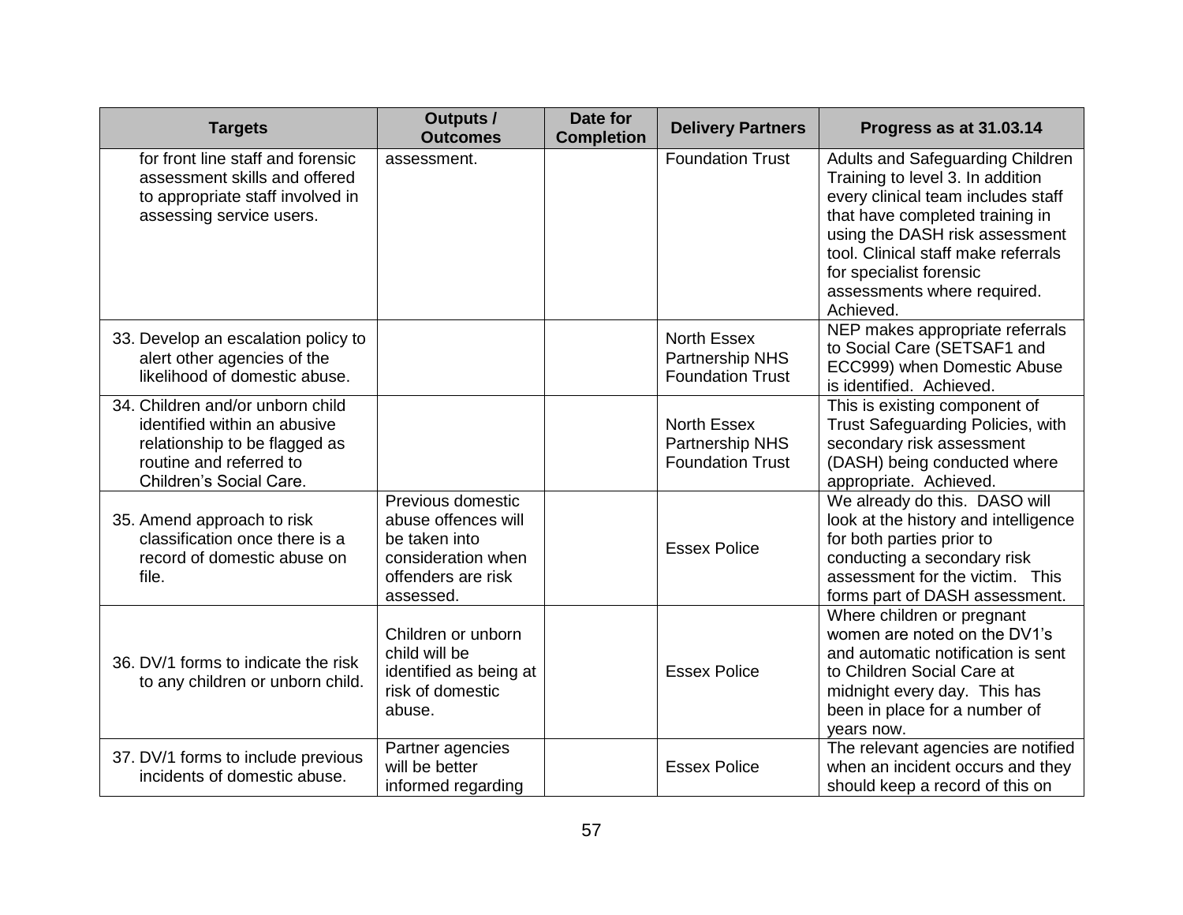| Targets | Outputs / Outcomes | Date for Completion | Delivery Partners | Progress as at 31.03.14 |
|---|---|---|---|---|
| for front line staff and forensic assessment skills and offered to appropriate staff involved in assessing service users. | assessment. | | Foundation Trust | Adults and Safeguarding Children Training to level 3. In addition every clinical team includes staff that have completed training in using the DASH risk assessment tool. Clinical staff make referrals for specialist forensic assessments where required. Achieved. |
| 33. Develop an escalation policy to alert other agencies of the likelihood of domestic abuse. | | | North Essex Partnership NHS Foundation Trust | NEP makes appropriate referrals to Social Care (SETSAF1 and ECC999) when Domestic Abuse is identified. Achieved. |
| 34. Children and/or unborn child identified within an abusive relationship to be flagged as routine and referred to Children's Social Care. | | | North Essex Partnership NHS Foundation Trust | This is existing component of Trust Safeguarding Policies, with secondary risk assessment (DASH) being conducted where appropriate. Achieved. |
| 35. Amend approach to risk classification once there is a record of domestic abuse on file. | Previous domestic abuse offences will be taken into consideration when offenders are risk assessed. | | Essex Police | We already do this. DASO will look at the history and intelligence for both parties prior to conducting a secondary risk assessment for the victim. This forms part of DASH assessment. |
| 36. DV/1 forms to indicate the risk to any children or unborn child. | Children or unborn child will be identified as being at risk of domestic abuse. | | Essex Police | Where children or pregnant women are noted on the DV1's and automatic notification is sent to Children Social Care at midnight every day. This has been in place for a number of years now. |
| 37. DV/1 forms to include previous incidents of domestic abuse. | Partner agencies will be better informed regarding | | Essex Police | The relevant agencies are notified when an incident occurs and they should keep a record of this on |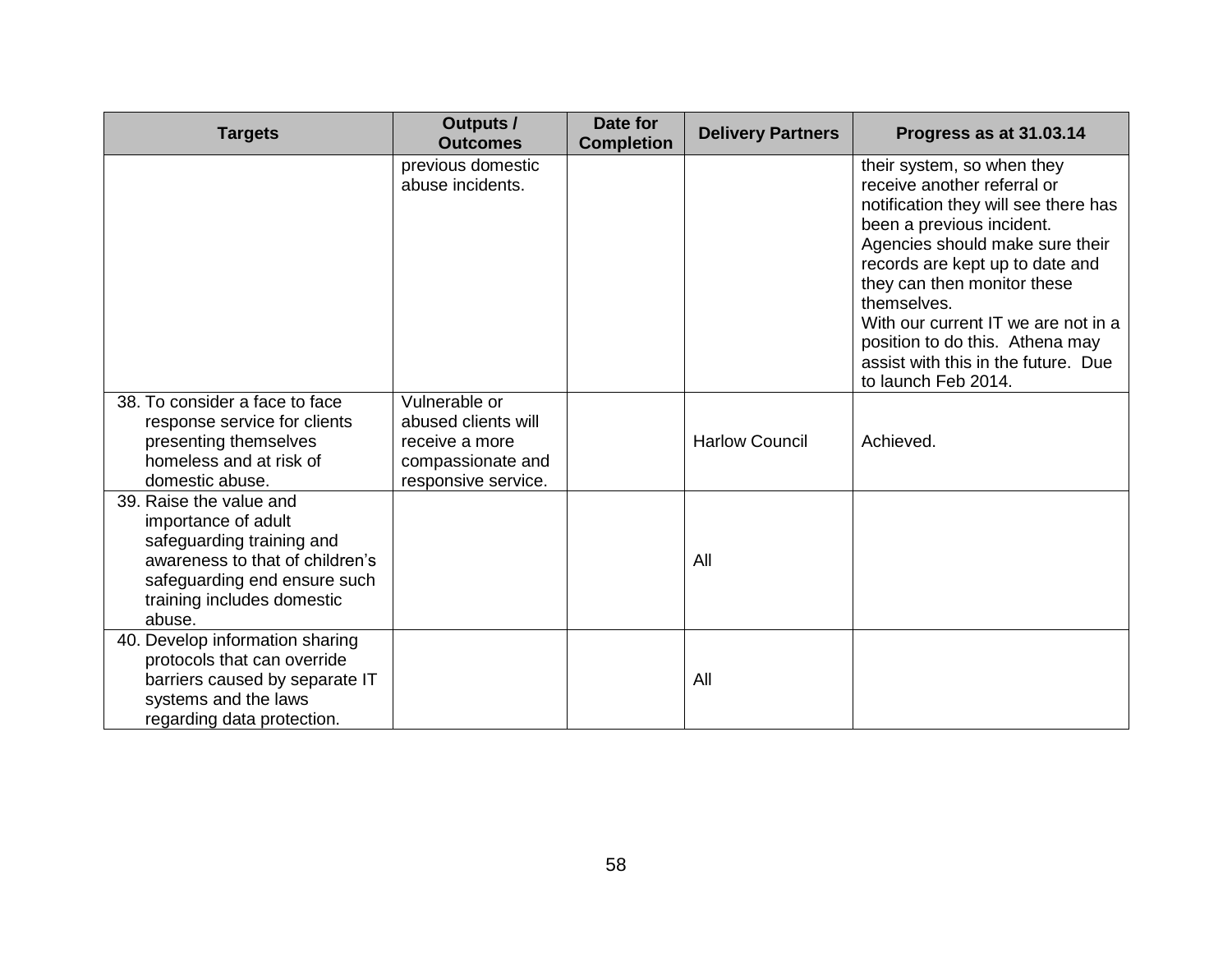| Targets | Outputs / Outcomes | Date for Completion | Delivery Partners | Progress as at 31.03.14 |
|---|---|---|---|---|
| | previous domestic abuse incidents. | | | their system, so when they receive another referral or notification they will see there has been a previous incident. Agencies should make sure their records are kept up to date and they can then monitor these themselves. With our current IT we are not in a position to do this. Athena may assist with this in the future. Due to launch Feb 2014. |
| 38. To consider a face to face response service for clients presenting themselves homeless and at risk of domestic abuse. | Vulnerable or abused clients will receive a more compassionate and responsive service. | | Harlow Council | Achieved. |
| 39. Raise the value and importance of adult safeguarding training and awareness to that of children's safeguarding end ensure such training includes domestic abuse. | | | All | |
| 40. Develop information sharing protocols that can override barriers caused by separate IT systems and the laws regarding data protection. | | | All | |